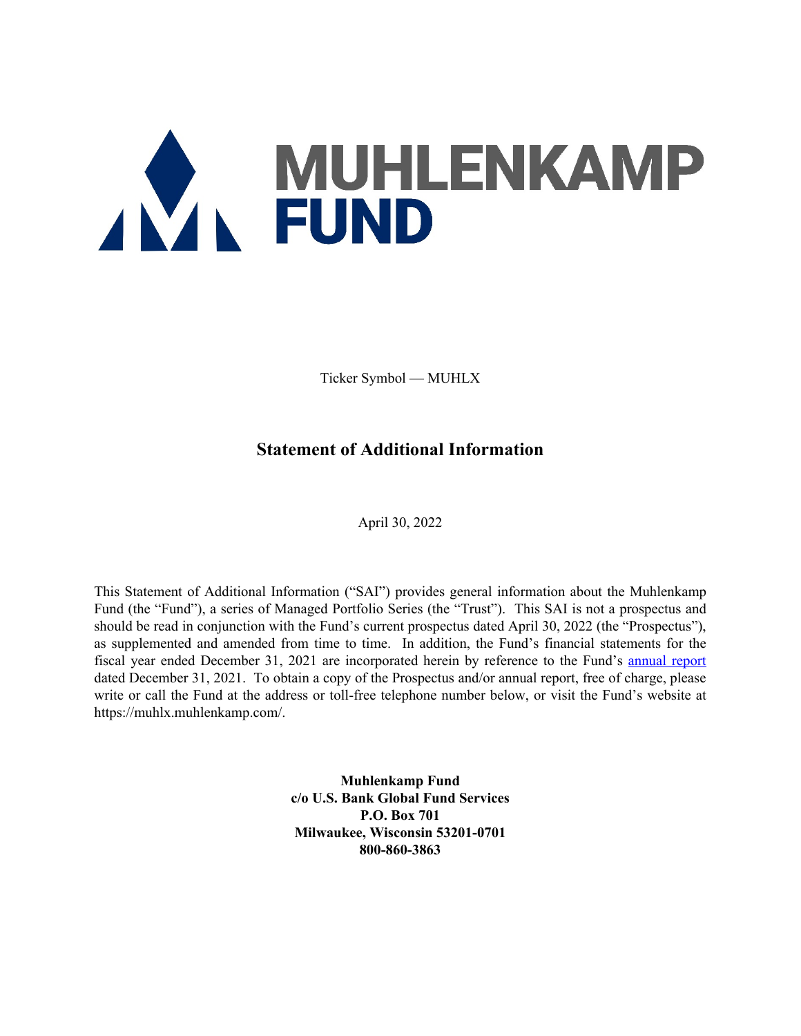# MUHLENKAMP FUND

Ticker Symbol — MUHLX

## Statement of Additional Information

April 30, 2022

This Statement of Additional Information ("SAI") provides general information about the Muhlenkamp Fund (the "Fund"), a series of Managed Portfolio Series (the "Trust"). This SAI is not a prospectus and should be read in conjunction with the Fund's current prospectus dated April 30, 2022 (the "Prospectus"), as supplemented and amended from time to time. In addition, the Fund's financial statements for the fiscal year ended December 31, 2021 are incorporated herein by reference to the Fund's annual report dated December 31, 2021. To obtain a copy of the Prospectus and/or annual report, free of charge, please write or call the Fund at the address or toll-free telephone number below, or visit the Fund's website at https://muhlx.muhlenkamp.com/.

**Muhlenkamp Fund**
**c/o U.S. Bank Global Fund Services**
**P.O. Box 701**
**Milwaukee, Wisconsin 53201-0701**
**800-860-3863**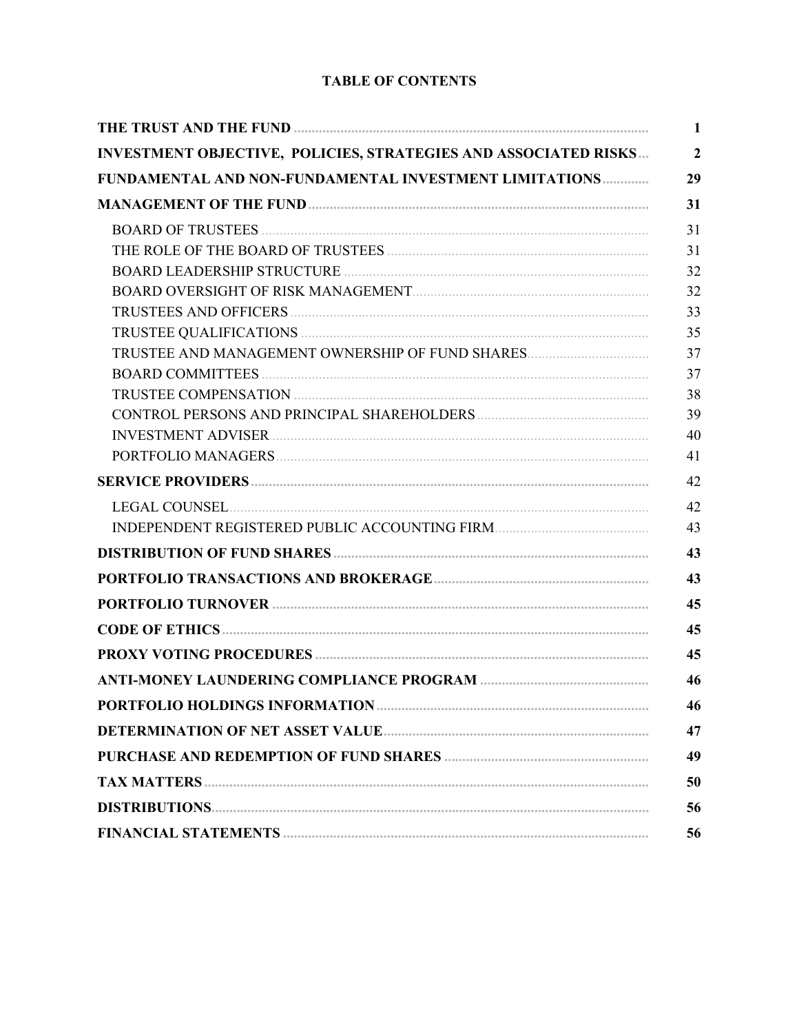# TABLE OF CONTENTS

| | |
|---|---|
| **THE TRUST AND THE FUND** | **1** |
| **INVESTMENT OBJECTIVE, POLICIES, STRATEGIES AND ASSOCIATED RISKS** | **2** |
| **FUNDAMENTAL AND NON-FUNDAMENTAL INVESTMENT LIMITATIONS** | **29** |
| **MANAGEMENT OF THE FUND** | **31** |
| BOARD OF TRUSTEES | 31 |
| THE ROLE OF THE BOARD OF TRUSTEES | 31 |
| BOARD LEADERSHIP STRUCTURE | 32 |
| BOARD OVERSIGHT OF RISK MANAGEMENT | 32 |
| TRUSTEES AND OFFICERS | 33 |
| TRUSTEE QUALIFICATIONS | 35 |
| TRUSTEE AND MANAGEMENT OWNERSHIP OF FUND SHARES | 37 |
| BOARD COMMITTEES | 37 |
| TRUSTEE COMPENSATION | 38 |
| CONTROL PERSONS AND PRINCIPAL SHAREHOLDERS | 39 |
| INVESTMENT ADVISER | 40 |
| PORTFOLIO MANAGERS | 41 |
| **SERVICE PROVIDERS** | 42 |
| LEGAL COUNSEL | 42 |
| INDEPENDENT REGISTERED PUBLIC ACCOUNTING FIRM | 43 |
| **DISTRIBUTION OF FUND SHARES** | **43** |
| **PORTFOLIO TRANSACTIONS AND BROKERAGE** | **43** |
| **PORTFOLIO TURNOVER** | **45** |
| **CODE OF ETHICS** | **45** |
| **PROXY VOTING PROCEDURES** | **45** |
| **ANTI-MONEY LAUNDERING COMPLIANCE PROGRAM** | **46** |
| **PORTFOLIO HOLDINGS INFORMATION** | **46** |
| **DETERMINATION OF NET ASSET VALUE** | **47** |
| **PURCHASE AND REDEMPTION OF FUND SHARES** | **49** |
| **TAX MATTERS** | **50** |
| **DISTRIBUTIONS** | **56** |
| **FINANCIAL STATEMENTS** | **56** |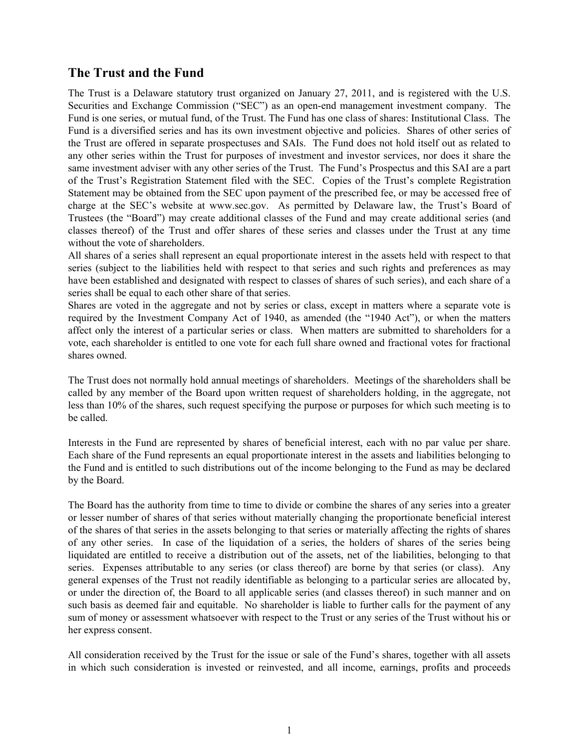## The Trust and the Fund

The Trust is a Delaware statutory trust organized on January 27, 2011, and is registered with the U.S. Securities and Exchange Commission ("SEC") as an open-end management investment company. The Fund is one series, or mutual fund, of the Trust. The Fund has one class of shares: Institutional Class. The Fund is a diversified series and has its own investment objective and policies. Shares of other series of the Trust are offered in separate prospectuses and SAIs. The Fund does not hold itself out as related to any other series within the Trust for purposes of investment and investor services, nor does it share the same investment adviser with any other series of the Trust. The Fund's Prospectus and this SAI are a part of the Trust's Registration Statement filed with the SEC. Copies of the Trust's complete Registration Statement may be obtained from the SEC upon payment of the prescribed fee, or may be accessed free of charge at the SEC's website at www.sec.gov. As permitted by Delaware law, the Trust's Board of Trustees (the "Board") may create additional classes of the Fund and may create additional series (and classes thereof) of the Trust and offer shares of these series and classes under the Trust at any time without the vote of shareholders.

All shares of a series shall represent an equal proportionate interest in the assets held with respect to that series (subject to the liabilities held with respect to that series and such rights and preferences as may have been established and designated with respect to classes of shares of such series), and each share of a series shall be equal to each other share of that series.

Shares are voted in the aggregate and not by series or class, except in matters where a separate vote is required by the Investment Company Act of 1940, as amended (the "1940 Act"), or when the matters affect only the interest of a particular series or class. When matters are submitted to shareholders for a vote, each shareholder is entitled to one vote for each full share owned and fractional votes for fractional shares owned.

The Trust does not normally hold annual meetings of shareholders. Meetings of the shareholders shall be called by any member of the Board upon written request of shareholders holding, in the aggregate, not less than 10% of the shares, such request specifying the purpose or purposes for which such meeting is to be called.

Interests in the Fund are represented by shares of beneficial interest, each with no par value per share. Each share of the Fund represents an equal proportionate interest in the assets and liabilities belonging to the Fund and is entitled to such distributions out of the income belonging to the Fund as may be declared by the Board.

The Board has the authority from time to time to divide or combine the shares of any series into a greater or lesser number of shares of that series without materially changing the proportionate beneficial interest of the shares of that series in the assets belonging to that series or materially affecting the rights of shares of any other series. In case of the liquidation of a series, the holders of shares of the series being liquidated are entitled to receive a distribution out of the assets, net of the liabilities, belonging to that series. Expenses attributable to any series (or class thereof) are borne by that series (or class). Any general expenses of the Trust not readily identifiable as belonging to a particular series are allocated by, or under the direction of, the Board to all applicable series (and classes thereof) in such manner and on such basis as deemed fair and equitable. No shareholder is liable to further calls for the payment of any sum of money or assessment whatsoever with respect to the Trust or any series of the Trust without his or her express consent.

All consideration received by the Trust for the issue or sale of the Fund's shares, together with all assets in which such consideration is invested or reinvested, and all income, earnings, profits and proceeds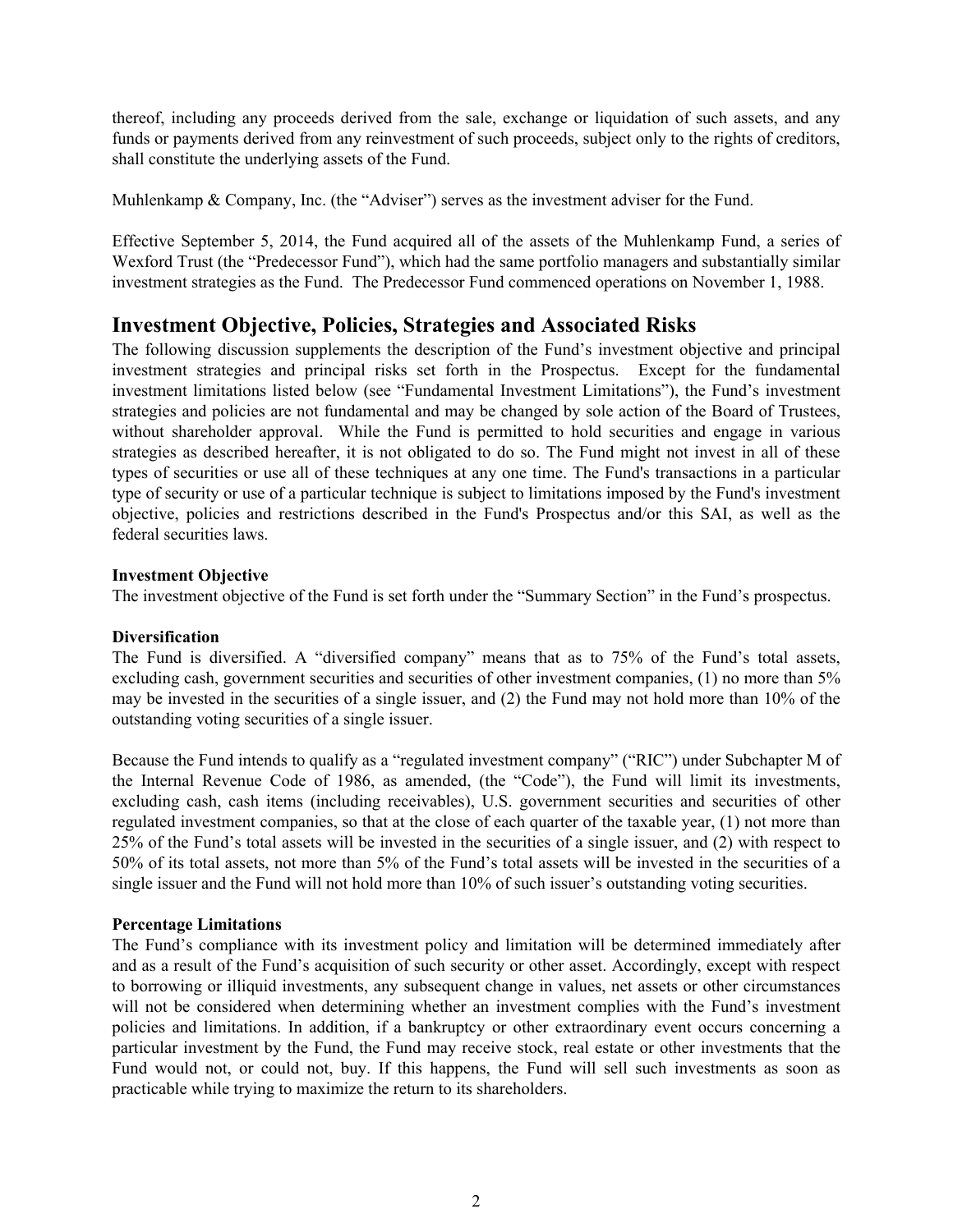thereof, including any proceeds derived from the sale, exchange or liquidation of such assets, and any funds or payments derived from any reinvestment of such proceeds, subject only to the rights of creditors, shall constitute the underlying assets of the Fund.

Muhlenkamp & Company, Inc. (the "Adviser") serves as the investment adviser for the Fund.

Effective September 5, 2014, the Fund acquired all of the assets of the Muhlenkamp Fund, a series of Wexford Trust (the "Predecessor Fund"), which had the same portfolio managers and substantially similar investment strategies as the Fund. The Predecessor Fund commenced operations on November 1, 1988.

## Investment Objective, Policies, Strategies and Associated Risks

The following discussion supplements the description of the Fund's investment objective and principal investment strategies and principal risks set forth in the Prospectus. Except for the fundamental investment limitations listed below (see "Fundamental Investment Limitations"), the Fund's investment strategies and policies are not fundamental and may be changed by sole action of the Board of Trustees, without shareholder approval. While the Fund is permitted to hold securities and engage in various strategies as described hereafter, it is not obligated to do so. The Fund might not invest in all of these types of securities or use all of these techniques at any one time. The Fund's transactions in a particular type of security or use of a particular technique is subject to limitations imposed by the Fund's investment objective, policies and restrictions described in the Fund's Prospectus and/or this SAI, as well as the federal securities laws.

**Investment Objective**

The investment objective of the Fund is set forth under the "Summary Section" in the Fund's prospectus.

**Diversification**

The Fund is diversified. A "diversified company" means that as to 75% of the Fund's total assets, excluding cash, government securities and securities of other investment companies, (1) no more than 5% may be invested in the securities of a single issuer, and (2) the Fund may not hold more than 10% of the outstanding voting securities of a single issuer.

Because the Fund intends to qualify as a "regulated investment company" ("RIC") under Subchapter M of the Internal Revenue Code of 1986, as amended, (the "Code"), the Fund will limit its investments, excluding cash, cash items (including receivables), U.S. government securities and securities of other regulated investment companies, so that at the close of each quarter of the taxable year, (1) not more than 25% of the Fund's total assets will be invested in the securities of a single issuer, and (2) with respect to 50% of its total assets, not more than 5% of the Fund's total assets will be invested in the securities of a single issuer and the Fund will not hold more than 10% of such issuer's outstanding voting securities.

**Percentage Limitations**

The Fund's compliance with its investment policy and limitation will be determined immediately after and as a result of the Fund's acquisition of such security or other asset. Accordingly, except with respect to borrowing or illiquid investments, any subsequent change in values, net assets or other circumstances will not be considered when determining whether an investment complies with the Fund's investment policies and limitations. In addition, if a bankruptcy or other extraordinary event occurs concerning a particular investment by the Fund, the Fund may receive stock, real estate or other investments that the Fund would not, or could not, buy. If this happens, the Fund will sell such investments as soon as practicable while trying to maximize the return to its shareholders.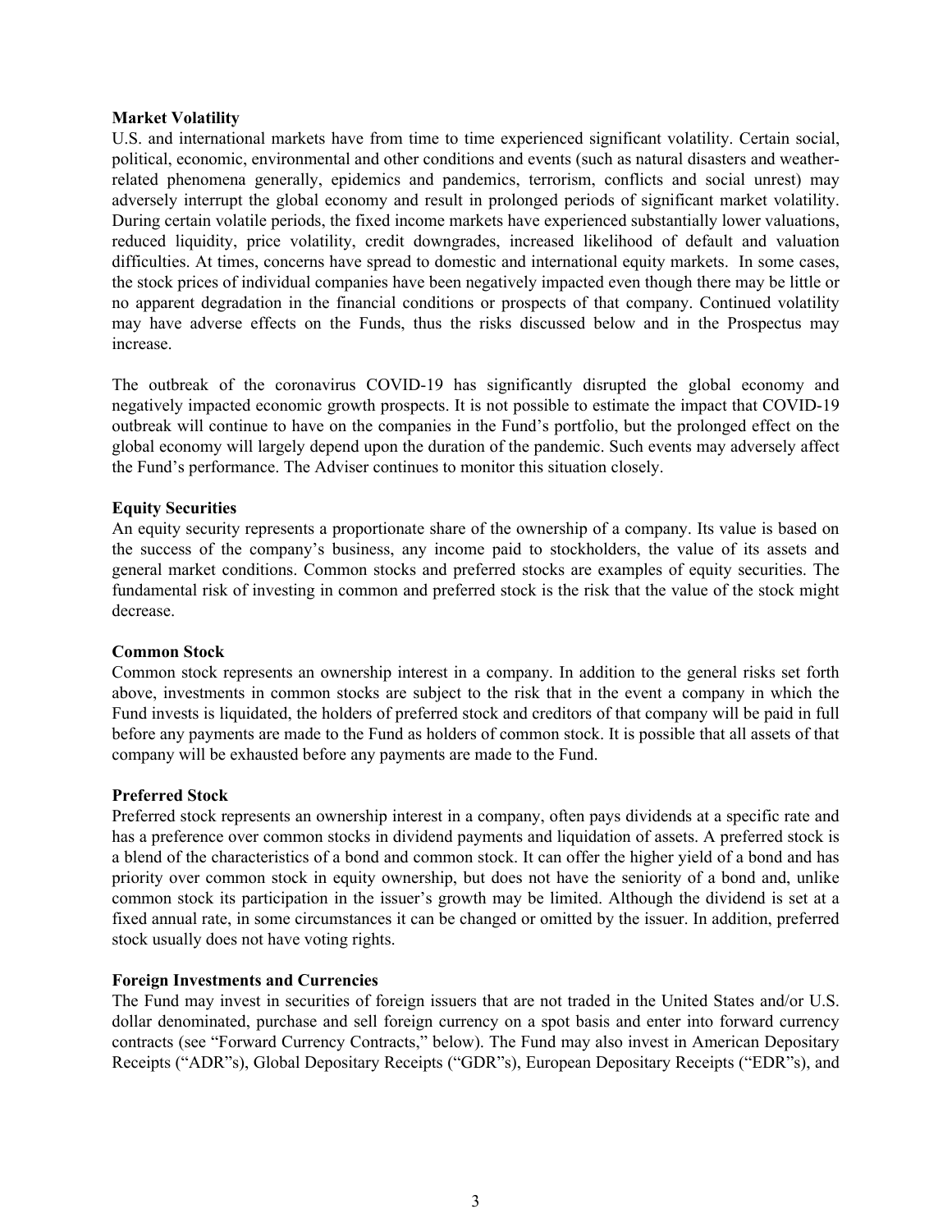**Market Volatility**

U.S. and international markets have from time to time experienced significant volatility. Certain social, political, economic, environmental and other conditions and events (such as natural disasters and weather-related phenomena generally, epidemics and pandemics, terrorism, conflicts and social unrest) may adversely interrupt the global economy and result in prolonged periods of significant market volatility. During certain volatile periods, the fixed income markets have experienced substantially lower valuations, reduced liquidity, price volatility, credit downgrades, increased likelihood of default and valuation difficulties. At times, concerns have spread to domestic and international equity markets. In some cases, the stock prices of individual companies have been negatively impacted even though there may be little or no apparent degradation in the financial conditions or prospects of that company. Continued volatility may have adverse effects on the Funds, thus the risks discussed below and in the Prospectus may increase.

The outbreak of the coronavirus COVID-19 has significantly disrupted the global economy and negatively impacted economic growth prospects. It is not possible to estimate the impact that COVID-19 outbreak will continue to have on the companies in the Fund's portfolio, but the prolonged effect on the global economy will largely depend upon the duration of the pandemic. Such events may adversely affect the Fund's performance. The Adviser continues to monitor this situation closely.

**Equity Securities**

An equity security represents a proportionate share of the ownership of a company. Its value is based on the success of the company's business, any income paid to stockholders, the value of its assets and general market conditions. Common stocks and preferred stocks are examples of equity securities. The fundamental risk of investing in common and preferred stock is the risk that the value of the stock might decrease.

**Common Stock**

Common stock represents an ownership interest in a company. In addition to the general risks set forth above, investments in common stocks are subject to the risk that in the event a company in which the Fund invests is liquidated, the holders of preferred stock and creditors of that company will be paid in full before any payments are made to the Fund as holders of common stock. It is possible that all assets of that company will be exhausted before any payments are made to the Fund.

**Preferred Stock**

Preferred stock represents an ownership interest in a company, often pays dividends at a specific rate and has a preference over common stocks in dividend payments and liquidation of assets. A preferred stock is a blend of the characteristics of a bond and common stock. It can offer the higher yield of a bond and has priority over common stock in equity ownership, but does not have the seniority of a bond and, unlike common stock its participation in the issuer's growth may be limited. Although the dividend is set at a fixed annual rate, in some circumstances it can be changed or omitted by the issuer. In addition, preferred stock usually does not have voting rights.

**Foreign Investments and Currencies**

The Fund may invest in securities of foreign issuers that are not traded in the United States and/or U.S. dollar denominated, purchase and sell foreign currency on a spot basis and enter into forward currency contracts (see "Forward Currency Contracts," below). The Fund may also invest in American Depositary Receipts ("ADR"s), Global Depositary Receipts ("GDR"s), European Depositary Receipts ("EDR"s), and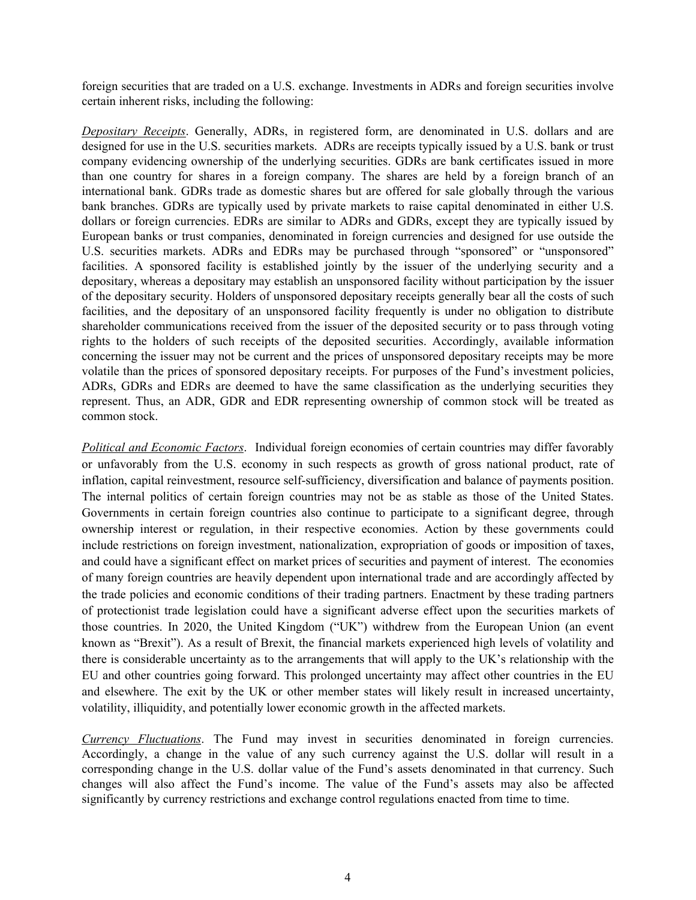foreign securities that are traded on a U.S. exchange. Investments in ADRs and foreign securities involve certain inherent risks, including the following:

*Depositary Receipts*. Generally, ADRs, in registered form, are denominated in U.S. dollars and are designed for use in the U.S. securities markets. ADRs are receipts typically issued by a U.S. bank or trust company evidencing ownership of the underlying securities. GDRs are bank certificates issued in more than one country for shares in a foreign company. The shares are held by a foreign branch of an international bank. GDRs trade as domestic shares but are offered for sale globally through the various bank branches. GDRs are typically used by private markets to raise capital denominated in either U.S. dollars or foreign currencies. EDRs are similar to ADRs and GDRs, except they are typically issued by European banks or trust companies, denominated in foreign currencies and designed for use outside the U.S. securities markets. ADRs and EDRs may be purchased through "sponsored" or "unsponsored" facilities. A sponsored facility is established jointly by the issuer of the underlying security and a depositary, whereas a depositary may establish an unsponsored facility without participation by the issuer of the depositary security. Holders of unsponsored depositary receipts generally bear all the costs of such facilities, and the depositary of an unsponsored facility frequently is under no obligation to distribute shareholder communications received from the issuer of the deposited security or to pass through voting rights to the holders of such receipts of the deposited securities. Accordingly, available information concerning the issuer may not be current and the prices of unsponsored depositary receipts may be more volatile than the prices of sponsored depositary receipts. For purposes of the Fund's investment policies, ADRs, GDRs and EDRs are deemed to have the same classification as the underlying securities they represent. Thus, an ADR, GDR and EDR representing ownership of common stock will be treated as common stock.

*Political and Economic Factors*. Individual foreign economies of certain countries may differ favorably or unfavorably from the U.S. economy in such respects as growth of gross national product, rate of inflation, capital reinvestment, resource self-sufficiency, diversification and balance of payments position. The internal politics of certain foreign countries may not be as stable as those of the United States. Governments in certain foreign countries also continue to participate to a significant degree, through ownership interest or regulation, in their respective economies. Action by these governments could include restrictions on foreign investment, nationalization, expropriation of goods or imposition of taxes, and could have a significant effect on market prices of securities and payment of interest. The economies of many foreign countries are heavily dependent upon international trade and are accordingly affected by the trade policies and economic conditions of their trading partners. Enactment by these trading partners of protectionist trade legislation could have a significant adverse effect upon the securities markets of those countries. In 2020, the United Kingdom ("UK") withdrew from the European Union (an event known as "Brexit"). As a result of Brexit, the financial markets experienced high levels of volatility and there is considerable uncertainty as to the arrangements that will apply to the UK's relationship with the EU and other countries going forward. This prolonged uncertainty may affect other countries in the EU and elsewhere. The exit by the UK or other member states will likely result in increased uncertainty, volatility, illiquidity, and potentially lower economic growth in the affected markets.

*Currency Fluctuations*. The Fund may invest in securities denominated in foreign currencies. Accordingly, a change in the value of any such currency against the U.S. dollar will result in a corresponding change in the U.S. dollar value of the Fund's assets denominated in that currency. Such changes will also affect the Fund's income. The value of the Fund's assets may also be affected significantly by currency restrictions and exchange control regulations enacted from time to time.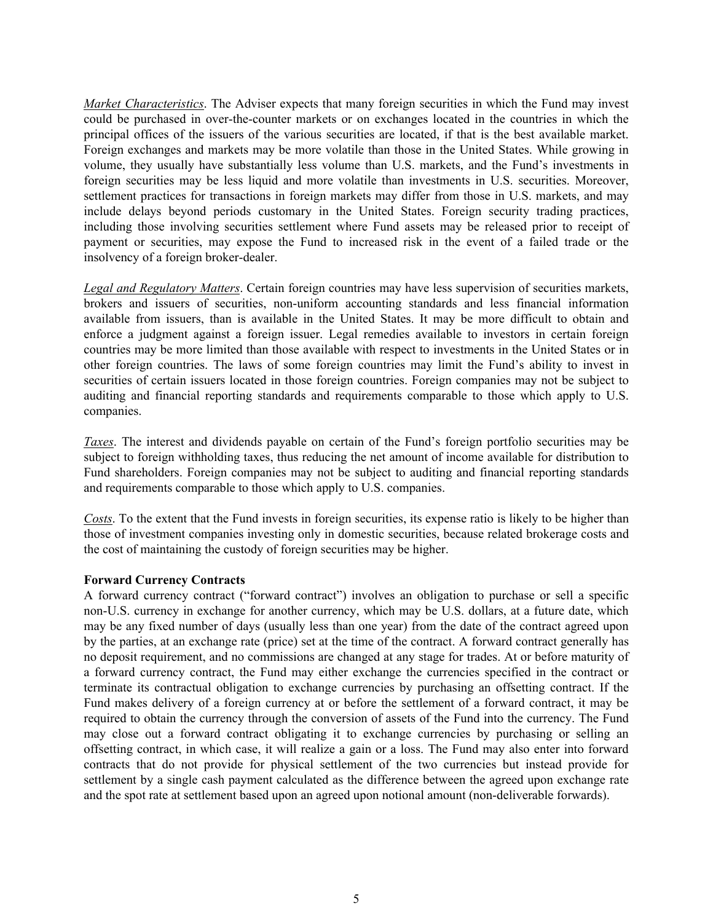*Market Characteristics*. The Adviser expects that many foreign securities in which the Fund may invest could be purchased in over-the-counter markets or on exchanges located in the countries in which the principal offices of the issuers of the various securities are located, if that is the best available market. Foreign exchanges and markets may be more volatile than those in the United States. While growing in volume, they usually have substantially less volume than U.S. markets, and the Fund's investments in foreign securities may be less liquid and more volatile than investments in U.S. securities. Moreover, settlement practices for transactions in foreign markets may differ from those in U.S. markets, and may include delays beyond periods customary in the United States. Foreign security trading practices, including those involving securities settlement where Fund assets may be released prior to receipt of payment or securities, may expose the Fund to increased risk in the event of a failed trade or the insolvency of a foreign broker-dealer.

*Legal and Regulatory Matters*. Certain foreign countries may have less supervision of securities markets, brokers and issuers of securities, non-uniform accounting standards and less financial information available from issuers, than is available in the United States. It may be more difficult to obtain and enforce a judgment against a foreign issuer. Legal remedies available to investors in certain foreign countries may be more limited than those available with respect to investments in the United States or in other foreign countries. The laws of some foreign countries may limit the Fund's ability to invest in securities of certain issuers located in those foreign countries. Foreign companies may not be subject to auditing and financial reporting standards and requirements comparable to those which apply to U.S. companies.

*Taxes*. The interest and dividends payable on certain of the Fund's foreign portfolio securities may be subject to foreign withholding taxes, thus reducing the net amount of income available for distribution to Fund shareholders. Foreign companies may not be subject to auditing and financial reporting standards and requirements comparable to those which apply to U.S. companies.

*Costs*. To the extent that the Fund invests in foreign securities, its expense ratio is likely to be higher than those of investment companies investing only in domestic securities, because related brokerage costs and the cost of maintaining the custody of foreign securities may be higher.

**Forward Currency Contracts**

A forward currency contract ("forward contract") involves an obligation to purchase or sell a specific non-U.S. currency in exchange for another currency, which may be U.S. dollars, at a future date, which may be any fixed number of days (usually less than one year) from the date of the contract agreed upon by the parties, at an exchange rate (price) set at the time of the contract. A forward contract generally has no deposit requirement, and no commissions are changed at any stage for trades. At or before maturity of a forward currency contract, the Fund may either exchange the currencies specified in the contract or terminate its contractual obligation to exchange currencies by purchasing an offsetting contract. If the Fund makes delivery of a foreign currency at or before the settlement of a forward contract, it may be required to obtain the currency through the conversion of assets of the Fund into the currency. The Fund may close out a forward contract obligating it to exchange currencies by purchasing or selling an offsetting contract, in which case, it will realize a gain or a loss. The Fund may also enter into forward contracts that do not provide for physical settlement of the two currencies but instead provide for settlement by a single cash payment calculated as the difference between the agreed upon exchange rate and the spot rate at settlement based upon an agreed upon notional amount (non-deliverable forwards).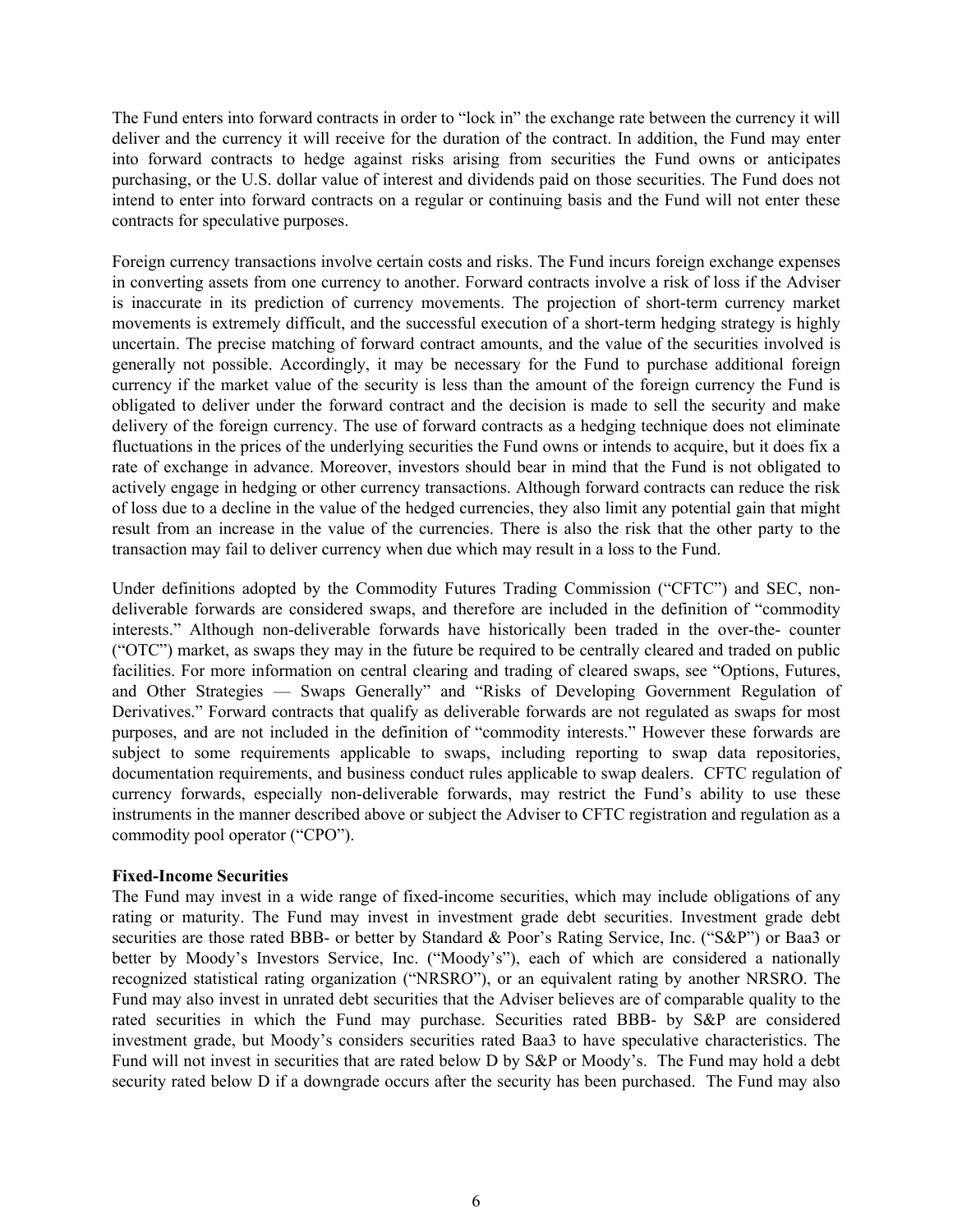The Fund enters into forward contracts in order to "lock in" the exchange rate between the currency it will deliver and the currency it will receive for the duration of the contract. In addition, the Fund may enter into forward contracts to hedge against risks arising from securities the Fund owns or anticipates purchasing, or the U.S. dollar value of interest and dividends paid on those securities. The Fund does not intend to enter into forward contracts on a regular or continuing basis and the Fund will not enter these contracts for speculative purposes.

Foreign currency transactions involve certain costs and risks. The Fund incurs foreign exchange expenses in converting assets from one currency to another. Forward contracts involve a risk of loss if the Adviser is inaccurate in its prediction of currency movements. The projection of short-term currency market movements is extremely difficult, and the successful execution of a short-term hedging strategy is highly uncertain. The precise matching of forward contract amounts, and the value of the securities involved is generally not possible. Accordingly, it may be necessary for the Fund to purchase additional foreign currency if the market value of the security is less than the amount of the foreign currency the Fund is obligated to deliver under the forward contract and the decision is made to sell the security and make delivery of the foreign currency. The use of forward contracts as a hedging technique does not eliminate fluctuations in the prices of the underlying securities the Fund owns or intends to acquire, but it does fix a rate of exchange in advance. Moreover, investors should bear in mind that the Fund is not obligated to actively engage in hedging or other currency transactions. Although forward contracts can reduce the risk of loss due to a decline in the value of the hedged currencies, they also limit any potential gain that might result from an increase in the value of the currencies. There is also the risk that the other party to the transaction may fail to deliver currency when due which may result in a loss to the Fund.

Under definitions adopted by the Commodity Futures Trading Commission ("CFTC") and SEC, non-deliverable forwards are considered swaps, and therefore are included in the definition of "commodity interests." Although non-deliverable forwards have historically been traded in the over-the- counter ("OTC") market, as swaps they may in the future be required to be centrally cleared and traded on public facilities. For more information on central clearing and trading of cleared swaps, see "Options, Futures, and Other Strategies — Swaps Generally" and "Risks of Developing Government Regulation of Derivatives." Forward contracts that qualify as deliverable forwards are not regulated as swaps for most purposes, and are not included in the definition of "commodity interests." However these forwards are subject to some requirements applicable to swaps, including reporting to swap data repositories, documentation requirements, and business conduct rules applicable to swap dealers. CFTC regulation of currency forwards, especially non-deliverable forwards, may restrict the Fund's ability to use these instruments in the manner described above or subject the Adviser to CFTC registration and regulation as a commodity pool operator ("CPO").

**Fixed-Income Securities**

The Fund may invest in a wide range of fixed-income securities, which may include obligations of any rating or maturity. The Fund may invest in investment grade debt securities. Investment grade debt securities are those rated BBB- or better by Standard & Poor's Rating Service, Inc. ("S&P") or Baa3 or better by Moody's Investors Service, Inc. ("Moody's"), each of which are considered a nationally recognized statistical rating organization ("NRSRO"), or an equivalent rating by another NRSRO. The Fund may also invest in unrated debt securities that the Adviser believes are of comparable quality to the rated securities in which the Fund may purchase. Securities rated BBB- by S&P are considered investment grade, but Moody's considers securities rated Baa3 to have speculative characteristics. The Fund will not invest in securities that are rated below D by S&P or Moody's. The Fund may hold a debt security rated below D if a downgrade occurs after the security has been purchased. The Fund may also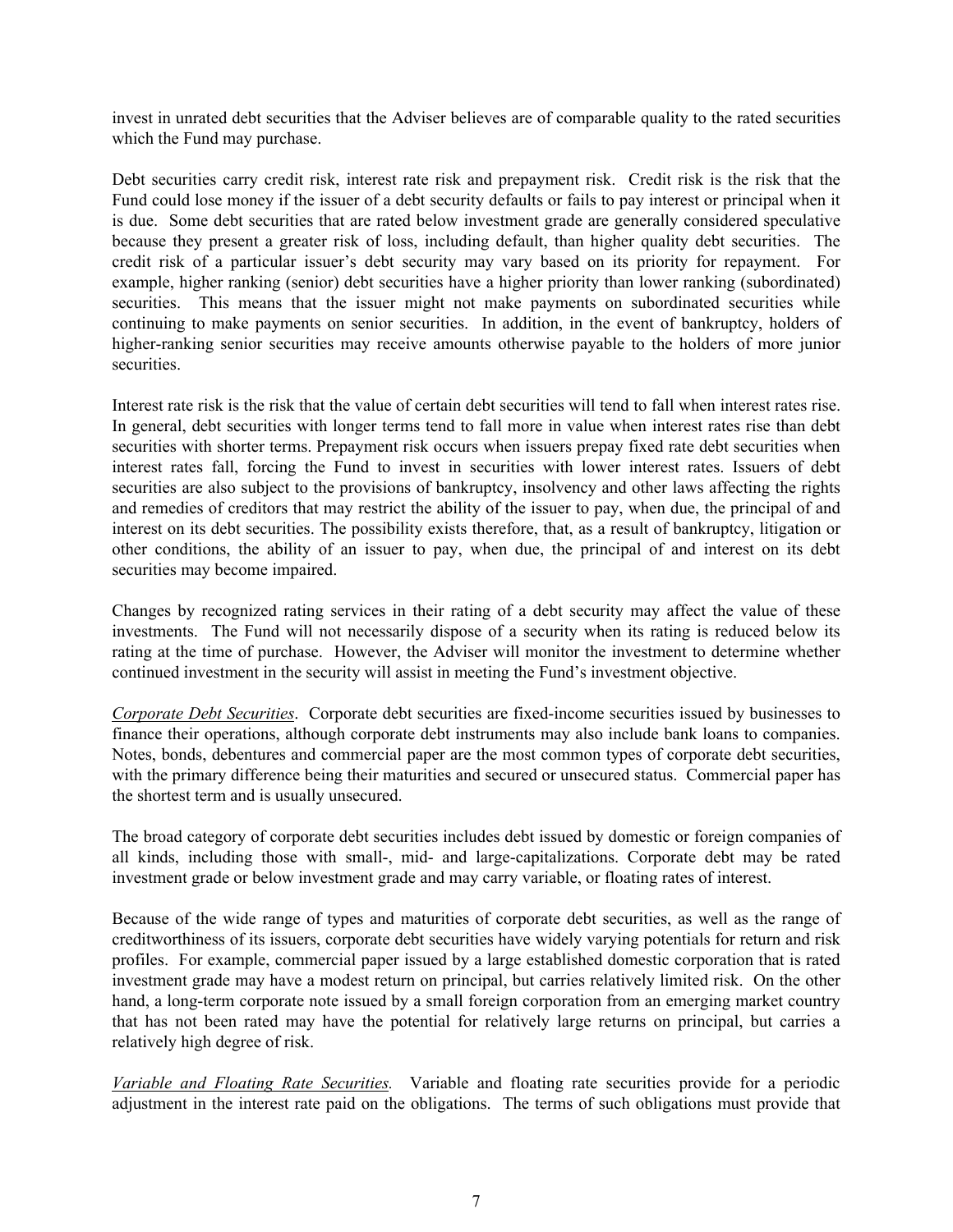invest in unrated debt securities that the Adviser believes are of comparable quality to the rated securities which the Fund may purchase.

Debt securities carry credit risk, interest rate risk and prepayment risk. Credit risk is the risk that the Fund could lose money if the issuer of a debt security defaults or fails to pay interest or principal when it is due. Some debt securities that are rated below investment grade are generally considered speculative because they present a greater risk of loss, including default, than higher quality debt securities. The credit risk of a particular issuer's debt security may vary based on its priority for repayment. For example, higher ranking (senior) debt securities have a higher priority than lower ranking (subordinated) securities. This means that the issuer might not make payments on subordinated securities while continuing to make payments on senior securities. In addition, in the event of bankruptcy, holders of higher-ranking senior securities may receive amounts otherwise payable to the holders of more junior securities.

Interest rate risk is the risk that the value of certain debt securities will tend to fall when interest rates rise. In general, debt securities with longer terms tend to fall more in value when interest rates rise than debt securities with shorter terms. Prepayment risk occurs when issuers prepay fixed rate debt securities when interest rates fall, forcing the Fund to invest in securities with lower interest rates. Issuers of debt securities are also subject to the provisions of bankruptcy, insolvency and other laws affecting the rights and remedies of creditors that may restrict the ability of the issuer to pay, when due, the principal of and interest on its debt securities. The possibility exists therefore, that, as a result of bankruptcy, litigation or other conditions, the ability of an issuer to pay, when due, the principal of and interest on its debt securities may become impaired.

Changes by recognized rating services in their rating of a debt security may affect the value of these investments. The Fund will not necessarily dispose of a security when its rating is reduced below its rating at the time of purchase. However, the Adviser will monitor the investment to determine whether continued investment in the security will assist in meeting the Fund's investment objective.

*Corporate Debt Securities*. Corporate debt securities are fixed-income securities issued by businesses to finance their operations, although corporate debt instruments may also include bank loans to companies. Notes, bonds, debentures and commercial paper are the most common types of corporate debt securities, with the primary difference being their maturities and secured or unsecured status. Commercial paper has the shortest term and is usually unsecured.

The broad category of corporate debt securities includes debt issued by domestic or foreign companies of all kinds, including those with small-, mid- and large-capitalizations. Corporate debt may be rated investment grade or below investment grade and may carry variable, or floating rates of interest.

Because of the wide range of types and maturities of corporate debt securities, as well as the range of creditworthiness of its issuers, corporate debt securities have widely varying potentials for return and risk profiles. For example, commercial paper issued by a large established domestic corporation that is rated investment grade may have a modest return on principal, but carries relatively limited risk. On the other hand, a long-term corporate note issued by a small foreign corporation from an emerging market country that has not been rated may have the potential for relatively large returns on principal, but carries a relatively high degree of risk.

*Variable and Floating Rate Securities.* Variable and floating rate securities provide for a periodic adjustment in the interest rate paid on the obligations. The terms of such obligations must provide that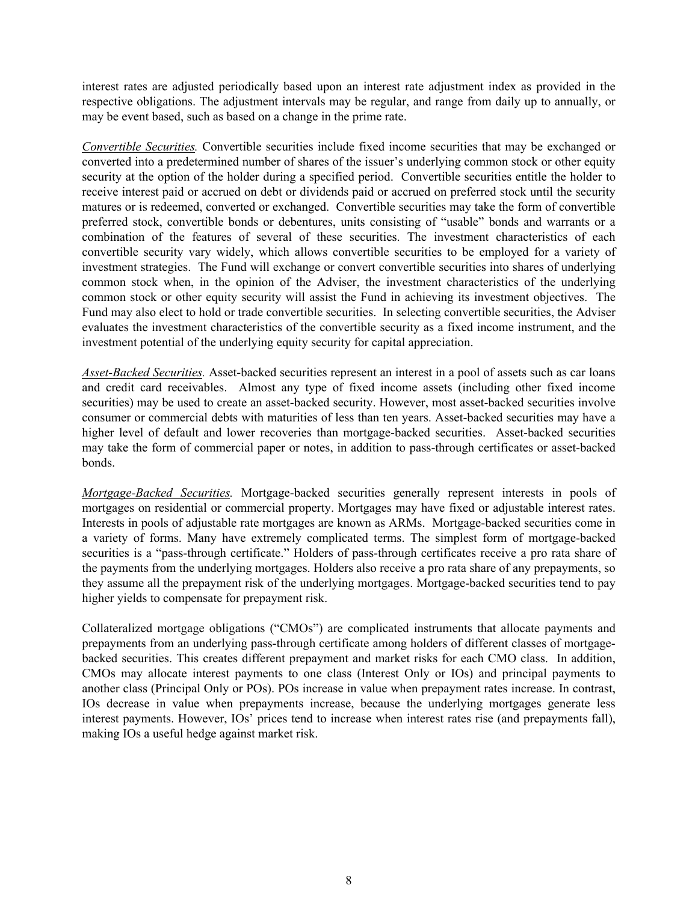interest rates are adjusted periodically based upon an interest rate adjustment index as provided in the respective obligations. The adjustment intervals may be regular, and range from daily up to annually, or may be event based, such as based on a change in the prime rate.

*Convertible Securities.* Convertible securities include fixed income securities that may be exchanged or converted into a predetermined number of shares of the issuer's underlying common stock or other equity security at the option of the holder during a specified period. Convertible securities entitle the holder to receive interest paid or accrued on debt or dividends paid or accrued on preferred stock until the security matures or is redeemed, converted or exchanged. Convertible securities may take the form of convertible preferred stock, convertible bonds or debentures, units consisting of "usable" bonds and warrants or a combination of the features of several of these securities. The investment characteristics of each convertible security vary widely, which allows convertible securities to be employed for a variety of investment strategies. The Fund will exchange or convert convertible securities into shares of underlying common stock when, in the opinion of the Adviser, the investment characteristics of the underlying common stock or other equity security will assist the Fund in achieving its investment objectives. The Fund may also elect to hold or trade convertible securities. In selecting convertible securities, the Adviser evaluates the investment characteristics of the convertible security as a fixed income instrument, and the investment potential of the underlying equity security for capital appreciation.

*Asset-Backed Securities.* Asset-backed securities represent an interest in a pool of assets such as car loans and credit card receivables. Almost any type of fixed income assets (including other fixed income securities) may be used to create an asset-backed security. However, most asset-backed securities involve consumer or commercial debts with maturities of less than ten years. Asset-backed securities may have a higher level of default and lower recoveries than mortgage-backed securities. Asset-backed securities may take the form of commercial paper or notes, in addition to pass-through certificates or asset-backed bonds.

*Mortgage-Backed Securities.* Mortgage-backed securities generally represent interests in pools of mortgages on residential or commercial property. Mortgages may have fixed or adjustable interest rates. Interests in pools of adjustable rate mortgages are known as ARMs. Mortgage-backed securities come in a variety of forms. Many have extremely complicated terms. The simplest form of mortgage-backed securities is a "pass-through certificate." Holders of pass-through certificates receive a pro rata share of the payments from the underlying mortgages. Holders also receive a pro rata share of any prepayments, so they assume all the prepayment risk of the underlying mortgages. Mortgage-backed securities tend to pay higher yields to compensate for prepayment risk.

Collateralized mortgage obligations ("CMOs") are complicated instruments that allocate payments and prepayments from an underlying pass-through certificate among holders of different classes of mortgage-backed securities. This creates different prepayment and market risks for each CMO class. In addition, CMOs may allocate interest payments to one class (Interest Only or IOs) and principal payments to another class (Principal Only or POs). POs increase in value when prepayment rates increase. In contrast, IOs decrease in value when prepayments increase, because the underlying mortgages generate less interest payments. However, IOs' prices tend to increase when interest rates rise (and prepayments fall), making IOs a useful hedge against market risk.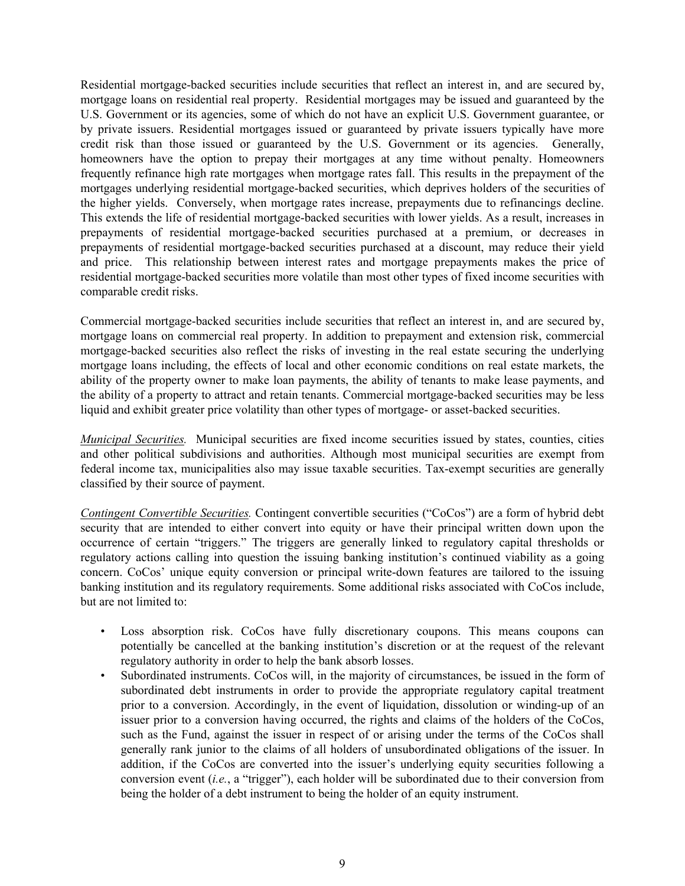Residential mortgage-backed securities include securities that reflect an interest in, and are secured by, mortgage loans on residential real property. Residential mortgages may be issued and guaranteed by the U.S. Government or its agencies, some of which do not have an explicit U.S. Government guarantee, or by private issuers. Residential mortgages issued or guaranteed by private issuers typically have more credit risk than those issued or guaranteed by the U.S. Government or its agencies. Generally, homeowners have the option to prepay their mortgages at any time without penalty. Homeowners frequently refinance high rate mortgages when mortgage rates fall. This results in the prepayment of the mortgages underlying residential mortgage-backed securities, which deprives holders of the securities of the higher yields. Conversely, when mortgage rates increase, prepayments due to refinancings decline. This extends the life of residential mortgage-backed securities with lower yields. As a result, increases in prepayments of residential mortgage-backed securities purchased at a premium, or decreases in prepayments of residential mortgage-backed securities purchased at a discount, may reduce their yield and price. This relationship between interest rates and mortgage prepayments makes the price of residential mortgage-backed securities more volatile than most other types of fixed income securities with comparable credit risks.

Commercial mortgage-backed securities include securities that reflect an interest in, and are secured by, mortgage loans on commercial real property. In addition to prepayment and extension risk, commercial mortgage-backed securities also reflect the risks of investing in the real estate securing the underlying mortgage loans including, the effects of local and other economic conditions on real estate markets, the ability of the property owner to make loan payments, the ability of tenants to make lease payments, and the ability of a property to attract and retain tenants. Commercial mortgage-backed securities may be less liquid and exhibit greater price volatility than other types of mortgage- or asset-backed securities.

*Municipal Securities.* Municipal securities are fixed income securities issued by states, counties, cities and other political subdivisions and authorities. Although most municipal securities are exempt from federal income tax, municipalities also may issue taxable securities. Tax-exempt securities are generally classified by their source of payment.

*Contingent Convertible Securities.* Contingent convertible securities ("CoCos") are a form of hybrid debt security that are intended to either convert into equity or have their principal written down upon the occurrence of certain "triggers." The triggers are generally linked to regulatory capital thresholds or regulatory actions calling into question the issuing banking institution's continued viability as a going concern. CoCos' unique equity conversion or principal write-down features are tailored to the issuing banking institution and its regulatory requirements. Some additional risks associated with CoCos include, but are not limited to:

- Loss absorption risk. CoCos have fully discretionary coupons. This means coupons can potentially be cancelled at the banking institution's discretion or at the request of the relevant regulatory authority in order to help the bank absorb losses.
- Subordinated instruments. CoCos will, in the majority of circumstances, be issued in the form of subordinated debt instruments in order to provide the appropriate regulatory capital treatment prior to a conversion. Accordingly, in the event of liquidation, dissolution or winding-up of an issuer prior to a conversion having occurred, the rights and claims of the holders of the CoCos, such as the Fund, against the issuer in respect of or arising under the terms of the CoCos shall generally rank junior to the claims of all holders of unsubordinated obligations of the issuer. In addition, if the CoCos are converted into the issuer's underlying equity securities following a conversion event (*i.e.*, a "trigger"), each holder will be subordinated due to their conversion from being the holder of a debt instrument to being the holder of an equity instrument.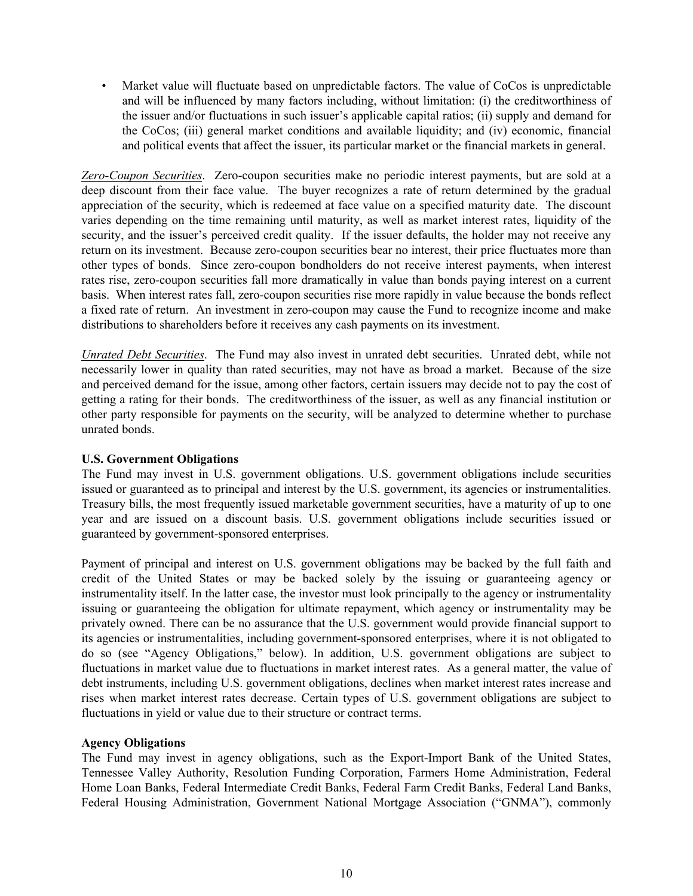- Market value will fluctuate based on unpredictable factors. The value of CoCos is unpredictable and will be influenced by many factors including, without limitation: (i) the creditworthiness of the issuer and/or fluctuations in such issuer's applicable capital ratios; (ii) supply and demand for the CoCos; (iii) general market conditions and available liquidity; and (iv) economic, financial and political events that affect the issuer, its particular market or the financial markets in general.

*Zero-Coupon Securities*. Zero-coupon securities make no periodic interest payments, but are sold at a deep discount from their face value. The buyer recognizes a rate of return determined by the gradual appreciation of the security, which is redeemed at face value on a specified maturity date. The discount varies depending on the time remaining until maturity, as well as market interest rates, liquidity of the security, and the issuer's perceived credit quality. If the issuer defaults, the holder may not receive any return on its investment. Because zero-coupon securities bear no interest, their price fluctuates more than other types of bonds. Since zero-coupon bondholders do not receive interest payments, when interest rates rise, zero-coupon securities fall more dramatically in value than bonds paying interest on a current basis. When interest rates fall, zero-coupon securities rise more rapidly in value because the bonds reflect a fixed rate of return. An investment in zero-coupon may cause the Fund to recognize income and make distributions to shareholders before it receives any cash payments on its investment.

*Unrated Debt Securities*. The Fund may also invest in unrated debt securities. Unrated debt, while not necessarily lower in quality than rated securities, may not have as broad a market. Because of the size and perceived demand for the issue, among other factors, certain issuers may decide not to pay the cost of getting a rating for their bonds. The creditworthiness of the issuer, as well as any financial institution or other party responsible for payments on the security, will be analyzed to determine whether to purchase unrated bonds.

**U.S. Government Obligations**

The Fund may invest in U.S. government obligations. U.S. government obligations include securities issued or guaranteed as to principal and interest by the U.S. government, its agencies or instrumentalities. Treasury bills, the most frequently issued marketable government securities, have a maturity of up to one year and are issued on a discount basis. U.S. government obligations include securities issued or guaranteed by government-sponsored enterprises.

Payment of principal and interest on U.S. government obligations may be backed by the full faith and credit of the United States or may be backed solely by the issuing or guaranteeing agency or instrumentality itself. In the latter case, the investor must look principally to the agency or instrumentality issuing or guaranteeing the obligation for ultimate repayment, which agency or instrumentality may be privately owned. There can be no assurance that the U.S. government would provide financial support to its agencies or instrumentalities, including government-sponsored enterprises, where it is not obligated to do so (see "Agency Obligations," below). In addition, U.S. government obligations are subject to fluctuations in market value due to fluctuations in market interest rates. As a general matter, the value of debt instruments, including U.S. government obligations, declines when market interest rates increase and rises when market interest rates decrease. Certain types of U.S. government obligations are subject to fluctuations in yield or value due to their structure or contract terms.

**Agency Obligations**

The Fund may invest in agency obligations, such as the Export-Import Bank of the United States, Tennessee Valley Authority, Resolution Funding Corporation, Farmers Home Administration, Federal Home Loan Banks, Federal Intermediate Credit Banks, Federal Farm Credit Banks, Federal Land Banks, Federal Housing Administration, Government National Mortgage Association ("GNMA"), commonly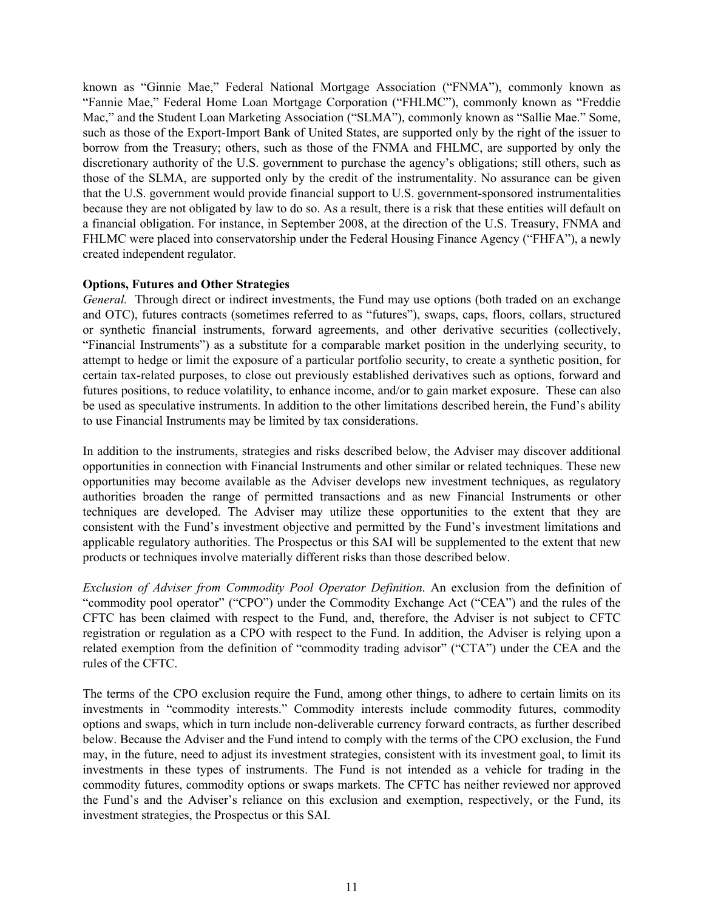known as "Ginnie Mae," Federal National Mortgage Association ("FNMA"), commonly known as "Fannie Mae," Federal Home Loan Mortgage Corporation ("FHLMC"), commonly known as "Freddie Mac," and the Student Loan Marketing Association ("SLMA"), commonly known as "Sallie Mae." Some, such as those of the Export-Import Bank of United States, are supported only by the right of the issuer to borrow from the Treasury; others, such as those of the FNMA and FHLMC, are supported by only the discretionary authority of the U.S. government to purchase the agency's obligations; still others, such as those of the SLMA, are supported only by the credit of the instrumentality. No assurance can be given that the U.S. government would provide financial support to U.S. government-sponsored instrumentalities because they are not obligated by law to do so. As a result, there is a risk that these entities will default on a financial obligation. For instance, in September 2008, at the direction of the U.S. Treasury, FNMA and FHLMC were placed into conservatorship under the Federal Housing Finance Agency ("FHFA"), a newly created independent regulator.

**Options, Futures and Other Strategies**

*General.* Through direct or indirect investments, the Fund may use options (both traded on an exchange and OTC), futures contracts (sometimes referred to as "futures"), swaps, caps, floors, collars, structured or synthetic financial instruments, forward agreements, and other derivative securities (collectively, "Financial Instruments") as a substitute for a comparable market position in the underlying security, to attempt to hedge or limit the exposure of a particular portfolio security, to create a synthetic position, for certain tax-related purposes, to close out previously established derivatives such as options, forward and futures positions, to reduce volatility, to enhance income, and/or to gain market exposure. These can also be used as speculative instruments. In addition to the other limitations described herein, the Fund's ability to use Financial Instruments may be limited by tax considerations.

In addition to the instruments, strategies and risks described below, the Adviser may discover additional opportunities in connection with Financial Instruments and other similar or related techniques. These new opportunities may become available as the Adviser develops new investment techniques, as regulatory authorities broaden the range of permitted transactions and as new Financial Instruments or other techniques are developed. The Adviser may utilize these opportunities to the extent that they are consistent with the Fund's investment objective and permitted by the Fund's investment limitations and applicable regulatory authorities. The Prospectus or this SAI will be supplemented to the extent that new products or techniques involve materially different risks than those described below.

*Exclusion of Adviser from Commodity Pool Operator Definition*. An exclusion from the definition of "commodity pool operator" ("CPO") under the Commodity Exchange Act ("CEA") and the rules of the CFTC has been claimed with respect to the Fund, and, therefore, the Adviser is not subject to CFTC registration or regulation as a CPO with respect to the Fund. In addition, the Adviser is relying upon a related exemption from the definition of "commodity trading advisor" ("CTA") under the CEA and the rules of the CFTC.

The terms of the CPO exclusion require the Fund, among other things, to adhere to certain limits on its investments in "commodity interests." Commodity interests include commodity futures, commodity options and swaps, which in turn include non-deliverable currency forward contracts, as further described below. Because the Adviser and the Fund intend to comply with the terms of the CPO exclusion, the Fund may, in the future, need to adjust its investment strategies, consistent with its investment goal, to limit its investments in these types of instruments. The Fund is not intended as a vehicle for trading in the commodity futures, commodity options or swaps markets. The CFTC has neither reviewed nor approved the Fund's and the Adviser's reliance on this exclusion and exemption, respectively, or the Fund, its investment strategies, the Prospectus or this SAI.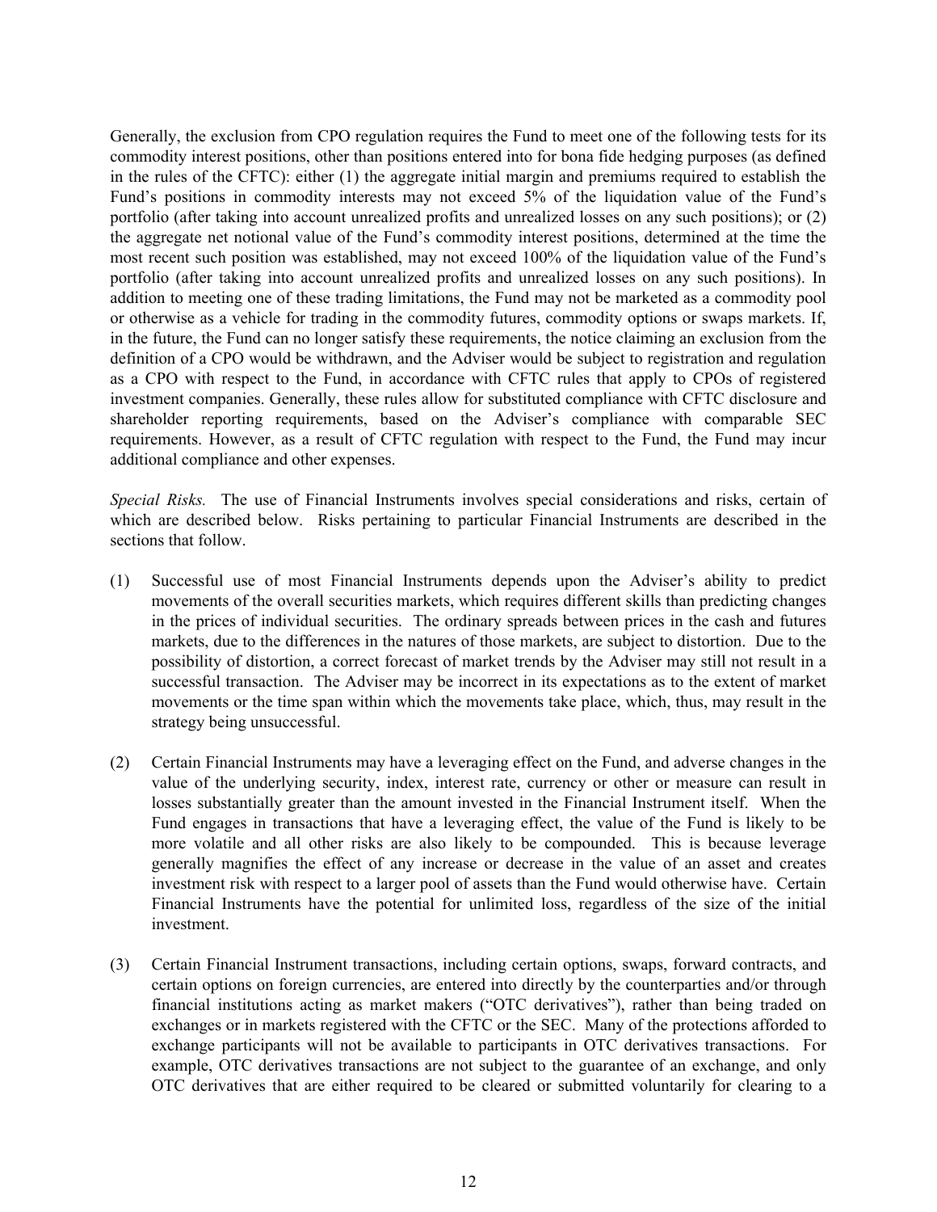Generally, the exclusion from CPO regulation requires the Fund to meet one of the following tests for its commodity interest positions, other than positions entered into for bona fide hedging purposes (as defined in the rules of the CFTC): either (1) the aggregate initial margin and premiums required to establish the Fund's positions in commodity interests may not exceed 5% of the liquidation value of the Fund's portfolio (after taking into account unrealized profits and unrealized losses on any such positions); or (2) the aggregate net notional value of the Fund's commodity interest positions, determined at the time the most recent such position was established, may not exceed 100% of the liquidation value of the Fund's portfolio (after taking into account unrealized profits and unrealized losses on any such positions). In addition to meeting one of these trading limitations, the Fund may not be marketed as a commodity pool or otherwise as a vehicle for trading in the commodity futures, commodity options or swaps markets. If, in the future, the Fund can no longer satisfy these requirements, the notice claiming an exclusion from the definition of a CPO would be withdrawn, and the Adviser would be subject to registration and regulation as a CPO with respect to the Fund, in accordance with CFTC rules that apply to CPOs of registered investment companies. Generally, these rules allow for substituted compliance with CFTC disclosure and shareholder reporting requirements, based on the Adviser's compliance with comparable SEC requirements. However, as a result of CFTC regulation with respect to the Fund, the Fund may incur additional compliance and other expenses.

*Special Risks.* The use of Financial Instruments involves special considerations and risks, certain of which are described below. Risks pertaining to particular Financial Instruments are described in the sections that follow.

(1) Successful use of most Financial Instruments depends upon the Adviser's ability to predict movements of the overall securities markets, which requires different skills than predicting changes in the prices of individual securities. The ordinary spreads between prices in the cash and futures markets, due to the differences in the natures of those markets, are subject to distortion. Due to the possibility of distortion, a correct forecast of market trends by the Adviser may still not result in a successful transaction. The Adviser may be incorrect in its expectations as to the extent of market movements or the time span within which the movements take place, which, thus, may result in the strategy being unsuccessful.

(2) Certain Financial Instruments may have a leveraging effect on the Fund, and adverse changes in the value of the underlying security, index, interest rate, currency or other or measure can result in losses substantially greater than the amount invested in the Financial Instrument itself. When the Fund engages in transactions that have a leveraging effect, the value of the Fund is likely to be more volatile and all other risks are also likely to be compounded. This is because leverage generally magnifies the effect of any increase or decrease in the value of an asset and creates investment risk with respect to a larger pool of assets than the Fund would otherwise have. Certain Financial Instruments have the potential for unlimited loss, regardless of the size of the initial investment.

(3) Certain Financial Instrument transactions, including certain options, swaps, forward contracts, and certain options on foreign currencies, are entered into directly by the counterparties and/or through financial institutions acting as market makers ("OTC derivatives"), rather than being traded on exchanges or in markets registered with the CFTC or the SEC. Many of the protections afforded to exchange participants will not be available to participants in OTC derivatives transactions. For example, OTC derivatives transactions are not subject to the guarantee of an exchange, and only OTC derivatives that are either required to be cleared or submitted voluntarily for clearing to a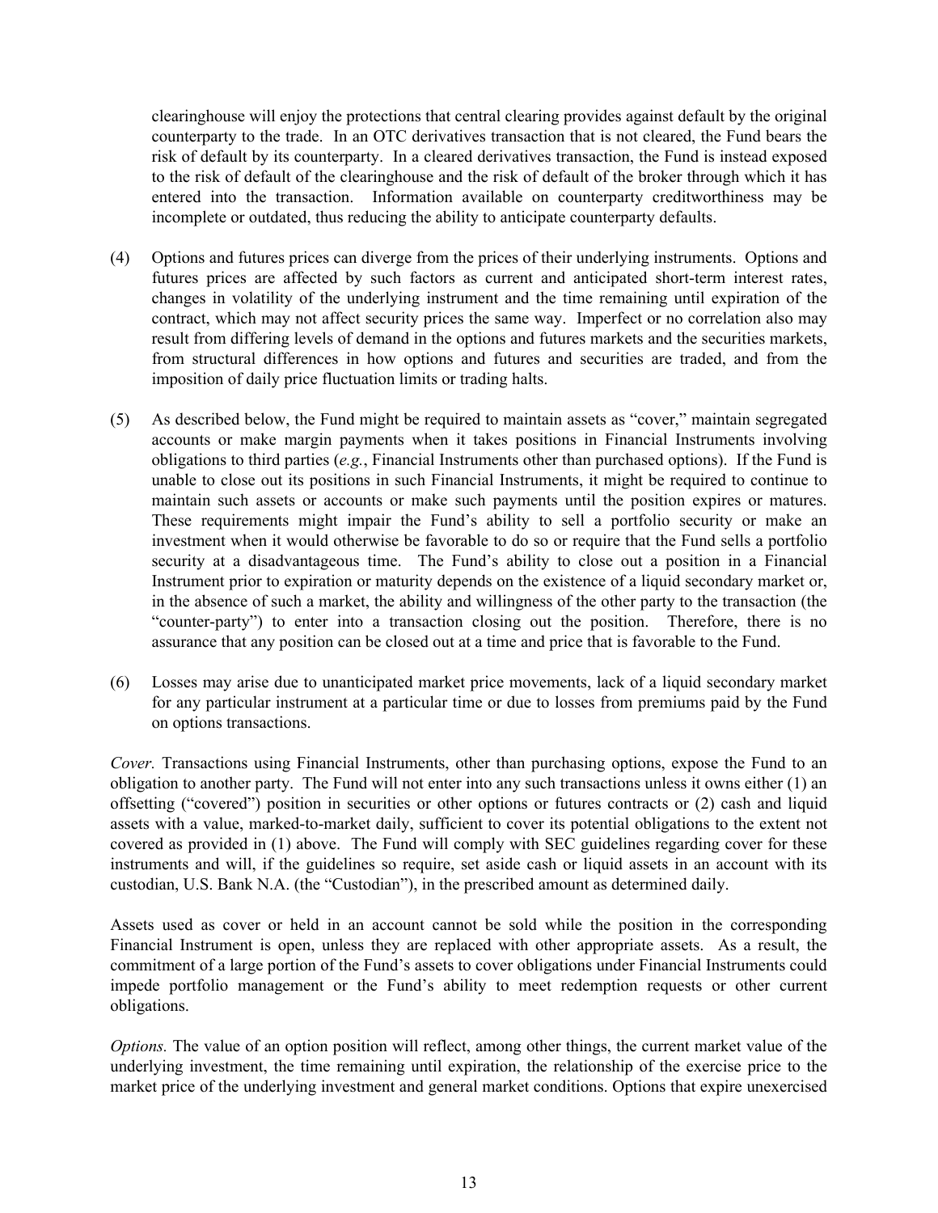clearinghouse will enjoy the protections that central clearing provides against default by the original counterparty to the trade. In an OTC derivatives transaction that is not cleared, the Fund bears the risk of default by its counterparty. In a cleared derivatives transaction, the Fund is instead exposed to the risk of default of the clearinghouse and the risk of default of the broker through which it has entered into the transaction. Information available on counterparty creditworthiness may be incomplete or outdated, thus reducing the ability to anticipate counterparty defaults.

(4) Options and futures prices can diverge from the prices of their underlying instruments. Options and futures prices are affected by such factors as current and anticipated short-term interest rates, changes in volatility of the underlying instrument and the time remaining until expiration of the contract, which may not affect security prices the same way. Imperfect or no correlation also may result from differing levels of demand in the options and futures markets and the securities markets, from structural differences in how options and futures and securities are traded, and from the imposition of daily price fluctuation limits or trading halts.

(5) As described below, the Fund might be required to maintain assets as "cover," maintain segregated accounts or make margin payments when it takes positions in Financial Instruments involving obligations to third parties (*e.g.*, Financial Instruments other than purchased options). If the Fund is unable to close out its positions in such Financial Instruments, it might be required to continue to maintain such assets or accounts or make such payments until the position expires or matures. These requirements might impair the Fund's ability to sell a portfolio security or make an investment when it would otherwise be favorable to do so or require that the Fund sells a portfolio security at a disadvantageous time. The Fund's ability to close out a position in a Financial Instrument prior to expiration or maturity depends on the existence of a liquid secondary market or, in the absence of such a market, the ability and willingness of the other party to the transaction (the "counter-party") to enter into a transaction closing out the position. Therefore, there is no assurance that any position can be closed out at a time and price that is favorable to the Fund.

(6) Losses may arise due to unanticipated market price movements, lack of a liquid secondary market for any particular instrument at a particular time or due to losses from premiums paid by the Fund on options transactions.

*Cover.* Transactions using Financial Instruments, other than purchasing options, expose the Fund to an obligation to another party. The Fund will not enter into any such transactions unless it owns either (1) an offsetting ("covered") position in securities or other options or futures contracts or (2) cash and liquid assets with a value, marked-to-market daily, sufficient to cover its potential obligations to the extent not covered as provided in (1) above. The Fund will comply with SEC guidelines regarding cover for these instruments and will, if the guidelines so require, set aside cash or liquid assets in an account with its custodian, U.S. Bank N.A. (the "Custodian"), in the prescribed amount as determined daily.

Assets used as cover or held in an account cannot be sold while the position in the corresponding Financial Instrument is open, unless they are replaced with other appropriate assets. As a result, the commitment of a large portion of the Fund's assets to cover obligations under Financial Instruments could impede portfolio management or the Fund's ability to meet redemption requests or other current obligations.

*Options.* The value of an option position will reflect, among other things, the current market value of the underlying investment, the time remaining until expiration, the relationship of the exercise price to the market price of the underlying investment and general market conditions. Options that expire unexercised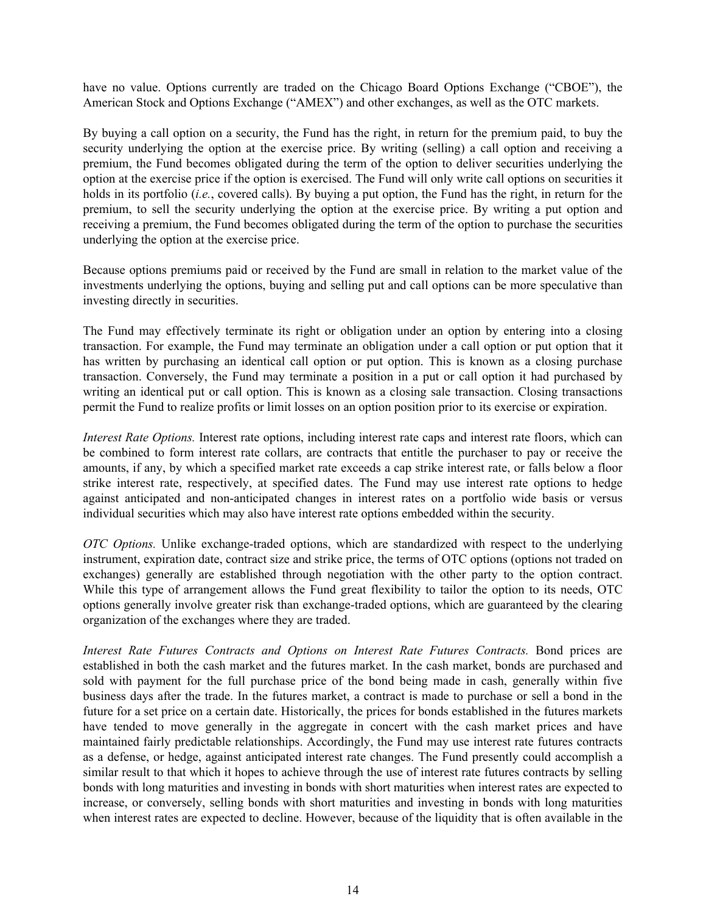have no value. Options currently are traded on the Chicago Board Options Exchange ("CBOE"), the American Stock and Options Exchange ("AMEX") and other exchanges, as well as the OTC markets.

By buying a call option on a security, the Fund has the right, in return for the premium paid, to buy the security underlying the option at the exercise price. By writing (selling) a call option and receiving a premium, the Fund becomes obligated during the term of the option to deliver securities underlying the option at the exercise price if the option is exercised. The Fund will only write call options on securities it holds in its portfolio (*i.e.*, covered calls). By buying a put option, the Fund has the right, in return for the premium, to sell the security underlying the option at the exercise price. By writing a put option and receiving a premium, the Fund becomes obligated during the term of the option to purchase the securities underlying the option at the exercise price.

Because options premiums paid or received by the Fund are small in relation to the market value of the investments underlying the options, buying and selling put and call options can be more speculative than investing directly in securities.

The Fund may effectively terminate its right or obligation under an option by entering into a closing transaction. For example, the Fund may terminate an obligation under a call option or put option that it has written by purchasing an identical call option or put option. This is known as a closing purchase transaction. Conversely, the Fund may terminate a position in a put or call option it had purchased by writing an identical put or call option. This is known as a closing sale transaction. Closing transactions permit the Fund to realize profits or limit losses on an option position prior to its exercise or expiration.

*Interest Rate Options.* Interest rate options, including interest rate caps and interest rate floors, which can be combined to form interest rate collars, are contracts that entitle the purchaser to pay or receive the amounts, if any, by which a specified market rate exceeds a cap strike interest rate, or falls below a floor strike interest rate, respectively, at specified dates. The Fund may use interest rate options to hedge against anticipated and non-anticipated changes in interest rates on a portfolio wide basis or versus individual securities which may also have interest rate options embedded within the security.

*OTC Options.* Unlike exchange-traded options, which are standardized with respect to the underlying instrument, expiration date, contract size and strike price, the terms of OTC options (options not traded on exchanges) generally are established through negotiation with the other party to the option contract. While this type of arrangement allows the Fund great flexibility to tailor the option to its needs, OTC options generally involve greater risk than exchange-traded options, which are guaranteed by the clearing organization of the exchanges where they are traded.

*Interest Rate Futures Contracts and Options on Interest Rate Futures Contracts.* Bond prices are established in both the cash market and the futures market. In the cash market, bonds are purchased and sold with payment for the full purchase price of the bond being made in cash, generally within five business days after the trade. In the futures market, a contract is made to purchase or sell a bond in the future for a set price on a certain date. Historically, the prices for bonds established in the futures markets have tended to move generally in the aggregate in concert with the cash market prices and have maintained fairly predictable relationships. Accordingly, the Fund may use interest rate futures contracts as a defense, or hedge, against anticipated interest rate changes. The Fund presently could accomplish a similar result to that which it hopes to achieve through the use of interest rate futures contracts by selling bonds with long maturities and investing in bonds with short maturities when interest rates are expected to increase, or conversely, selling bonds with short maturities and investing in bonds with long maturities when interest rates are expected to decline. However, because of the liquidity that is often available in the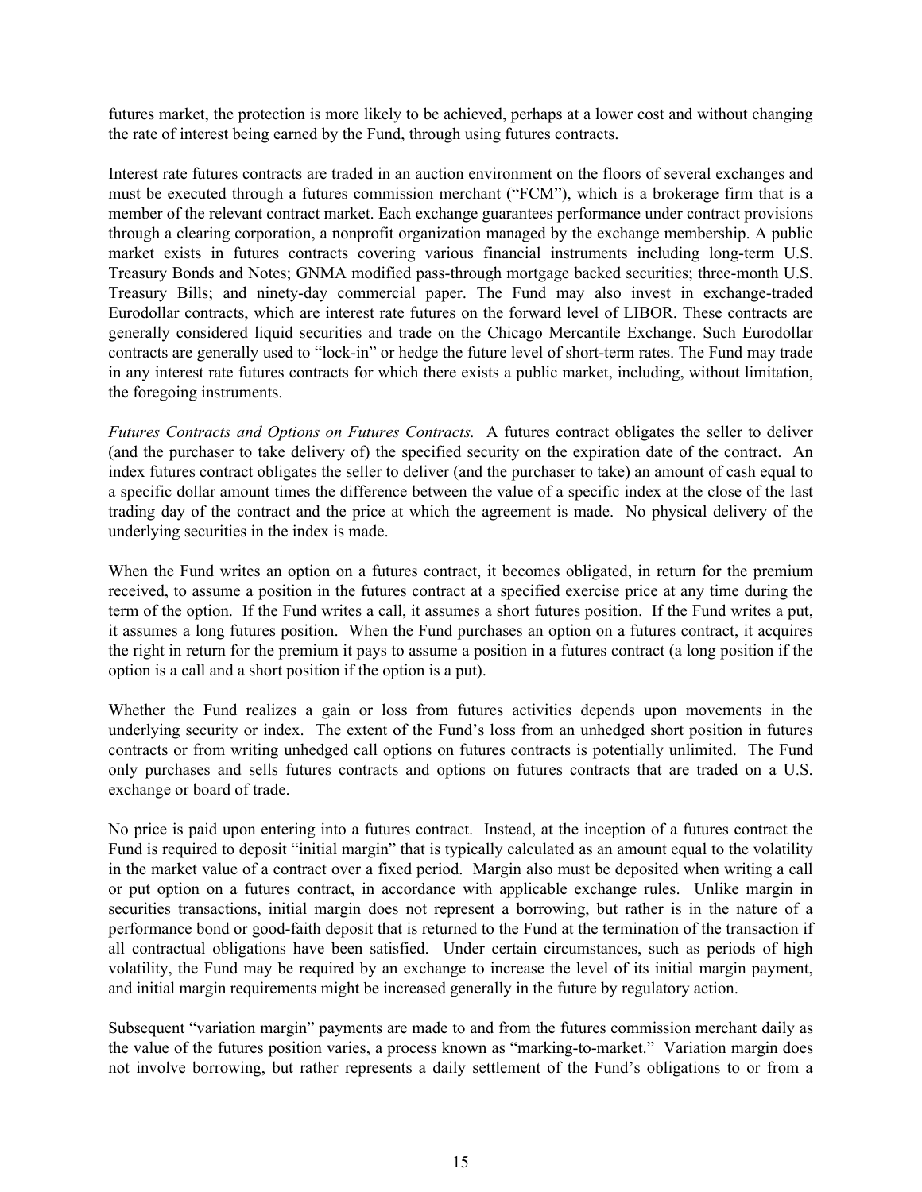futures market, the protection is more likely to be achieved, perhaps at a lower cost and without changing the rate of interest being earned by the Fund, through using futures contracts.

Interest rate futures contracts are traded in an auction environment on the floors of several exchanges and must be executed through a futures commission merchant ("FCM"), which is a brokerage firm that is a member of the relevant contract market. Each exchange guarantees performance under contract provisions through a clearing corporation, a nonprofit organization managed by the exchange membership. A public market exists in futures contracts covering various financial instruments including long-term U.S. Treasury Bonds and Notes; GNMA modified pass-through mortgage backed securities; three-month U.S. Treasury Bills; and ninety-day commercial paper. The Fund may also invest in exchange-traded Eurodollar contracts, which are interest rate futures on the forward level of LIBOR. These contracts are generally considered liquid securities and trade on the Chicago Mercantile Exchange. Such Eurodollar contracts are generally used to "lock-in" or hedge the future level of short-term rates. The Fund may trade in any interest rate futures contracts for which there exists a public market, including, without limitation, the foregoing instruments.

*Futures Contracts and Options on Futures Contracts.* A futures contract obligates the seller to deliver (and the purchaser to take delivery of) the specified security on the expiration date of the contract. An index futures contract obligates the seller to deliver (and the purchaser to take) an amount of cash equal to a specific dollar amount times the difference between the value of a specific index at the close of the last trading day of the contract and the price at which the agreement is made. No physical delivery of the underlying securities in the index is made.

When the Fund writes an option on a futures contract, it becomes obligated, in return for the premium received, to assume a position in the futures contract at a specified exercise price at any time during the term of the option. If the Fund writes a call, it assumes a short futures position. If the Fund writes a put, it assumes a long futures position. When the Fund purchases an option on a futures contract, it acquires the right in return for the premium it pays to assume a position in a futures contract (a long position if the option is a call and a short position if the option is a put).

Whether the Fund realizes a gain or loss from futures activities depends upon movements in the underlying security or index. The extent of the Fund's loss from an unhedged short position in futures contracts or from writing unhedged call options on futures contracts is potentially unlimited. The Fund only purchases and sells futures contracts and options on futures contracts that are traded on a U.S. exchange or board of trade.

No price is paid upon entering into a futures contract. Instead, at the inception of a futures contract the Fund is required to deposit "initial margin" that is typically calculated as an amount equal to the volatility in the market value of a contract over a fixed period. Margin also must be deposited when writing a call or put option on a futures contract, in accordance with applicable exchange rules. Unlike margin in securities transactions, initial margin does not represent a borrowing, but rather is in the nature of a performance bond or good-faith deposit that is returned to the Fund at the termination of the transaction if all contractual obligations have been satisfied. Under certain circumstances, such as periods of high volatility, the Fund may be required by an exchange to increase the level of its initial margin payment, and initial margin requirements might be increased generally in the future by regulatory action.

Subsequent "variation margin" payments are made to and from the futures commission merchant daily as the value of the futures position varies, a process known as "marking-to-market." Variation margin does not involve borrowing, but rather represents a daily settlement of the Fund's obligations to or from a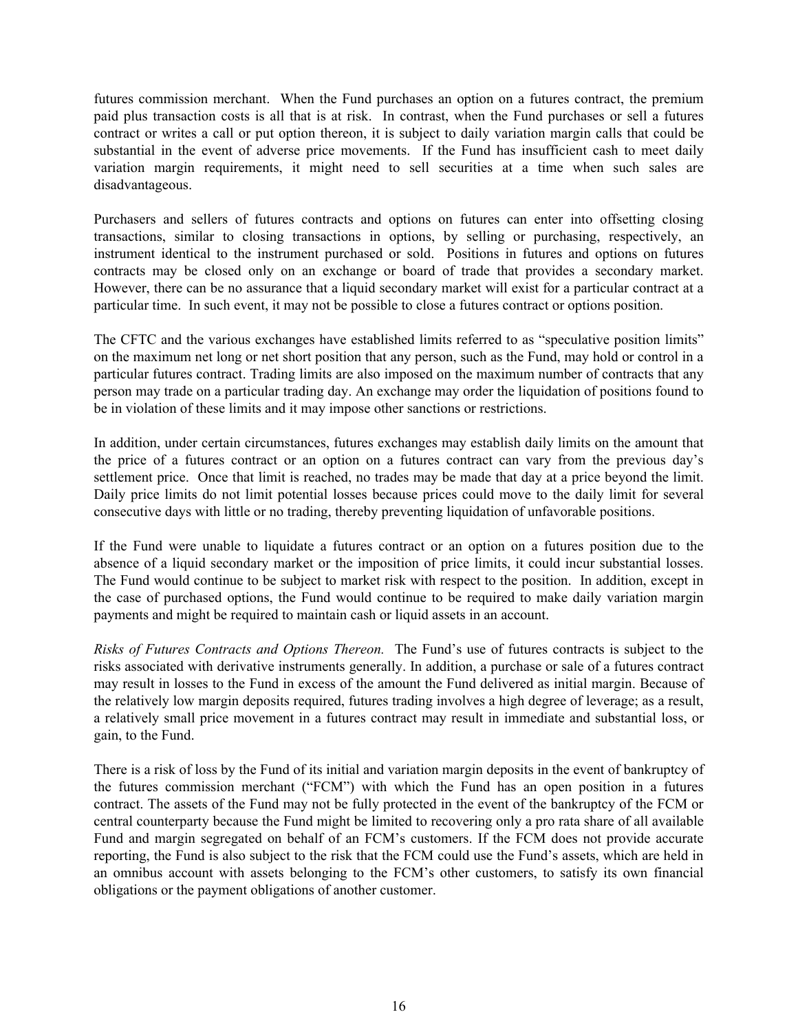futures commission merchant. When the Fund purchases an option on a futures contract, the premium paid plus transaction costs is all that is at risk. In contrast, when the Fund purchases or sell a futures contract or writes a call or put option thereon, it is subject to daily variation margin calls that could be substantial in the event of adverse price movements. If the Fund has insufficient cash to meet daily variation margin requirements, it might need to sell securities at a time when such sales are disadvantageous.

Purchasers and sellers of futures contracts and options on futures can enter into offsetting closing transactions, similar to closing transactions in options, by selling or purchasing, respectively, an instrument identical to the instrument purchased or sold. Positions in futures and options on futures contracts may be closed only on an exchange or board of trade that provides a secondary market. However, there can be no assurance that a liquid secondary market will exist for a particular contract at a particular time. In such event, it may not be possible to close a futures contract or options position.

The CFTC and the various exchanges have established limits referred to as "speculative position limits" on the maximum net long or net short position that any person, such as the Fund, may hold or control in a particular futures contract. Trading limits are also imposed on the maximum number of contracts that any person may trade on a particular trading day. An exchange may order the liquidation of positions found to be in violation of these limits and it may impose other sanctions or restrictions.

In addition, under certain circumstances, futures exchanges may establish daily limits on the amount that the price of a futures contract or an option on a futures contract can vary from the previous day's settlement price. Once that limit is reached, no trades may be made that day at a price beyond the limit. Daily price limits do not limit potential losses because prices could move to the daily limit for several consecutive days with little or no trading, thereby preventing liquidation of unfavorable positions.

If the Fund were unable to liquidate a futures contract or an option on a futures position due to the absence of a liquid secondary market or the imposition of price limits, it could incur substantial losses. The Fund would continue to be subject to market risk with respect to the position. In addition, except in the case of purchased options, the Fund would continue to be required to make daily variation margin payments and might be required to maintain cash or liquid assets in an account.

*Risks of Futures Contracts and Options Thereon.* The Fund's use of futures contracts is subject to the risks associated with derivative instruments generally. In addition, a purchase or sale of a futures contract may result in losses to the Fund in excess of the amount the Fund delivered as initial margin. Because of the relatively low margin deposits required, futures trading involves a high degree of leverage; as a result, a relatively small price movement in a futures contract may result in immediate and substantial loss, or gain, to the Fund.

There is a risk of loss by the Fund of its initial and variation margin deposits in the event of bankruptcy of the futures commission merchant ("FCM") with which the Fund has an open position in a futures contract. The assets of the Fund may not be fully protected in the event of the bankruptcy of the FCM or central counterparty because the Fund might be limited to recovering only a pro rata share of all available Fund and margin segregated on behalf of an FCM's customers. If the FCM does not provide accurate reporting, the Fund is also subject to the risk that the FCM could use the Fund's assets, which are held in an omnibus account with assets belonging to the FCM's other customers, to satisfy its own financial obligations or the payment obligations of another customer.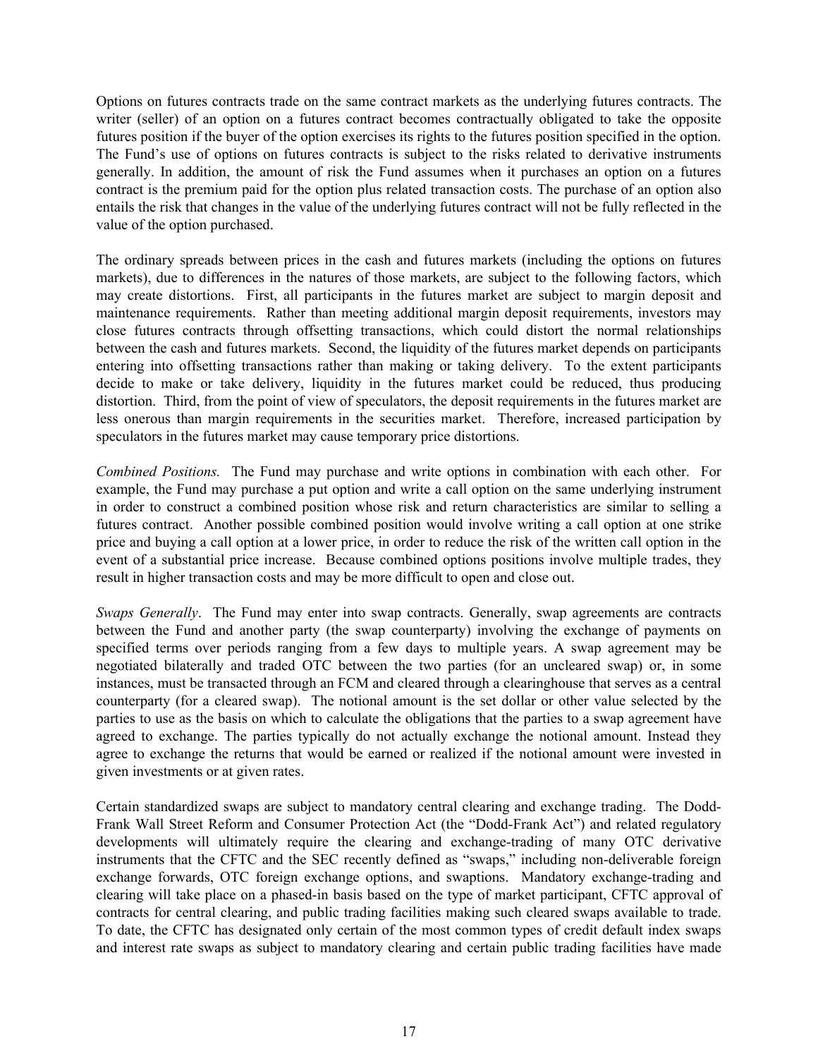Options on futures contracts trade on the same contract markets as the underlying futures contracts. The writer (seller) of an option on a futures contract becomes contractually obligated to take the opposite futures position if the buyer of the option exercises its rights to the futures position specified in the option. The Fund's use of options on futures contracts is subject to the risks related to derivative instruments generally. In addition, the amount of risk the Fund assumes when it purchases an option on a futures contract is the premium paid for the option plus related transaction costs. The purchase of an option also entails the risk that changes in the value of the underlying futures contract will not be fully reflected in the value of the option purchased.

The ordinary spreads between prices in the cash and futures markets (including the options on futures markets), due to differences in the natures of those markets, are subject to the following factors, which may create distortions. First, all participants in the futures market are subject to margin deposit and maintenance requirements. Rather than meeting additional margin deposit requirements, investors may close futures contracts through offsetting transactions, which could distort the normal relationships between the cash and futures markets. Second, the liquidity of the futures market depends on participants entering into offsetting transactions rather than making or taking delivery. To the extent participants decide to make or take delivery, liquidity in the futures market could be reduced, thus producing distortion. Third, from the point of view of speculators, the deposit requirements in the futures market are less onerous than margin requirements in the securities market. Therefore, increased participation by speculators in the futures market may cause temporary price distortions.

*Combined Positions.* The Fund may purchase and write options in combination with each other. For example, the Fund may purchase a put option and write a call option on the same underlying instrument in order to construct a combined position whose risk and return characteristics are similar to selling a futures contract. Another possible combined position would involve writing a call option at one strike price and buying a call option at a lower price, in order to reduce the risk of the written call option in the event of a substantial price increase. Because combined options positions involve multiple trades, they result in higher transaction costs and may be more difficult to open and close out.

*Swaps Generally*. The Fund may enter into swap contracts. Generally, swap agreements are contracts between the Fund and another party (the swap counterparty) involving the exchange of payments on specified terms over periods ranging from a few days to multiple years. A swap agreement may be negotiated bilaterally and traded OTC between the two parties (for an uncleared swap) or, in some instances, must be transacted through an FCM and cleared through a clearinghouse that serves as a central counterparty (for a cleared swap). The notional amount is the set dollar or other value selected by the parties to use as the basis on which to calculate the obligations that the parties to a swap agreement have agreed to exchange. The parties typically do not actually exchange the notional amount. Instead they agree to exchange the returns that would be earned or realized if the notional amount were invested in given investments or at given rates.

Certain standardized swaps are subject to mandatory central clearing and exchange trading. The Dodd-Frank Wall Street Reform and Consumer Protection Act (the "Dodd-Frank Act") and related regulatory developments will ultimately require the clearing and exchange-trading of many OTC derivative instruments that the CFTC and the SEC recently defined as "swaps," including non-deliverable foreign exchange forwards, OTC foreign exchange options, and swaptions. Mandatory exchange-trading and clearing will take place on a phased-in basis based on the type of market participant, CFTC approval of contracts for central clearing, and public trading facilities making such cleared swaps available to trade. To date, the CFTC has designated only certain of the most common types of credit default index swaps and interest rate swaps as subject to mandatory clearing and certain public trading facilities have made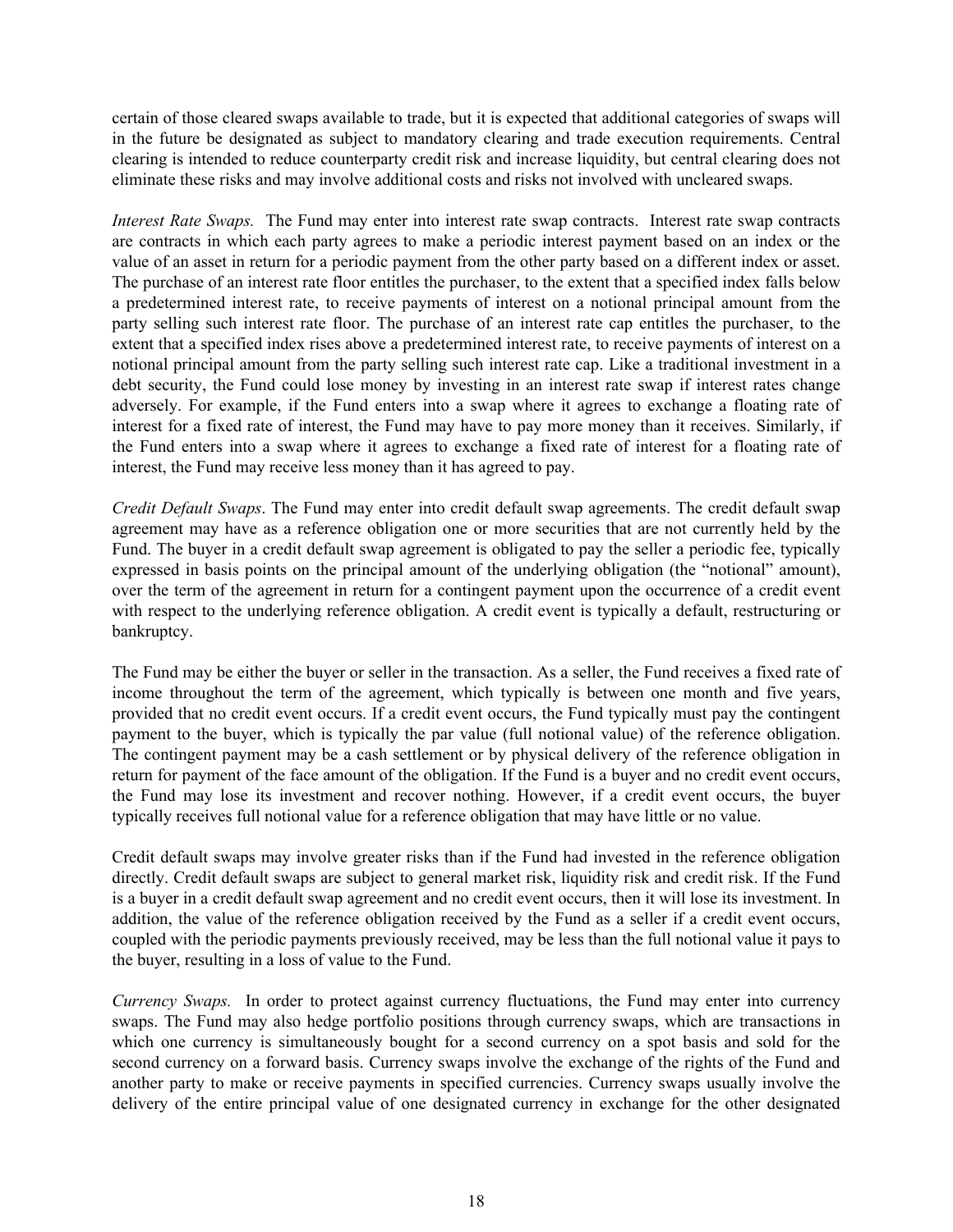certain of those cleared swaps available to trade, but it is expected that additional categories of swaps will in the future be designated as subject to mandatory clearing and trade execution requirements. Central clearing is intended to reduce counterparty credit risk and increase liquidity, but central clearing does not eliminate these risks and may involve additional costs and risks not involved with uncleared swaps.

*Interest Rate Swaps.* The Fund may enter into interest rate swap contracts. Interest rate swap contracts are contracts in which each party agrees to make a periodic interest payment based on an index or the value of an asset in return for a periodic payment from the other party based on a different index or asset. The purchase of an interest rate floor entitles the purchaser, to the extent that a specified index falls below a predetermined interest rate, to receive payments of interest on a notional principal amount from the party selling such interest rate floor. The purchase of an interest rate cap entitles the purchaser, to the extent that a specified index rises above a predetermined interest rate, to receive payments of interest on a notional principal amount from the party selling such interest rate cap. Like a traditional investment in a debt security, the Fund could lose money by investing in an interest rate swap if interest rates change adversely. For example, if the Fund enters into a swap where it agrees to exchange a floating rate of interest for a fixed rate of interest, the Fund may have to pay more money than it receives. Similarly, if the Fund enters into a swap where it agrees to exchange a fixed rate of interest for a floating rate of interest, the Fund may receive less money than it has agreed to pay.

*Credit Default Swaps*. The Fund may enter into credit default swap agreements. The credit default swap agreement may have as a reference obligation one or more securities that are not currently held by the Fund. The buyer in a credit default swap agreement is obligated to pay the seller a periodic fee, typically expressed in basis points on the principal amount of the underlying obligation (the "notional" amount), over the term of the agreement in return for a contingent payment upon the occurrence of a credit event with respect to the underlying reference obligation. A credit event is typically a default, restructuring or bankruptcy.

The Fund may be either the buyer or seller in the transaction. As a seller, the Fund receives a fixed rate of income throughout the term of the agreement, which typically is between one month and five years, provided that no credit event occurs. If a credit event occurs, the Fund typically must pay the contingent payment to the buyer, which is typically the par value (full notional value) of the reference obligation. The contingent payment may be a cash settlement or by physical delivery of the reference obligation in return for payment of the face amount of the obligation. If the Fund is a buyer and no credit event occurs, the Fund may lose its investment and recover nothing. However, if a credit event occurs, the buyer typically receives full notional value for a reference obligation that may have little or no value.

Credit default swaps may involve greater risks than if the Fund had invested in the reference obligation directly. Credit default swaps are subject to general market risk, liquidity risk and credit risk. If the Fund is a buyer in a credit default swap agreement and no credit event occurs, then it will lose its investment. In addition, the value of the reference obligation received by the Fund as a seller if a credit event occurs, coupled with the periodic payments previously received, may be less than the full notional value it pays to the buyer, resulting in a loss of value to the Fund.

*Currency Swaps.* In order to protect against currency fluctuations, the Fund may enter into currency swaps. The Fund may also hedge portfolio positions through currency swaps, which are transactions in which one currency is simultaneously bought for a second currency on a spot basis and sold for the second currency on a forward basis. Currency swaps involve the exchange of the rights of the Fund and another party to make or receive payments in specified currencies. Currency swaps usually involve the delivery of the entire principal value of one designated currency in exchange for the other designated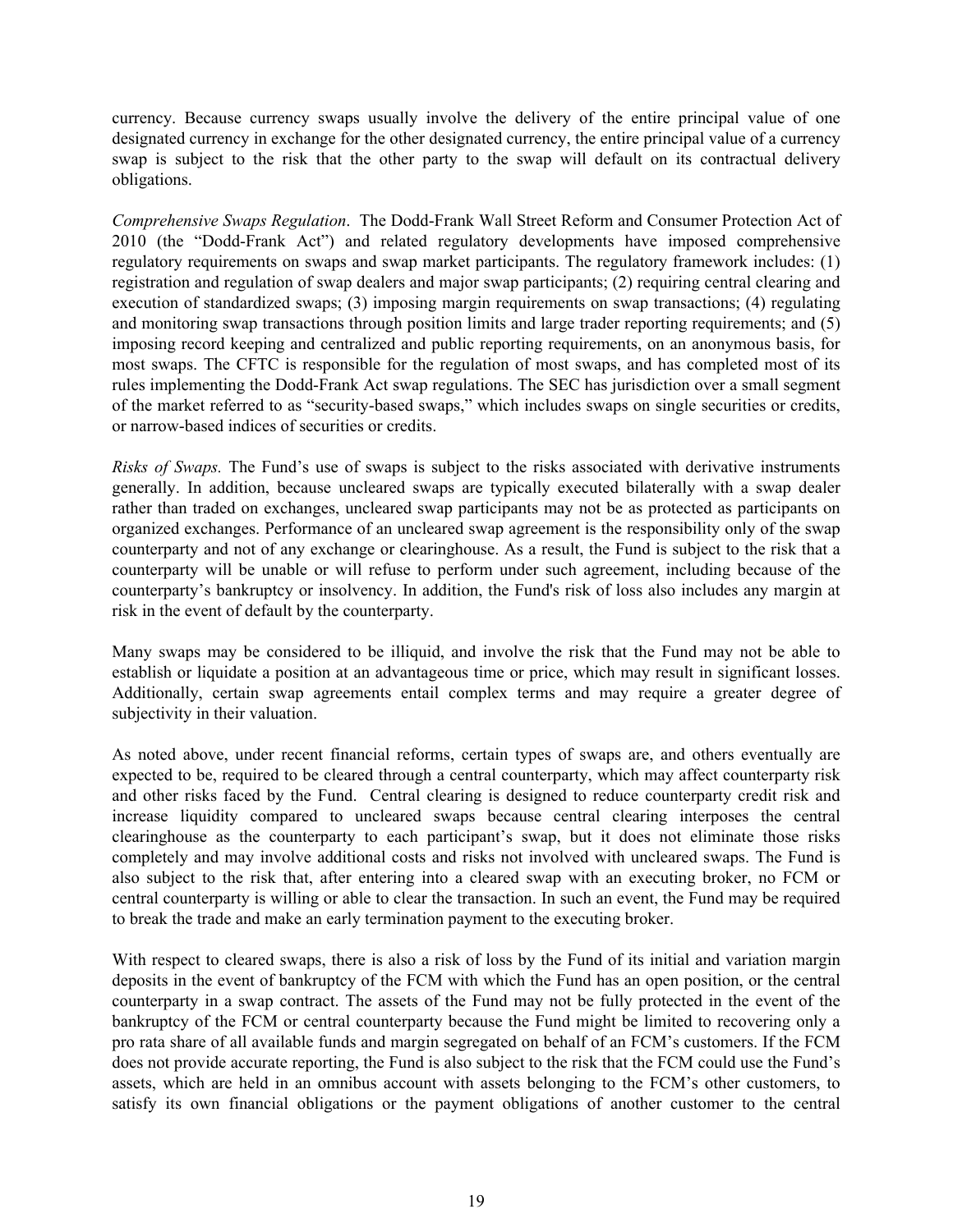currency. Because currency swaps usually involve the delivery of the entire principal value of one designated currency in exchange for the other designated currency, the entire principal value of a currency swap is subject to the risk that the other party to the swap will default on its contractual delivery obligations.

*Comprehensive Swaps Regulation*. The Dodd-Frank Wall Street Reform and Consumer Protection Act of 2010 (the "Dodd-Frank Act") and related regulatory developments have imposed comprehensive regulatory requirements on swaps and swap market participants. The regulatory framework includes: (1) registration and regulation of swap dealers and major swap participants; (2) requiring central clearing and execution of standardized swaps; (3) imposing margin requirements on swap transactions; (4) regulating and monitoring swap transactions through position limits and large trader reporting requirements; and (5) imposing record keeping and centralized and public reporting requirements, on an anonymous basis, for most swaps. The CFTC is responsible for the regulation of most swaps, and has completed most of its rules implementing the Dodd-Frank Act swap regulations. The SEC has jurisdiction over a small segment of the market referred to as "security-based swaps," which includes swaps on single securities or credits, or narrow-based indices of securities or credits.

*Risks of Swaps.* The Fund's use of swaps is subject to the risks associated with derivative instruments generally. In addition, because uncleared swaps are typically executed bilaterally with a swap dealer rather than traded on exchanges, uncleared swap participants may not be as protected as participants on organized exchanges. Performance of an uncleared swap agreement is the responsibility only of the swap counterparty and not of any exchange or clearinghouse. As a result, the Fund is subject to the risk that a counterparty will be unable or will refuse to perform under such agreement, including because of the counterparty's bankruptcy or insolvency. In addition, the Fund's risk of loss also includes any margin at risk in the event of default by the counterparty.

Many swaps may be considered to be illiquid, and involve the risk that the Fund may not be able to establish or liquidate a position at an advantageous time or price, which may result in significant losses. Additionally, certain swap agreements entail complex terms and may require a greater degree of subjectivity in their valuation.

As noted above, under recent financial reforms, certain types of swaps are, and others eventually are expected to be, required to be cleared through a central counterparty, which may affect counterparty risk and other risks faced by the Fund. Central clearing is designed to reduce counterparty credit risk and increase liquidity compared to uncleared swaps because central clearing interposes the central clearinghouse as the counterparty to each participant's swap, but it does not eliminate those risks completely and may involve additional costs and risks not involved with uncleared swaps. The Fund is also subject to the risk that, after entering into a cleared swap with an executing broker, no FCM or central counterparty is willing or able to clear the transaction. In such an event, the Fund may be required to break the trade and make an early termination payment to the executing broker.

With respect to cleared swaps, there is also a risk of loss by the Fund of its initial and variation margin deposits in the event of bankruptcy of the FCM with which the Fund has an open position, or the central counterparty in a swap contract. The assets of the Fund may not be fully protected in the event of the bankruptcy of the FCM or central counterparty because the Fund might be limited to recovering only a pro rata share of all available funds and margin segregated on behalf of an FCM's customers. If the FCM does not provide accurate reporting, the Fund is also subject to the risk that the FCM could use the Fund's assets, which are held in an omnibus account with assets belonging to the FCM's other customers, to satisfy its own financial obligations or the payment obligations of another customer to the central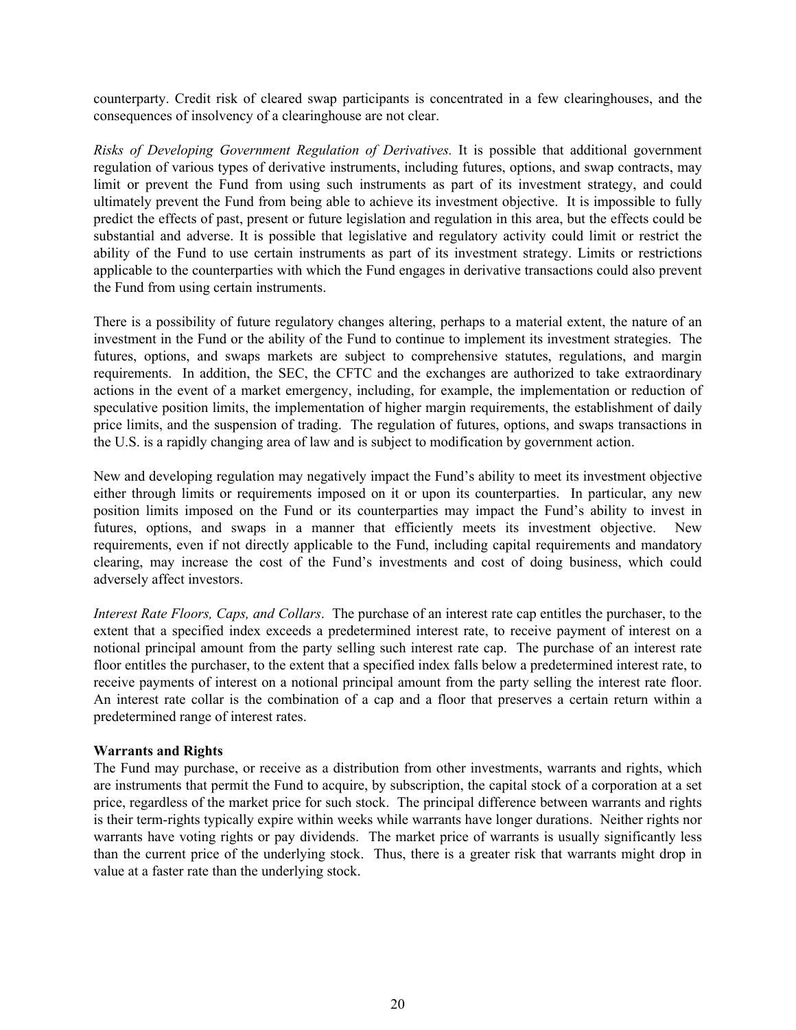counterparty. Credit risk of cleared swap participants is concentrated in a few clearinghouses, and the consequences of insolvency of a clearinghouse are not clear.

*Risks of Developing Government Regulation of Derivatives.* It is possible that additional government regulation of various types of derivative instruments, including futures, options, and swap contracts, may limit or prevent the Fund from using such instruments as part of its investment strategy, and could ultimately prevent the Fund from being able to achieve its investment objective. It is impossible to fully predict the effects of past, present or future legislation and regulation in this area, but the effects could be substantial and adverse. It is possible that legislative and regulatory activity could limit or restrict the ability of the Fund to use certain instruments as part of its investment strategy. Limits or restrictions applicable to the counterparties with which the Fund engages in derivative transactions could also prevent the Fund from using certain instruments.

There is a possibility of future regulatory changes altering, perhaps to a material extent, the nature of an investment in the Fund or the ability of the Fund to continue to implement its investment strategies. The futures, options, and swaps markets are subject to comprehensive statutes, regulations, and margin requirements. In addition, the SEC, the CFTC and the exchanges are authorized to take extraordinary actions in the event of a market emergency, including, for example, the implementation or reduction of speculative position limits, the implementation of higher margin requirements, the establishment of daily price limits, and the suspension of trading. The regulation of futures, options, and swaps transactions in the U.S. is a rapidly changing area of law and is subject to modification by government action.

New and developing regulation may negatively impact the Fund's ability to meet its investment objective either through limits or requirements imposed on it or upon its counterparties. In particular, any new position limits imposed on the Fund or its counterparties may impact the Fund's ability to invest in futures, options, and swaps in a manner that efficiently meets its investment objective. New requirements, even if not directly applicable to the Fund, including capital requirements and mandatory clearing, may increase the cost of the Fund's investments and cost of doing business, which could adversely affect investors.

*Interest Rate Floors, Caps, and Collars*. The purchase of an interest rate cap entitles the purchaser, to the extent that a specified index exceeds a predetermined interest rate, to receive payment of interest on a notional principal amount from the party selling such interest rate cap. The purchase of an interest rate floor entitles the purchaser, to the extent that a specified index falls below a predetermined interest rate, to receive payments of interest on a notional principal amount from the party selling the interest rate floor. An interest rate collar is the combination of a cap and a floor that preserves a certain return within a predetermined range of interest rates.

**Warrants and Rights**

The Fund may purchase, or receive as a distribution from other investments, warrants and rights, which are instruments that permit the Fund to acquire, by subscription, the capital stock of a corporation at a set price, regardless of the market price for such stock. The principal difference between warrants and rights is their term-rights typically expire within weeks while warrants have longer durations. Neither rights nor warrants have voting rights or pay dividends. The market price of warrants is usually significantly less than the current price of the underlying stock. Thus, there is a greater risk that warrants might drop in value at a faster rate than the underlying stock.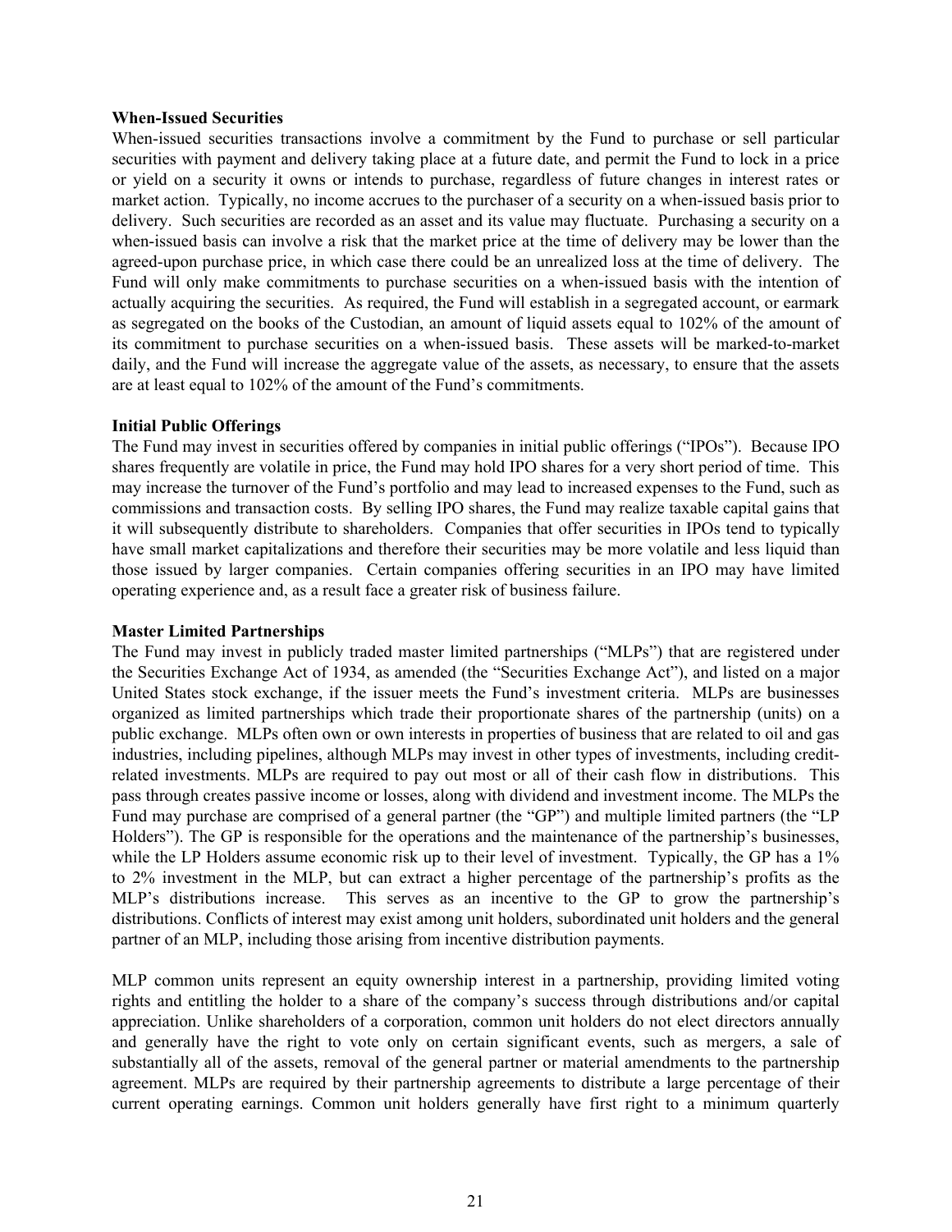**When-Issued Securities**

When-issued securities transactions involve a commitment by the Fund to purchase or sell particular securities with payment and delivery taking place at a future date, and permit the Fund to lock in a price or yield on a security it owns or intends to purchase, regardless of future changes in interest rates or market action. Typically, no income accrues to the purchaser of a security on a when-issued basis prior to delivery. Such securities are recorded as an asset and its value may fluctuate. Purchasing a security on a when-issued basis can involve a risk that the market price at the time of delivery may be lower than the agreed-upon purchase price, in which case there could be an unrealized loss at the time of delivery. The Fund will only make commitments to purchase securities on a when-issued basis with the intention of actually acquiring the securities. As required, the Fund will establish in a segregated account, or earmark as segregated on the books of the Custodian, an amount of liquid assets equal to 102% of the amount of its commitment to purchase securities on a when-issued basis. These assets will be marked-to-market daily, and the Fund will increase the aggregate value of the assets, as necessary, to ensure that the assets are at least equal to 102% of the amount of the Fund's commitments.

**Initial Public Offerings**

The Fund may invest in securities offered by companies in initial public offerings ("IPOs"). Because IPO shares frequently are volatile in price, the Fund may hold IPO shares for a very short period of time. This may increase the turnover of the Fund's portfolio and may lead to increased expenses to the Fund, such as commissions and transaction costs. By selling IPO shares, the Fund may realize taxable capital gains that it will subsequently distribute to shareholders. Companies that offer securities in IPOs tend to typically have small market capitalizations and therefore their securities may be more volatile and less liquid than those issued by larger companies. Certain companies offering securities in an IPO may have limited operating experience and, as a result face a greater risk of business failure.

**Master Limited Partnerships**

The Fund may invest in publicly traded master limited partnerships ("MLPs") that are registered under the Securities Exchange Act of 1934, as amended (the "Securities Exchange Act"), and listed on a major United States stock exchange, if the issuer meets the Fund's investment criteria. MLPs are businesses organized as limited partnerships which trade their proportionate shares of the partnership (units) on a public exchange. MLPs often own or own interests in properties of business that are related to oil and gas industries, including pipelines, although MLPs may invest in other types of investments, including credit-related investments. MLPs are required to pay out most or all of their cash flow in distributions. This pass through creates passive income or losses, along with dividend and investment income. The MLPs the Fund may purchase are comprised of a general partner (the "GP") and multiple limited partners (the "LP Holders"). The GP is responsible for the operations and the maintenance of the partnership's businesses, while the LP Holders assume economic risk up to their level of investment. Typically, the GP has a 1% to 2% investment in the MLP, but can extract a higher percentage of the partnership's profits as the MLP's distributions increase. This serves as an incentive to the GP to grow the partnership's distributions. Conflicts of interest may exist among unit holders, subordinated unit holders and the general partner of an MLP, including those arising from incentive distribution payments.

MLP common units represent an equity ownership interest in a partnership, providing limited voting rights and entitling the holder to a share of the company's success through distributions and/or capital appreciation. Unlike shareholders of a corporation, common unit holders do not elect directors annually and generally have the right to vote only on certain significant events, such as mergers, a sale of substantially all of the assets, removal of the general partner or material amendments to the partnership agreement. MLPs are required by their partnership agreements to distribute a large percentage of their current operating earnings. Common unit holders generally have first right to a minimum quarterly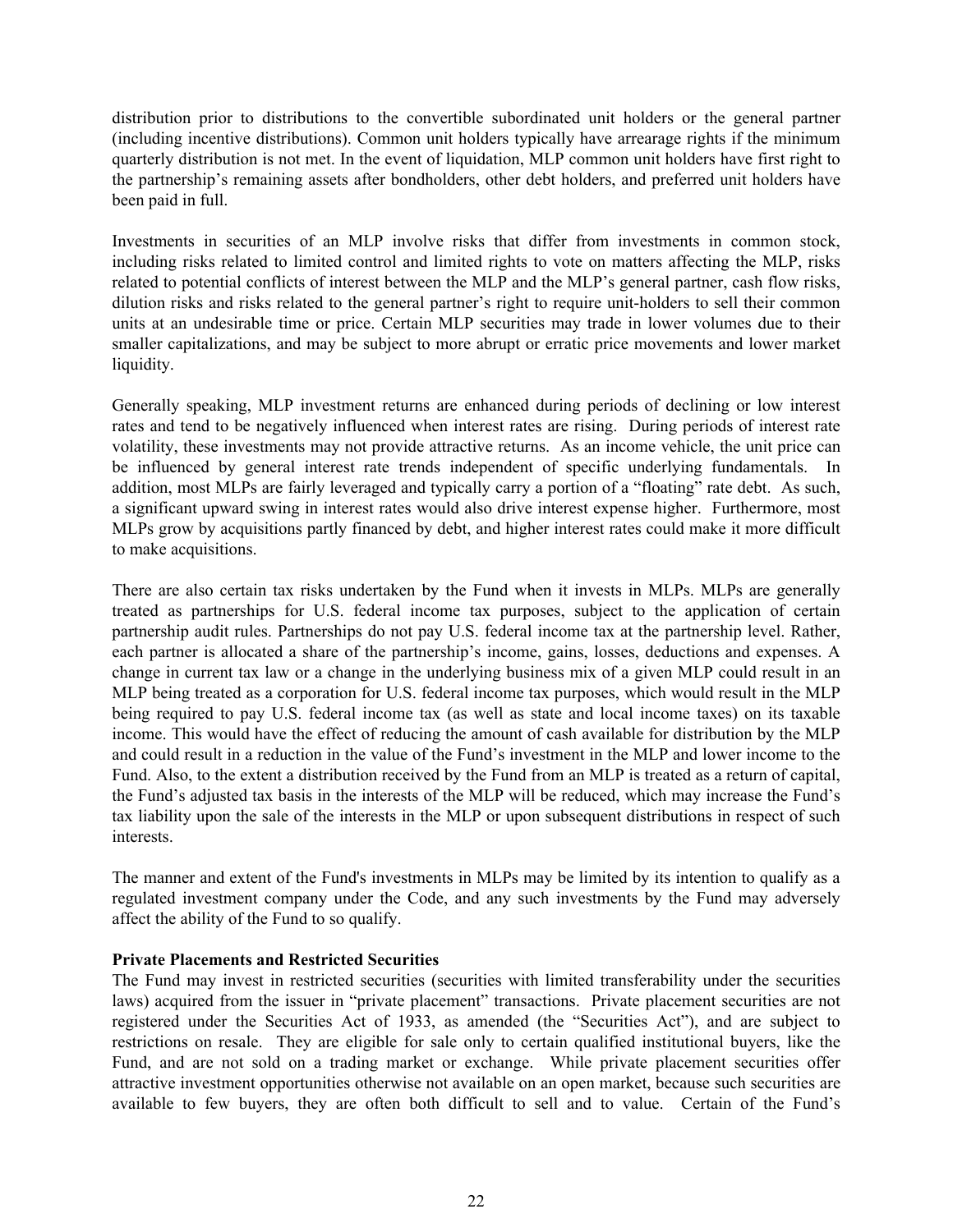distribution prior to distributions to the convertible subordinated unit holders or the general partner (including incentive distributions). Common unit holders typically have arrearage rights if the minimum quarterly distribution is not met. In the event of liquidation, MLP common unit holders have first right to the partnership's remaining assets after bondholders, other debt holders, and preferred unit holders have been paid in full.

Investments in securities of an MLP involve risks that differ from investments in common stock, including risks related to limited control and limited rights to vote on matters affecting the MLP, risks related to potential conflicts of interest between the MLP and the MLP's general partner, cash flow risks, dilution risks and risks related to the general partner's right to require unit-holders to sell their common units at an undesirable time or price. Certain MLP securities may trade in lower volumes due to their smaller capitalizations, and may be subject to more abrupt or erratic price movements and lower market liquidity.

Generally speaking, MLP investment returns are enhanced during periods of declining or low interest rates and tend to be negatively influenced when interest rates are rising. During periods of interest rate volatility, these investments may not provide attractive returns. As an income vehicle, the unit price can be influenced by general interest rate trends independent of specific underlying fundamentals. In addition, most MLPs are fairly leveraged and typically carry a portion of a "floating" rate debt. As such, a significant upward swing in interest rates would also drive interest expense higher. Furthermore, most MLPs grow by acquisitions partly financed by debt, and higher interest rates could make it more difficult to make acquisitions.

There are also certain tax risks undertaken by the Fund when it invests in MLPs. MLPs are generally treated as partnerships for U.S. federal income tax purposes, subject to the application of certain partnership audit rules. Partnerships do not pay U.S. federal income tax at the partnership level. Rather, each partner is allocated a share of the partnership's income, gains, losses, deductions and expenses. A change in current tax law or a change in the underlying business mix of a given MLP could result in an MLP being treated as a corporation for U.S. federal income tax purposes, which would result in the MLP being required to pay U.S. federal income tax (as well as state and local income taxes) on its taxable income. This would have the effect of reducing the amount of cash available for distribution by the MLP and could result in a reduction in the value of the Fund's investment in the MLP and lower income to the Fund. Also, to the extent a distribution received by the Fund from an MLP is treated as a return of capital, the Fund's adjusted tax basis in the interests of the MLP will be reduced, which may increase the Fund's tax liability upon the sale of the interests in the MLP or upon subsequent distributions in respect of such interests.

The manner and extent of the Fund's investments in MLPs may be limited by its intention to qualify as a regulated investment company under the Code, and any such investments by the Fund may adversely affect the ability of the Fund to so qualify.

**Private Placements and Restricted Securities**

The Fund may invest in restricted securities (securities with limited transferability under the securities laws) acquired from the issuer in "private placement" transactions. Private placement securities are not registered under the Securities Act of 1933, as amended (the "Securities Act"), and are subject to restrictions on resale. They are eligible for sale only to certain qualified institutional buyers, like the Fund, and are not sold on a trading market or exchange. While private placement securities offer attractive investment opportunities otherwise not available on an open market, because such securities are available to few buyers, they are often both difficult to sell and to value. Certain of the Fund's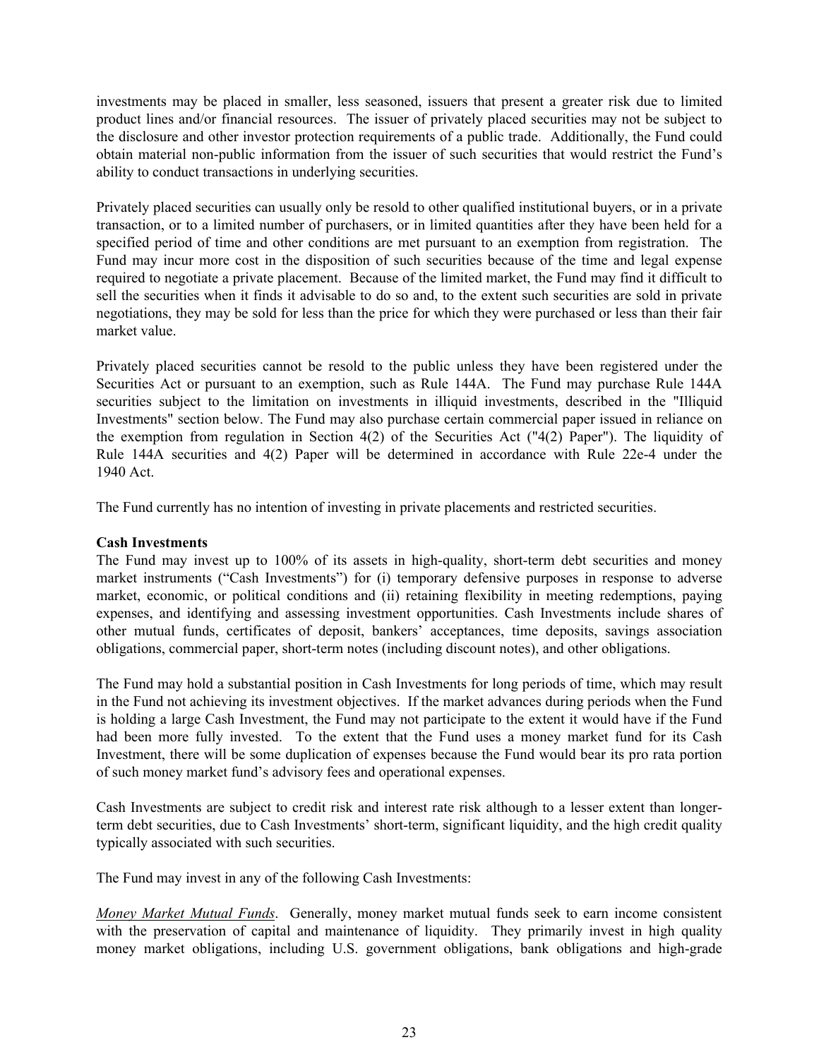investments may be placed in smaller, less seasoned, issuers that present a greater risk due to limited product lines and/or financial resources. The issuer of privately placed securities may not be subject to the disclosure and other investor protection requirements of a public trade. Additionally, the Fund could obtain material non-public information from the issuer of such securities that would restrict the Fund's ability to conduct transactions in underlying securities.

Privately placed securities can usually only be resold to other qualified institutional buyers, or in a private transaction, or to a limited number of purchasers, or in limited quantities after they have been held for a specified period of time and other conditions are met pursuant to an exemption from registration. The Fund may incur more cost in the disposition of such securities because of the time and legal expense required to negotiate a private placement. Because of the limited market, the Fund may find it difficult to sell the securities when it finds it advisable to do so and, to the extent such securities are sold in private negotiations, they may be sold for less than the price for which they were purchased or less than their fair market value.

Privately placed securities cannot be resold to the public unless they have been registered under the Securities Act or pursuant to an exemption, such as Rule 144A. The Fund may purchase Rule 144A securities subject to the limitation on investments in illiquid investments, described in the "Illiquid Investments" section below. The Fund may also purchase certain commercial paper issued in reliance on the exemption from regulation in Section 4(2) of the Securities Act ("4(2) Paper"). The liquidity of Rule 144A securities and 4(2) Paper will be determined in accordance with Rule 22e-4 under the 1940 Act.

The Fund currently has no intention of investing in private placements and restricted securities.

**Cash Investments**

The Fund may invest up to 100% of its assets in high-quality, short-term debt securities and money market instruments ("Cash Investments") for (i) temporary defensive purposes in response to adverse market, economic, or political conditions and (ii) retaining flexibility in meeting redemptions, paying expenses, and identifying and assessing investment opportunities. Cash Investments include shares of other mutual funds, certificates of deposit, bankers' acceptances, time deposits, savings association obligations, commercial paper, short-term notes (including discount notes), and other obligations.

The Fund may hold a substantial position in Cash Investments for long periods of time, which may result in the Fund not achieving its investment objectives. If the market advances during periods when the Fund is holding a large Cash Investment, the Fund may not participate to the extent it would have if the Fund had been more fully invested. To the extent that the Fund uses a money market fund for its Cash Investment, there will be some duplication of expenses because the Fund would bear its pro rata portion of such money market fund's advisory fees and operational expenses.

Cash Investments are subject to credit risk and interest rate risk although to a lesser extent than longer-term debt securities, due to Cash Investments' short-term, significant liquidity, and the high credit quality typically associated with such securities.

The Fund may invest in any of the following Cash Investments:

*Money Market Mutual Funds*. Generally, money market mutual funds seek to earn income consistent with the preservation of capital and maintenance of liquidity. They primarily invest in high quality money market obligations, including U.S. government obligations, bank obligations and high-grade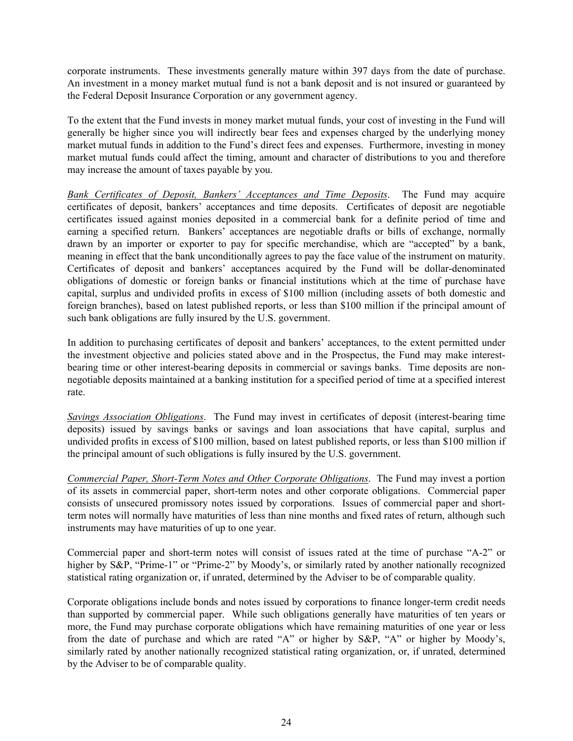corporate instruments. These investments generally mature within 397 days from the date of purchase. An investment in a money market mutual fund is not a bank deposit and is not insured or guaranteed by the Federal Deposit Insurance Corporation or any government agency.

To the extent that the Fund invests in money market mutual funds, your cost of investing in the Fund will generally be higher since you will indirectly bear fees and expenses charged by the underlying money market mutual funds in addition to the Fund's direct fees and expenses. Furthermore, investing in money market mutual funds could affect the timing, amount and character of distributions to you and therefore may increase the amount of taxes payable by you.

*Bank Certificates of Deposit, Bankers' Acceptances and Time Deposits*. The Fund may acquire certificates of deposit, bankers' acceptances and time deposits. Certificates of deposit are negotiable certificates issued against monies deposited in a commercial bank for a definite period of time and earning a specified return. Bankers' acceptances are negotiable drafts or bills of exchange, normally drawn by an importer or exporter to pay for specific merchandise, which are "accepted" by a bank, meaning in effect that the bank unconditionally agrees to pay the face value of the instrument on maturity. Certificates of deposit and bankers' acceptances acquired by the Fund will be dollar-denominated obligations of domestic or foreign banks or financial institutions which at the time of purchase have capital, surplus and undivided profits in excess of $100 million (including assets of both domestic and foreign branches), based on latest published reports, or less than $100 million if the principal amount of such bank obligations are fully insured by the U.S. government.

In addition to purchasing certificates of deposit and bankers' acceptances, to the extent permitted under the investment objective and policies stated above and in the Prospectus, the Fund may make interest-bearing time or other interest-bearing deposits in commercial or savings banks. Time deposits are non-negotiable deposits maintained at a banking institution for a specified period of time at a specified interest rate.

*Savings Association Obligations*. The Fund may invest in certificates of deposit (interest-bearing time deposits) issued by savings banks or savings and loan associations that have capital, surplus and undivided profits in excess of $100 million, based on latest published reports, or less than $100 million if the principal amount of such obligations is fully insured by the U.S. government.

*Commercial Paper, Short-Term Notes and Other Corporate Obligations*. The Fund may invest a portion of its assets in commercial paper, short-term notes and other corporate obligations. Commercial paper consists of unsecured promissory notes issued by corporations. Issues of commercial paper and short-term notes will normally have maturities of less than nine months and fixed rates of return, although such instruments may have maturities of up to one year.

Commercial paper and short-term notes will consist of issues rated at the time of purchase "A-2" or higher by S&P, "Prime-1" or "Prime-2" by Moody's, or similarly rated by another nationally recognized statistical rating organization or, if unrated, determined by the Adviser to be of comparable quality.

Corporate obligations include bonds and notes issued by corporations to finance longer-term credit needs than supported by commercial paper. While such obligations generally have maturities of ten years or more, the Fund may purchase corporate obligations which have remaining maturities of one year or less from the date of purchase and which are rated "A" or higher by S&P, "A" or higher by Moody's, similarly rated by another nationally recognized statistical rating organization, or, if unrated, determined by the Adviser to be of comparable quality.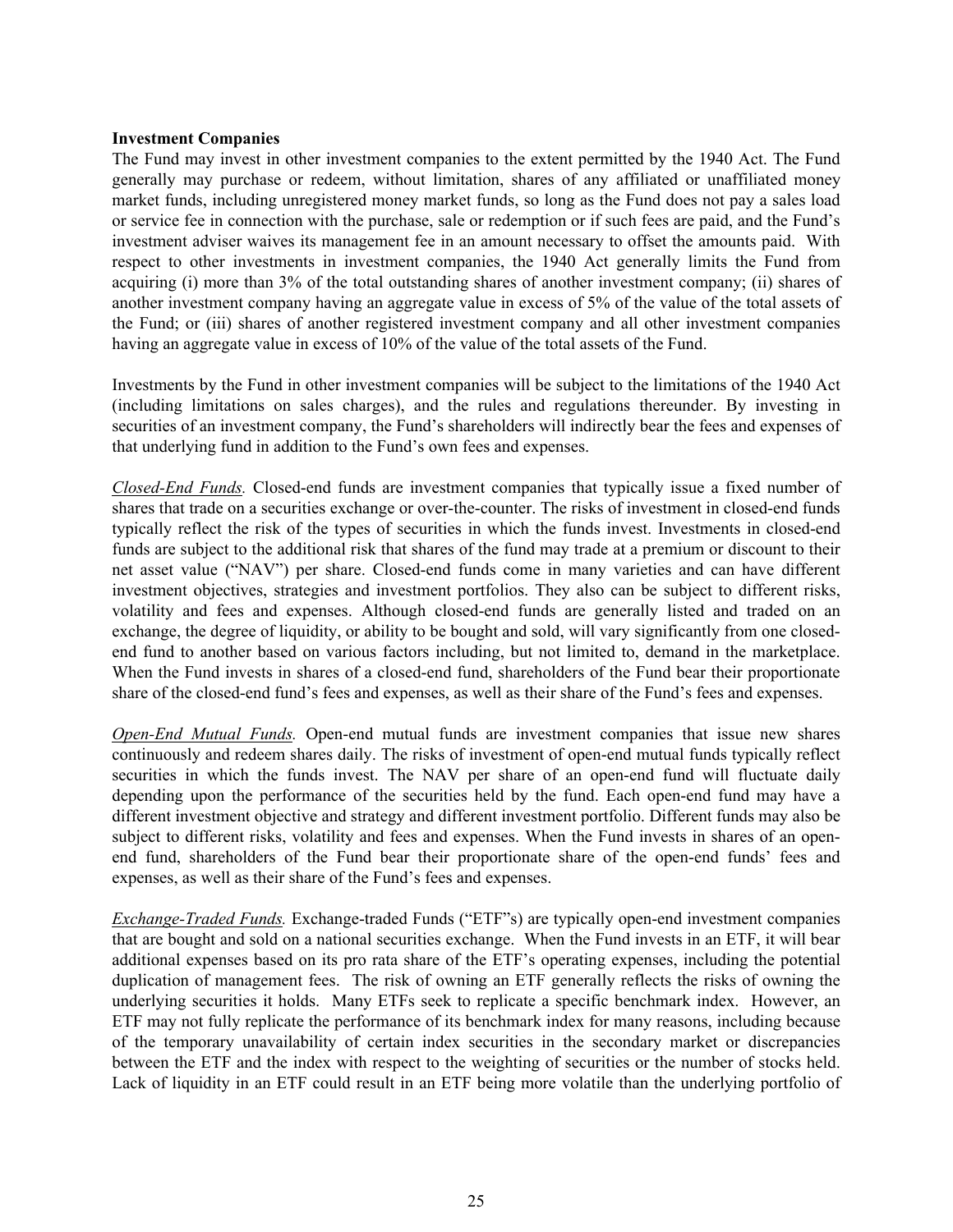**Investment Companies**

The Fund may invest in other investment companies to the extent permitted by the 1940 Act. The Fund generally may purchase or redeem, without limitation, shares of any affiliated or unaffiliated money market funds, including unregistered money market funds, so long as the Fund does not pay a sales load or service fee in connection with the purchase, sale or redemption or if such fees are paid, and the Fund's investment adviser waives its management fee in an amount necessary to offset the amounts paid. With respect to other investments in investment companies, the 1940 Act generally limits the Fund from acquiring (i) more than 3% of the total outstanding shares of another investment company; (ii) shares of another investment company having an aggregate value in excess of 5% of the value of the total assets of the Fund; or (iii) shares of another registered investment company and all other investment companies having an aggregate value in excess of 10% of the value of the total assets of the Fund.

Investments by the Fund in other investment companies will be subject to the limitations of the 1940 Act (including limitations on sales charges), and the rules and regulations thereunder. By investing in securities of an investment company, the Fund's shareholders will indirectly bear the fees and expenses of that underlying fund in addition to the Fund's own fees and expenses.

*Closed-End Funds.* Closed-end funds are investment companies that typically issue a fixed number of shares that trade on a securities exchange or over-the-counter. The risks of investment in closed-end funds typically reflect the risk of the types of securities in which the funds invest. Investments in closed-end funds are subject to the additional risk that shares of the fund may trade at a premium or discount to their net asset value ("NAV") per share. Closed-end funds come in many varieties and can have different investment objectives, strategies and investment portfolios. They also can be subject to different risks, volatility and fees and expenses. Although closed-end funds are generally listed and traded on an exchange, the degree of liquidity, or ability to be bought and sold, will vary significantly from one closed-end fund to another based on various factors including, but not limited to, demand in the marketplace. When the Fund invests in shares of a closed-end fund, shareholders of the Fund bear their proportionate share of the closed-end fund's fees and expenses, as well as their share of the Fund's fees and expenses.

*Open-End Mutual Funds.* Open-end mutual funds are investment companies that issue new shares continuously and redeem shares daily. The risks of investment of open-end mutual funds typically reflect securities in which the funds invest. The NAV per share of an open-end fund will fluctuate daily depending upon the performance of the securities held by the fund. Each open-end fund may have a different investment objective and strategy and different investment portfolio. Different funds may also be subject to different risks, volatility and fees and expenses. When the Fund invests in shares of an open-end fund, shareholders of the Fund bear their proportionate share of the open-end funds' fees and expenses, as well as their share of the Fund's fees and expenses.

*Exchange-Traded Funds.* Exchange-traded Funds ("ETF"s) are typically open-end investment companies that are bought and sold on a national securities exchange. When the Fund invests in an ETF, it will bear additional expenses based on its pro rata share of the ETF's operating expenses, including the potential duplication of management fees. The risk of owning an ETF generally reflects the risks of owning the underlying securities it holds. Many ETFs seek to replicate a specific benchmark index. However, an ETF may not fully replicate the performance of its benchmark index for many reasons, including because of the temporary unavailability of certain index securities in the secondary market or discrepancies between the ETF and the index with respect to the weighting of securities or the number of stocks held. Lack of liquidity in an ETF could result in an ETF being more volatile than the underlying portfolio of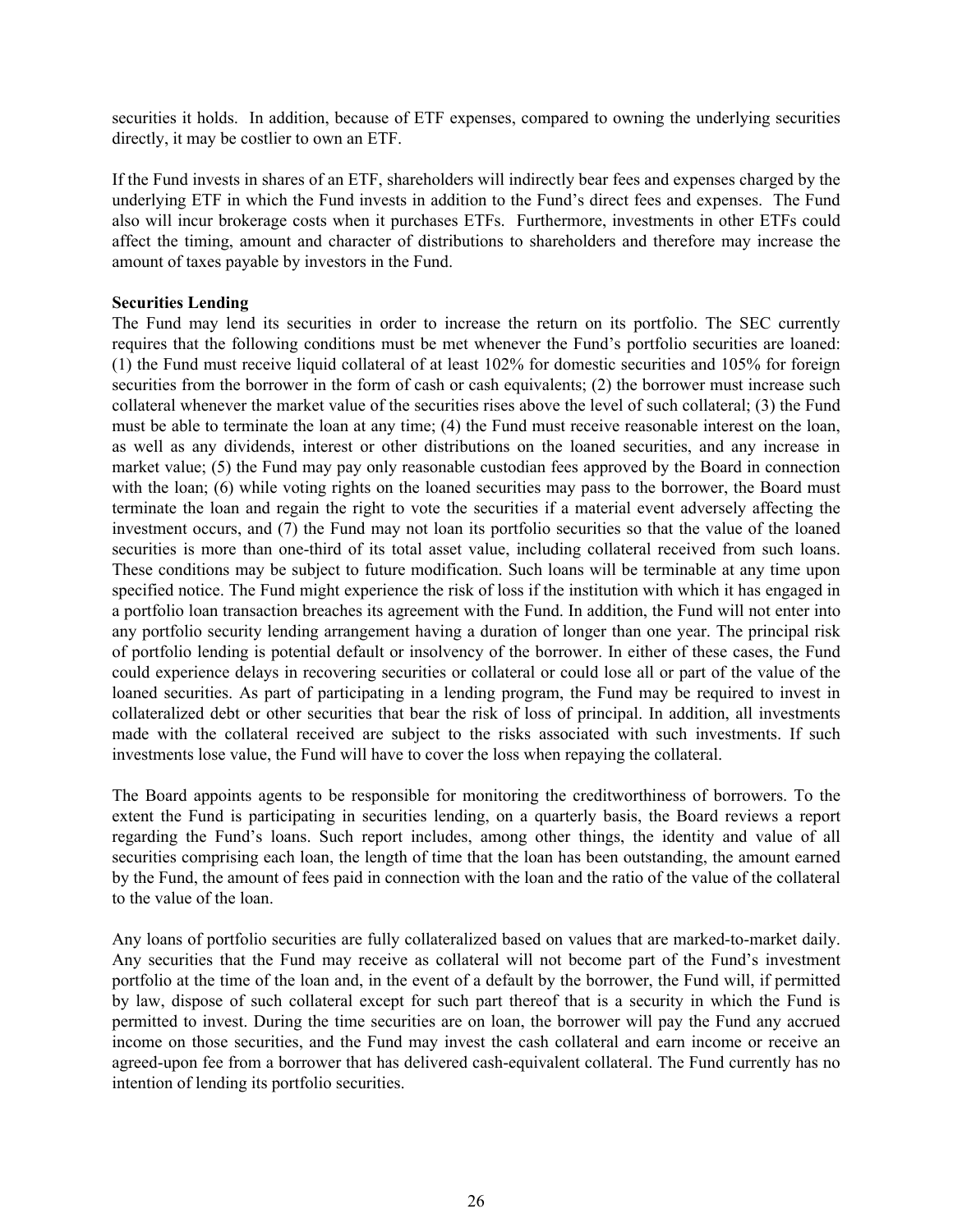securities it holds. In addition, because of ETF expenses, compared to owning the underlying securities directly, it may be costlier to own an ETF.

If the Fund invests in shares of an ETF, shareholders will indirectly bear fees and expenses charged by the underlying ETF in which the Fund invests in addition to the Fund's direct fees and expenses. The Fund also will incur brokerage costs when it purchases ETFs. Furthermore, investments in other ETFs could affect the timing, amount and character of distributions to shareholders and therefore may increase the amount of taxes payable by investors in the Fund.

**Securities Lending**

The Fund may lend its securities in order to increase the return on its portfolio. The SEC currently requires that the following conditions must be met whenever the Fund's portfolio securities are loaned: (1) the Fund must receive liquid collateral of at least 102% for domestic securities and 105% for foreign securities from the borrower in the form of cash or cash equivalents; (2) the borrower must increase such collateral whenever the market value of the securities rises above the level of such collateral; (3) the Fund must be able to terminate the loan at any time; (4) the Fund must receive reasonable interest on the loan, as well as any dividends, interest or other distributions on the loaned securities, and any increase in market value; (5) the Fund may pay only reasonable custodian fees approved by the Board in connection with the loan; (6) while voting rights on the loaned securities may pass to the borrower, the Board must terminate the loan and regain the right to vote the securities if a material event adversely affecting the investment occurs, and (7) the Fund may not loan its portfolio securities so that the value of the loaned securities is more than one-third of its total asset value, including collateral received from such loans. These conditions may be subject to future modification. Such loans will be terminable at any time upon specified notice. The Fund might experience the risk of loss if the institution with which it has engaged in a portfolio loan transaction breaches its agreement with the Fund. In addition, the Fund will not enter into any portfolio security lending arrangement having a duration of longer than one year. The principal risk of portfolio lending is potential default or insolvency of the borrower. In either of these cases, the Fund could experience delays in recovering securities or collateral or could lose all or part of the value of the loaned securities. As part of participating in a lending program, the Fund may be required to invest in collateralized debt or other securities that bear the risk of loss of principal. In addition, all investments made with the collateral received are subject to the risks associated with such investments. If such investments lose value, the Fund will have to cover the loss when repaying the collateral.

The Board appoints agents to be responsible for monitoring the creditworthiness of borrowers. To the extent the Fund is participating in securities lending, on a quarterly basis, the Board reviews a report regarding the Fund's loans. Such report includes, among other things, the identity and value of all securities comprising each loan, the length of time that the loan has been outstanding, the amount earned by the Fund, the amount of fees paid in connection with the loan and the ratio of the value of the collateral to the value of the loan.

Any loans of portfolio securities are fully collateralized based on values that are marked-to-market daily. Any securities that the Fund may receive as collateral will not become part of the Fund's investment portfolio at the time of the loan and, in the event of a default by the borrower, the Fund will, if permitted by law, dispose of such collateral except for such part thereof that is a security in which the Fund is permitted to invest. During the time securities are on loan, the borrower will pay the Fund any accrued income on those securities, and the Fund may invest the cash collateral and earn income or receive an agreed-upon fee from a borrower that has delivered cash-equivalent collateral. The Fund currently has no intention of lending its portfolio securities.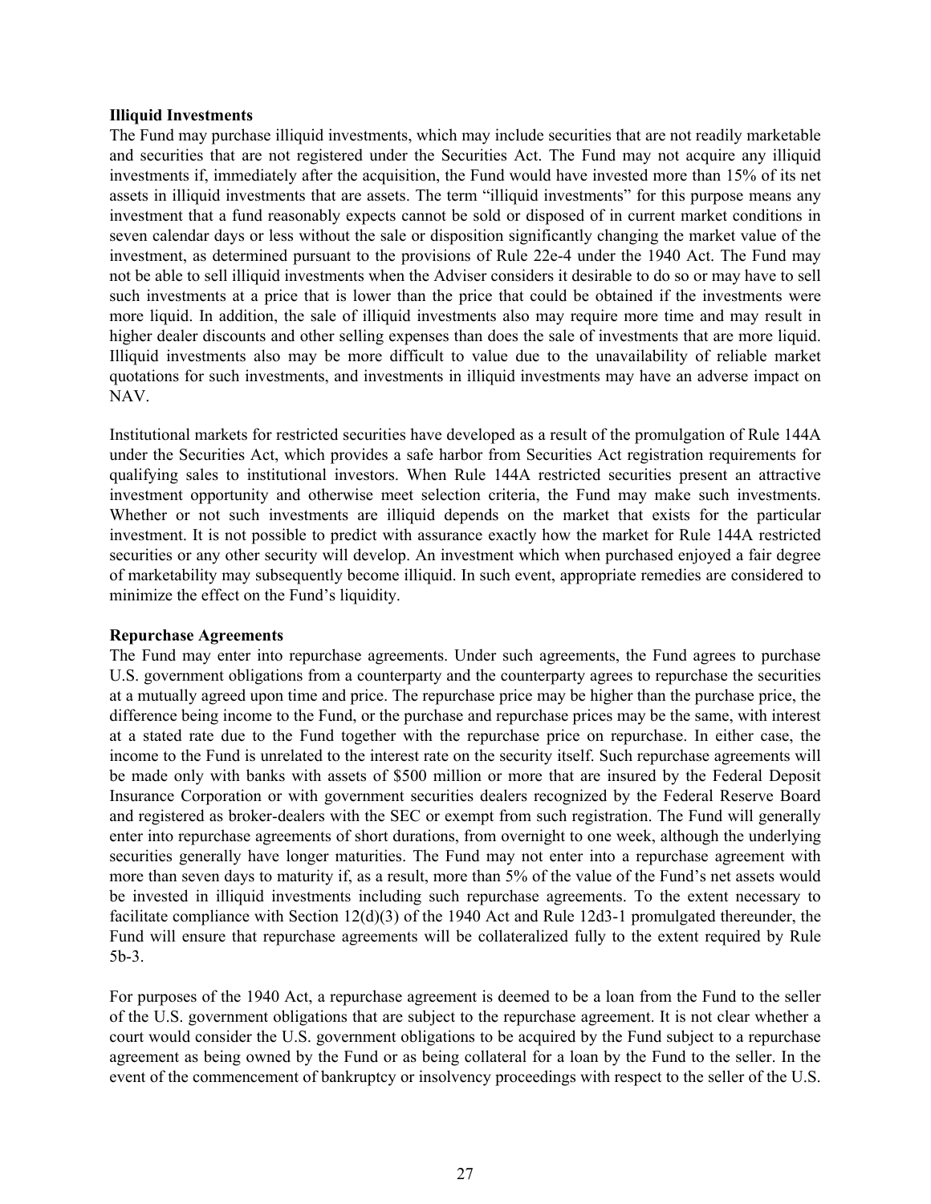**Illiquid Investments**

The Fund may purchase illiquid investments, which may include securities that are not readily marketable and securities that are not registered under the Securities Act. The Fund may not acquire any illiquid investments if, immediately after the acquisition, the Fund would have invested more than 15% of its net assets in illiquid investments that are assets. The term "illiquid investments" for this purpose means any investment that a fund reasonably expects cannot be sold or disposed of in current market conditions in seven calendar days or less without the sale or disposition significantly changing the market value of the investment, as determined pursuant to the provisions of Rule 22e-4 under the 1940 Act. The Fund may not be able to sell illiquid investments when the Adviser considers it desirable to do so or may have to sell such investments at a price that is lower than the price that could be obtained if the investments were more liquid. In addition, the sale of illiquid investments also may require more time and may result in higher dealer discounts and other selling expenses than does the sale of investments that are more liquid. Illiquid investments also may be more difficult to value due to the unavailability of reliable market quotations for such investments, and investments in illiquid investments may have an adverse impact on NAV.

Institutional markets for restricted securities have developed as a result of the promulgation of Rule 144A under the Securities Act, which provides a safe harbor from Securities Act registration requirements for qualifying sales to institutional investors. When Rule 144A restricted securities present an attractive investment opportunity and otherwise meet selection criteria, the Fund may make such investments. Whether or not such investments are illiquid depends on the market that exists for the particular investment. It is not possible to predict with assurance exactly how the market for Rule 144A restricted securities or any other security will develop. An investment which when purchased enjoyed a fair degree of marketability may subsequently become illiquid. In such event, appropriate remedies are considered to minimize the effect on the Fund's liquidity.

**Repurchase Agreements**

The Fund may enter into repurchase agreements. Under such agreements, the Fund agrees to purchase U.S. government obligations from a counterparty and the counterparty agrees to repurchase the securities at a mutually agreed upon time and price. The repurchase price may be higher than the purchase price, the difference being income to the Fund, or the purchase and repurchase prices may be the same, with interest at a stated rate due to the Fund together with the repurchase price on repurchase. In either case, the income to the Fund is unrelated to the interest rate on the security itself. Such repurchase agreements will be made only with banks with assets of $500 million or more that are insured by the Federal Deposit Insurance Corporation or with government securities dealers recognized by the Federal Reserve Board and registered as broker-dealers with the SEC or exempt from such registration. The Fund will generally enter into repurchase agreements of short durations, from overnight to one week, although the underlying securities generally have longer maturities. The Fund may not enter into a repurchase agreement with more than seven days to maturity if, as a result, more than 5% of the value of the Fund's net assets would be invested in illiquid investments including such repurchase agreements. To the extent necessary to facilitate compliance with Section 12(d)(3) of the 1940 Act and Rule 12d3-1 promulgated thereunder, the Fund will ensure that repurchase agreements will be collateralized fully to the extent required by Rule 5b-3.

For purposes of the 1940 Act, a repurchase agreement is deemed to be a loan from the Fund to the seller of the U.S. government obligations that are subject to the repurchase agreement. It is not clear whether a court would consider the U.S. government obligations to be acquired by the Fund subject to a repurchase agreement as being owned by the Fund or as being collateral for a loan by the Fund to the seller. In the event of the commencement of bankruptcy or insolvency proceedings with respect to the seller of the U.S.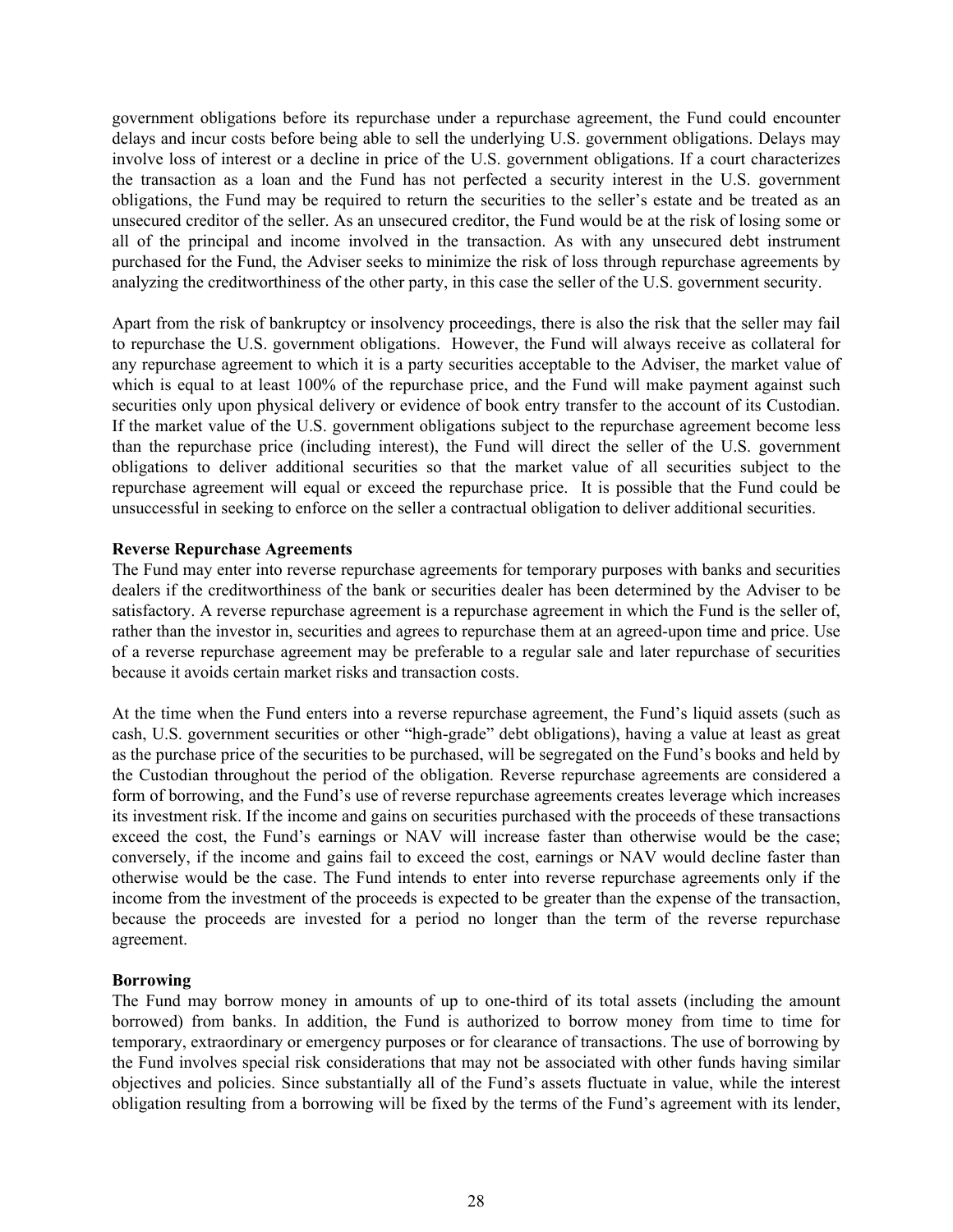government obligations before its repurchase under a repurchase agreement, the Fund could encounter delays and incur costs before being able to sell the underlying U.S. government obligations. Delays may involve loss of interest or a decline in price of the U.S. government obligations. If a court characterizes the transaction as a loan and the Fund has not perfected a security interest in the U.S. government obligations, the Fund may be required to return the securities to the seller's estate and be treated as an unsecured creditor of the seller. As an unsecured creditor, the Fund would be at the risk of losing some or all of the principal and income involved in the transaction. As with any unsecured debt instrument purchased for the Fund, the Adviser seeks to minimize the risk of loss through repurchase agreements by analyzing the creditworthiness of the other party, in this case the seller of the U.S. government security.

Apart from the risk of bankruptcy or insolvency proceedings, there is also the risk that the seller may fail to repurchase the U.S. government obligations. However, the Fund will always receive as collateral for any repurchase agreement to which it is a party securities acceptable to the Adviser, the market value of which is equal to at least 100% of the repurchase price, and the Fund will make payment against such securities only upon physical delivery or evidence of book entry transfer to the account of its Custodian. If the market value of the U.S. government obligations subject to the repurchase agreement become less than the repurchase price (including interest), the Fund will direct the seller of the U.S. government obligations to deliver additional securities so that the market value of all securities subject to the repurchase agreement will equal or exceed the repurchase price. It is possible that the Fund could be unsuccessful in seeking to enforce on the seller a contractual obligation to deliver additional securities.

**Reverse Repurchase Agreements**

The Fund may enter into reverse repurchase agreements for temporary purposes with banks and securities dealers if the creditworthiness of the bank or securities dealer has been determined by the Adviser to be satisfactory. A reverse repurchase agreement is a repurchase agreement in which the Fund is the seller of, rather than the investor in, securities and agrees to repurchase them at an agreed-upon time and price. Use of a reverse repurchase agreement may be preferable to a regular sale and later repurchase of securities because it avoids certain market risks and transaction costs.

At the time when the Fund enters into a reverse repurchase agreement, the Fund's liquid assets (such as cash, U.S. government securities or other "high-grade" debt obligations), having a value at least as great as the purchase price of the securities to be purchased, will be segregated on the Fund's books and held by the Custodian throughout the period of the obligation. Reverse repurchase agreements are considered a form of borrowing, and the Fund's use of reverse repurchase agreements creates leverage which increases its investment risk. If the income and gains on securities purchased with the proceeds of these transactions exceed the cost, the Fund's earnings or NAV will increase faster than otherwise would be the case; conversely, if the income and gains fail to exceed the cost, earnings or NAV would decline faster than otherwise would be the case. The Fund intends to enter into reverse repurchase agreements only if the income from the investment of the proceeds is expected to be greater than the expense of the transaction, because the proceeds are invested for a period no longer than the term of the reverse repurchase agreement.

**Borrowing**

The Fund may borrow money in amounts of up to one-third of its total assets (including the amount borrowed) from banks. In addition, the Fund is authorized to borrow money from time to time for temporary, extraordinary or emergency purposes or for clearance of transactions. The use of borrowing by the Fund involves special risk considerations that may not be associated with other funds having similar objectives and policies. Since substantially all of the Fund's assets fluctuate in value, while the interest obligation resulting from a borrowing will be fixed by the terms of the Fund's agreement with its lender,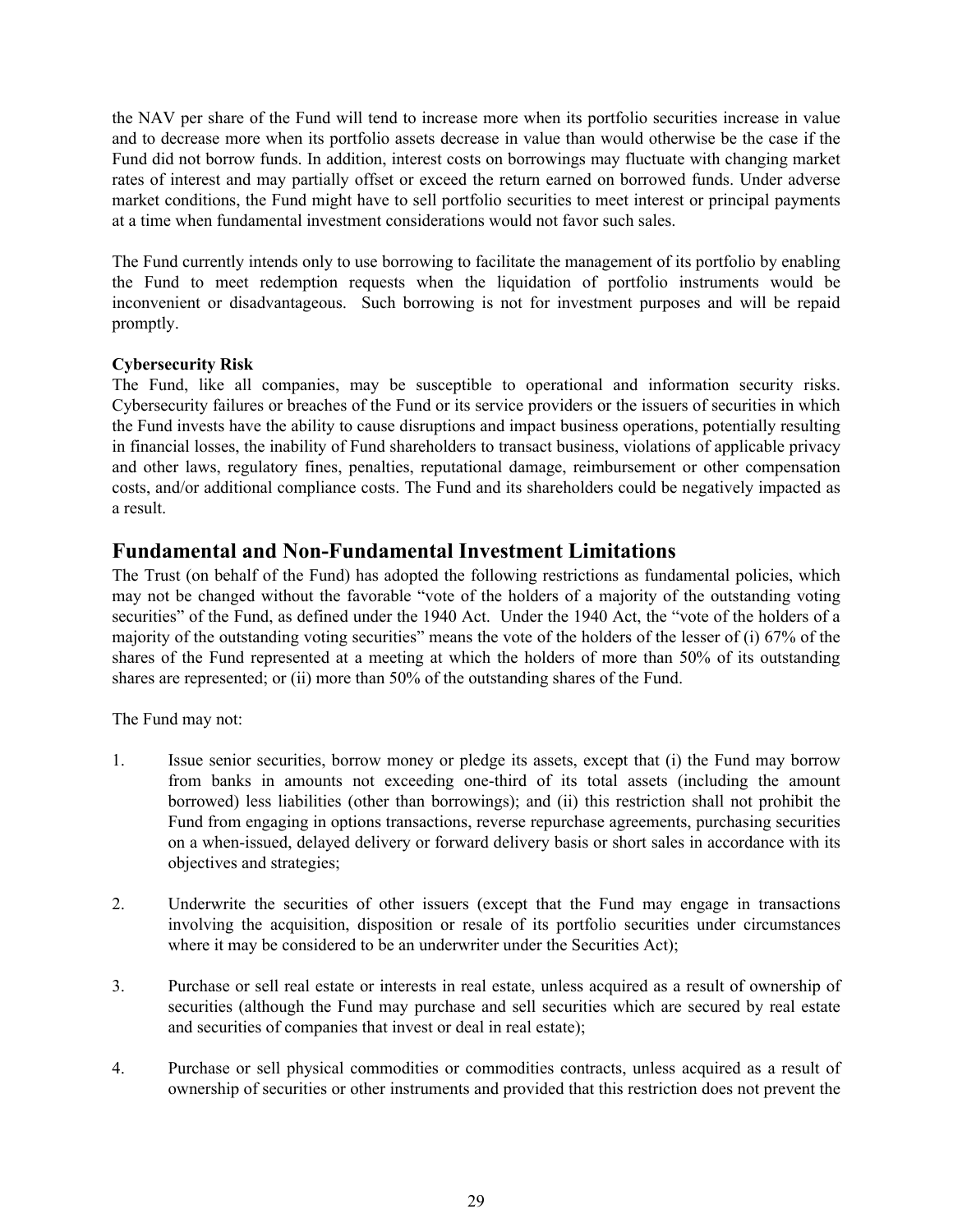the NAV per share of the Fund will tend to increase more when its portfolio securities increase in value and to decrease more when its portfolio assets decrease in value than would otherwise be the case if the Fund did not borrow funds. In addition, interest costs on borrowings may fluctuate with changing market rates of interest and may partially offset or exceed the return earned on borrowed funds. Under adverse market conditions, the Fund might have to sell portfolio securities to meet interest or principal payments at a time when fundamental investment considerations would not favor such sales.

The Fund currently intends only to use borrowing to facilitate the management of its portfolio by enabling the Fund to meet redemption requests when the liquidation of portfolio instruments would be inconvenient or disadvantageous. Such borrowing is not for investment purposes and will be repaid promptly.

**Cybersecurity Risk**

The Fund, like all companies, may be susceptible to operational and information security risks. Cybersecurity failures or breaches of the Fund or its service providers or the issuers of securities in which the Fund invests have the ability to cause disruptions and impact business operations, potentially resulting in financial losses, the inability of Fund shareholders to transact business, violations of applicable privacy and other laws, regulatory fines, penalties, reputational damage, reimbursement or other compensation costs, and/or additional compliance costs. The Fund and its shareholders could be negatively impacted as a result.

## Fundamental and Non-Fundamental Investment Limitations

The Trust (on behalf of the Fund) has adopted the following restrictions as fundamental policies, which may not be changed without the favorable "vote of the holders of a majority of the outstanding voting securities" of the Fund, as defined under the 1940 Act. Under the 1940 Act, the "vote of the holders of a majority of the outstanding voting securities" means the vote of the holders of the lesser of (i) 67% of the shares of the Fund represented at a meeting at which the holders of more than 50% of its outstanding shares are represented; or (ii) more than 50% of the outstanding shares of the Fund.

The Fund may not:

1. Issue senior securities, borrow money or pledge its assets, except that (i) the Fund may borrow from banks in amounts not exceeding one-third of its total assets (including the amount borrowed) less liabilities (other than borrowings); and (ii) this restriction shall not prohibit the Fund from engaging in options transactions, reverse repurchase agreements, purchasing securities on a when-issued, delayed delivery or forward delivery basis or short sales in accordance with its objectives and strategies;

2. Underwrite the securities of other issuers (except that the Fund may engage in transactions involving the acquisition, disposition or resale of its portfolio securities under circumstances where it may be considered to be an underwriter under the Securities Act);

3. Purchase or sell real estate or interests in real estate, unless acquired as a result of ownership of securities (although the Fund may purchase and sell securities which are secured by real estate and securities of companies that invest or deal in real estate);

4. Purchase or sell physical commodities or commodities contracts, unless acquired as a result of ownership of securities or other instruments and provided that this restriction does not prevent the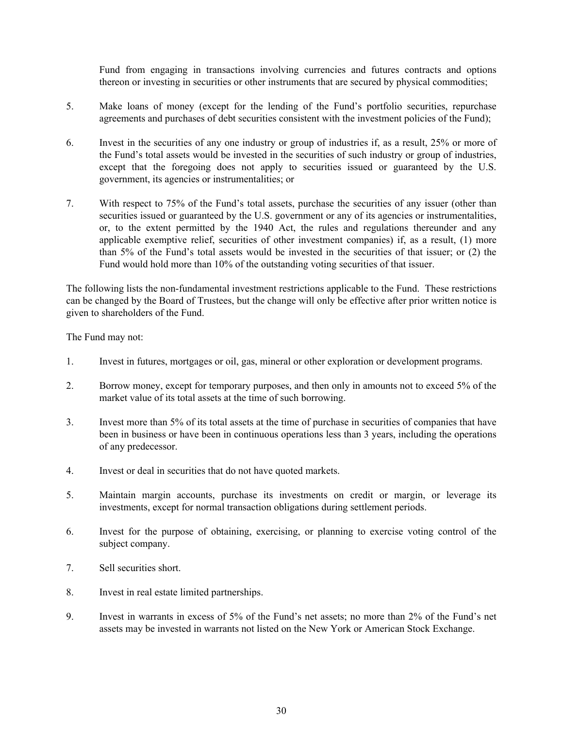Fund from engaging in transactions involving currencies and futures contracts and options thereon or investing in securities or other instruments that are secured by physical commodities;

5. Make loans of money (except for the lending of the Fund's portfolio securities, repurchase agreements and purchases of debt securities consistent with the investment policies of the Fund);

6. Invest in the securities of any one industry or group of industries if, as a result, 25% or more of the Fund's total assets would be invested in the securities of such industry or group of industries, except that the foregoing does not apply to securities issued or guaranteed by the U.S. government, its agencies or instrumentalities; or

7. With respect to 75% of the Fund's total assets, purchase the securities of any issuer (other than securities issued or guaranteed by the U.S. government or any of its agencies or instrumentalities, or, to the extent permitted by the 1940 Act, the rules and regulations thereunder and any applicable exemptive relief, securities of other investment companies) if, as a result, (1) more than 5% of the Fund's total assets would be invested in the securities of that issuer; or (2) the Fund would hold more than 10% of the outstanding voting securities of that issuer.

The following lists the non-fundamental investment restrictions applicable to the Fund. These restrictions can be changed by the Board of Trustees, but the change will only be effective after prior written notice is given to shareholders of the Fund.

The Fund may not:

1. Invest in futures, mortgages or oil, gas, mineral or other exploration or development programs.

2. Borrow money, except for temporary purposes, and then only in amounts not to exceed 5% of the market value of its total assets at the time of such borrowing.

3. Invest more than 5% of its total assets at the time of purchase in securities of companies that have been in business or have been in continuous operations less than 3 years, including the operations of any predecessor.

4. Invest or deal in securities that do not have quoted markets.

5. Maintain margin accounts, purchase its investments on credit or margin, or leverage its investments, except for normal transaction obligations during settlement periods.

6. Invest for the purpose of obtaining, exercising, or planning to exercise voting control of the subject company.

7. Sell securities short.

8. Invest in real estate limited partnerships.

9. Invest in warrants in excess of 5% of the Fund's net assets; no more than 2% of the Fund's net assets may be invested in warrants not listed on the New York or American Stock Exchange.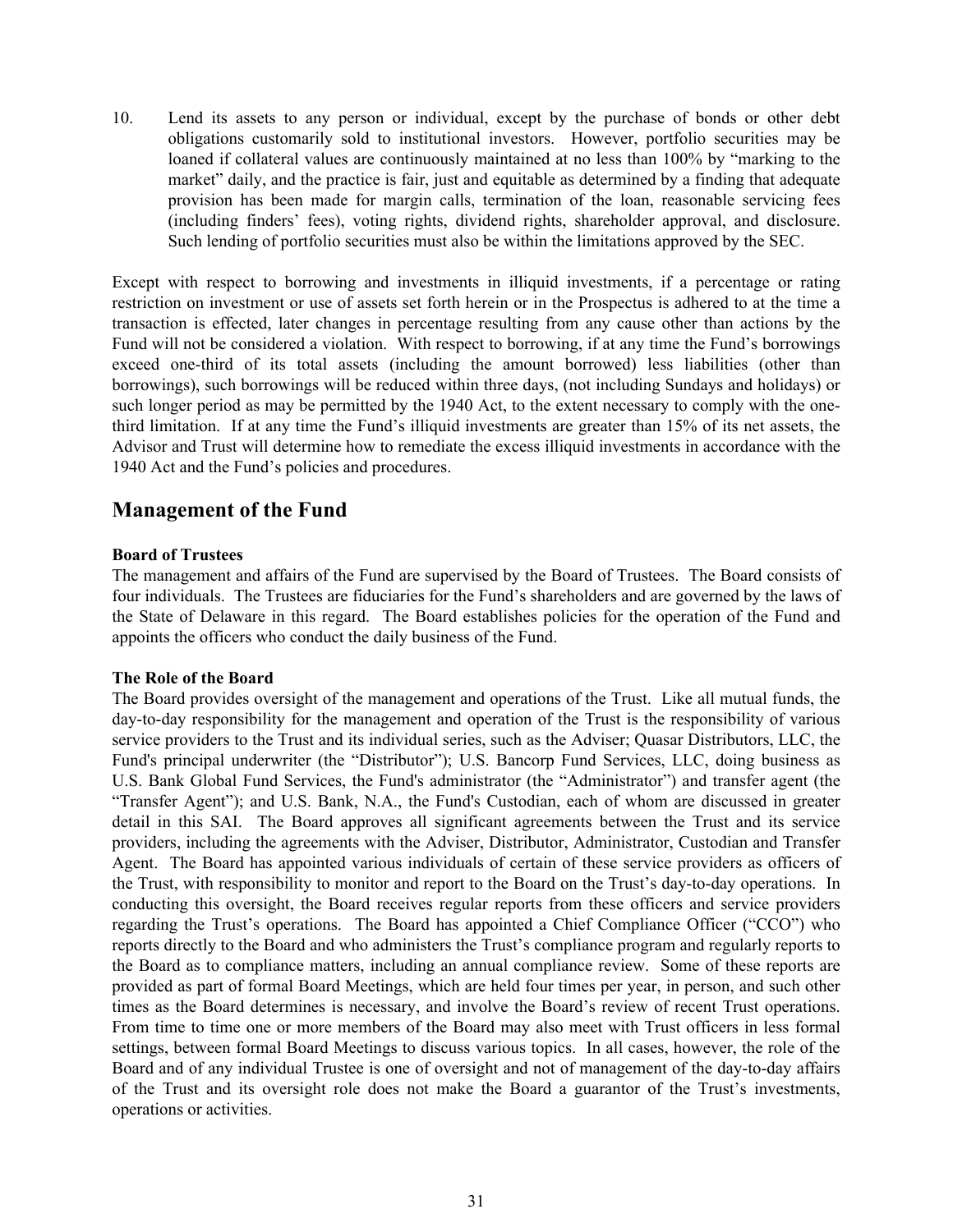10. Lend its assets to any person or individual, except by the purchase of bonds or other debt obligations customarily sold to institutional investors. However, portfolio securities may be loaned if collateral values are continuously maintained at no less than 100% by "marking to the market" daily, and the practice is fair, just and equitable as determined by a finding that adequate provision has been made for margin calls, termination of the loan, reasonable servicing fees (including finders' fees), voting rights, dividend rights, shareholder approval, and disclosure. Such lending of portfolio securities must also be within the limitations approved by the SEC.

Except with respect to borrowing and investments in illiquid investments, if a percentage or rating restriction on investment or use of assets set forth herein or in the Prospectus is adhered to at the time a transaction is effected, later changes in percentage resulting from any cause other than actions by the Fund will not be considered a violation. With respect to borrowing, if at any time the Fund's borrowings exceed one-third of its total assets (including the amount borrowed) less liabilities (other than borrowings), such borrowings will be reduced within three days, (not including Sundays and holidays) or such longer period as may be permitted by the 1940 Act, to the extent necessary to comply with the one-third limitation. If at any time the Fund's illiquid investments are greater than 15% of its net assets, the Advisor and Trust will determine how to remediate the excess illiquid investments in accordance with the 1940 Act and the Fund's policies and procedures.

## Management of the Fund

**Board of Trustees**

The management and affairs of the Fund are supervised by the Board of Trustees. The Board consists of four individuals. The Trustees are fiduciaries for the Fund's shareholders and are governed by the laws of the State of Delaware in this regard. The Board establishes policies for the operation of the Fund and appoints the officers who conduct the daily business of the Fund.

**The Role of the Board**

The Board provides oversight of the management and operations of the Trust. Like all mutual funds, the day-to-day responsibility for the management and operation of the Trust is the responsibility of various service providers to the Trust and its individual series, such as the Adviser; Quasar Distributors, LLC, the Fund's principal underwriter (the "Distributor"); U.S. Bancorp Fund Services, LLC, doing business as U.S. Bank Global Fund Services, the Fund's administrator (the "Administrator") and transfer agent (the "Transfer Agent"); and U.S. Bank, N.A., the Fund's Custodian, each of whom are discussed in greater detail in this SAI. The Board approves all significant agreements between the Trust and its service providers, including the agreements with the Adviser, Distributor, Administrator, Custodian and Transfer Agent. The Board has appointed various individuals of certain of these service providers as officers of the Trust, with responsibility to monitor and report to the Board on the Trust's day-to-day operations. In conducting this oversight, the Board receives regular reports from these officers and service providers regarding the Trust's operations. The Board has appointed a Chief Compliance Officer ("CCO") who reports directly to the Board and who administers the Trust's compliance program and regularly reports to the Board as to compliance matters, including an annual compliance review. Some of these reports are provided as part of formal Board Meetings, which are held four times per year, in person, and such other times as the Board determines is necessary, and involve the Board's review of recent Trust operations. From time to time one or more members of the Board may also meet with Trust officers in less formal settings, between formal Board Meetings to discuss various topics. In all cases, however, the role of the Board and of any individual Trustee is one of oversight and not of management of the day-to-day affairs of the Trust and its oversight role does not make the Board a guarantor of the Trust's investments, operations or activities.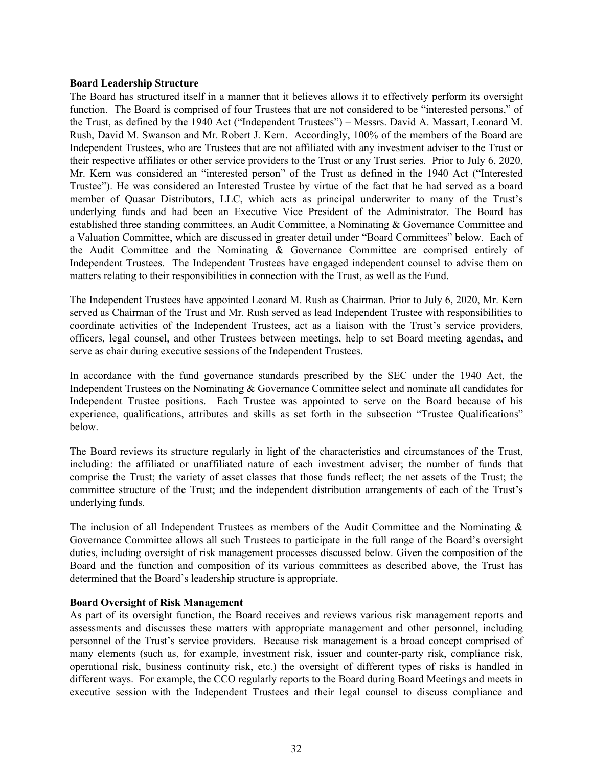**Board Leadership Structure**

The Board has structured itself in a manner that it believes allows it to effectively perform its oversight function. The Board is comprised of four Trustees that are not considered to be "interested persons," of the Trust, as defined by the 1940 Act ("Independent Trustees") – Messrs. David A. Massart, Leonard M. Rush, David M. Swanson and Mr. Robert J. Kern. Accordingly, 100% of the members of the Board are Independent Trustees, who are Trustees that are not affiliated with any investment adviser to the Trust or their respective affiliates or other service providers to the Trust or any Trust series. Prior to July 6, 2020, Mr. Kern was considered an "interested person" of the Trust as defined in the 1940 Act ("Interested Trustee"). He was considered an Interested Trustee by virtue of the fact that he had served as a board member of Quasar Distributors, LLC, which acts as principal underwriter to many of the Trust's underlying funds and had been an Executive Vice President of the Administrator. The Board has established three standing committees, an Audit Committee, a Nominating & Governance Committee and a Valuation Committee, which are discussed in greater detail under "Board Committees" below. Each of the Audit Committee and the Nominating & Governance Committee are comprised entirely of Independent Trustees. The Independent Trustees have engaged independent counsel to advise them on matters relating to their responsibilities in connection with the Trust, as well as the Fund.

The Independent Trustees have appointed Leonard M. Rush as Chairman. Prior to July 6, 2020, Mr. Kern served as Chairman of the Trust and Mr. Rush served as lead Independent Trustee with responsibilities to coordinate activities of the Independent Trustees, act as a liaison with the Trust's service providers, officers, legal counsel, and other Trustees between meetings, help to set Board meeting agendas, and serve as chair during executive sessions of the Independent Trustees.

In accordance with the fund governance standards prescribed by the SEC under the 1940 Act, the Independent Trustees on the Nominating & Governance Committee select and nominate all candidates for Independent Trustee positions. Each Trustee was appointed to serve on the Board because of his experience, qualifications, attributes and skills as set forth in the subsection "Trustee Qualifications" below.

The Board reviews its structure regularly in light of the characteristics and circumstances of the Trust, including: the affiliated or unaffiliated nature of each investment adviser; the number of funds that comprise the Trust; the variety of asset classes that those funds reflect; the net assets of the Trust; the committee structure of the Trust; and the independent distribution arrangements of each of the Trust's underlying funds.

The inclusion of all Independent Trustees as members of the Audit Committee and the Nominating & Governance Committee allows all such Trustees to participate in the full range of the Board's oversight duties, including oversight of risk management processes discussed below. Given the composition of the Board and the function and composition of its various committees as described above, the Trust has determined that the Board's leadership structure is appropriate.

**Board Oversight of Risk Management**

As part of its oversight function, the Board receives and reviews various risk management reports and assessments and discusses these matters with appropriate management and other personnel, including personnel of the Trust's service providers. Because risk management is a broad concept comprised of many elements (such as, for example, investment risk, issuer and counter-party risk, compliance risk, operational risk, business continuity risk, etc.) the oversight of different types of risks is handled in different ways. For example, the CCO regularly reports to the Board during Board Meetings and meets in executive session with the Independent Trustees and their legal counsel to discuss compliance and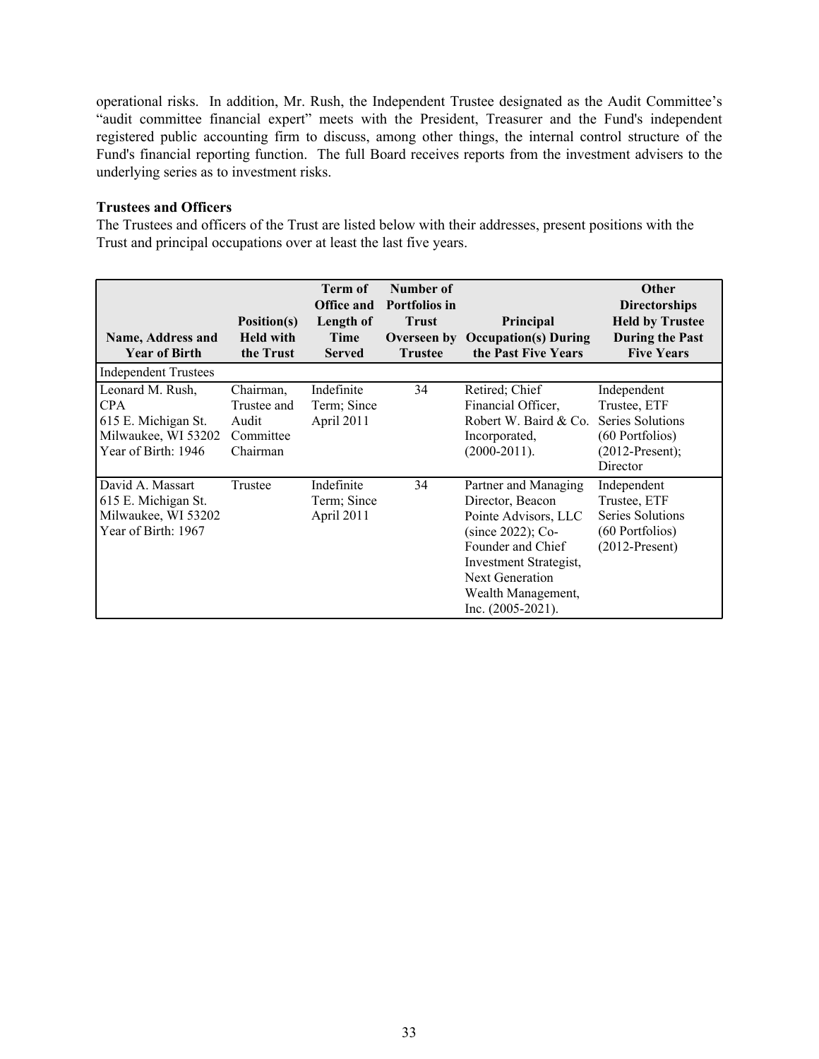operational risks. In addition, Mr. Rush, the Independent Trustee designated as the Audit Committee's "audit committee financial expert" meets with the President, Treasurer and the Fund's independent registered public accounting firm to discuss, among other things, the internal control structure of the Fund's financial reporting function. The full Board receives reports from the investment advisers to the underlying series as to investment risks.

**Trustees and Officers**

The Trustees and officers of the Trust are listed below with their addresses, present positions with the Trust and principal occupations over at least the last five years.

| Name, Address and Year of Birth | Position(s) Held with the Trust | Term of Office and Length of Time Served | Number of Portfolios in Trust Overseen by Trustee | Principal Occupation(s) During the Past Five Years | Other Directorships Held by Trustee During the Past Five Years |
|---|---|---|---|---|---|
| Independent Trustees | | | | | |
| Leonard M. Rush, CPA<br>615 E. Michigan St.<br>Milwaukee, WI 53202<br>Year of Birth: 1946 | Chairman, Trustee and Audit Committee Chairman | Indefinite Term; Since April 2011 | 34 | Retired; Chief Financial Officer, Robert W. Baird & Co. Incorporated, (2000-2011). | Independent Trustee, ETF Series Solutions (60 Portfolios) (2012-Present); Director |
| David A. Massart<br>615 E. Michigan St.<br>Milwaukee, WI 53202<br>Year of Birth: 1967 | Trustee | Indefinite Term; Since April 2011 | 34 | Partner and Managing Director, Beacon Pointe Advisors, LLC (since 2022); Co-Founder and Chief Investment Strategist, Next Generation Wealth Management, Inc. (2005-2021). | Independent Trustee, ETF Series Solutions (60 Portfolios) (2012-Present) |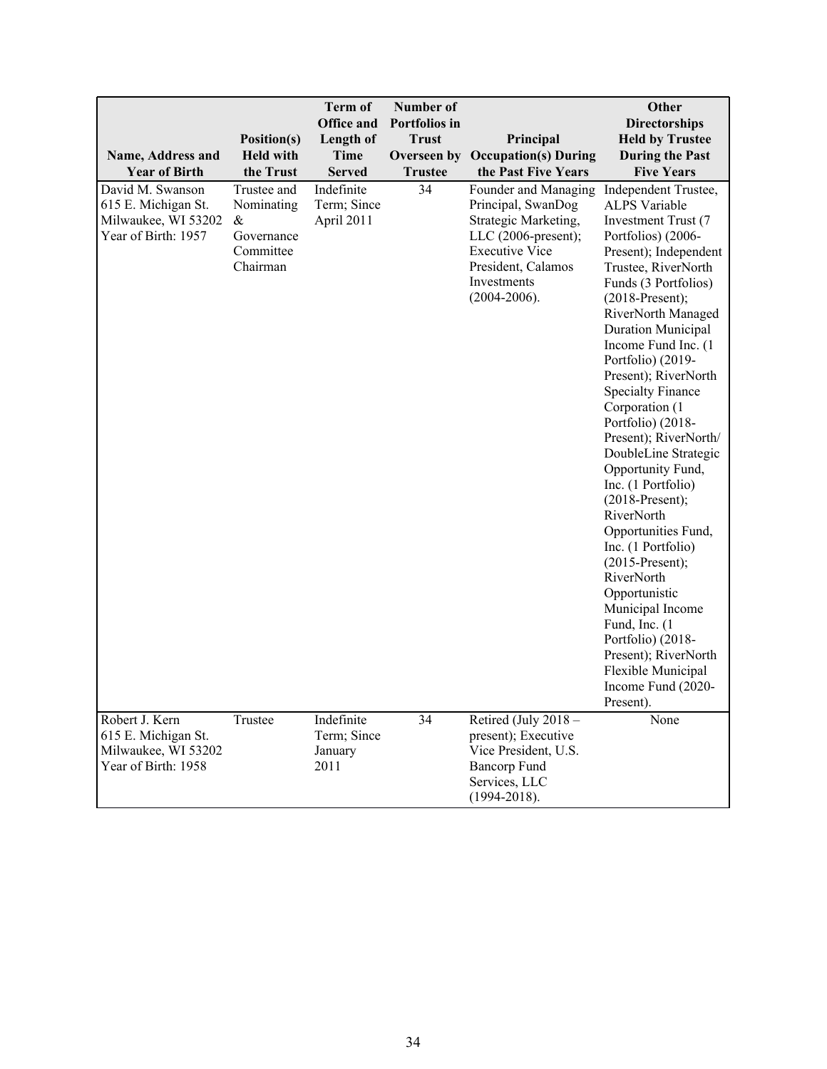| Name, Address and Year of Birth | Position(s) Held with the Trust | Term of Office and Length of Time Served | Number of Portfolios in Trust Overseen by Trustee | Principal Occupation(s) During the Past Five Years | Other Directorships Held by Trustee During the Past Five Years |
|---|---|---|---|---|---|
| David M. Swanson<br>615 E. Michigan St.<br>Milwaukee, WI 53202<br>Year of Birth: 1957 | Trustee and Nominating & Governance Committee Chairman | Indefinite Term; Since April 2011 | 34 | Founder and Managing Principal, SwanDog Strategic Marketing, LLC (2006-present); Executive Vice President, Calamos Investments (2004-2006). | Independent Trustee, ALPS Variable Investment Trust (7 Portfolios) (2006-Present); Independent Trustee, RiverNorth Funds (3 Portfolios) (2018-Present); RiverNorth Managed Duration Municipal Income Fund Inc. (1 Portfolio) (2019-Present); RiverNorth Specialty Finance Corporation (1 Portfolio) (2018-Present); RiverNorth/ DoubleLine Strategic Opportunity Fund, Inc. (1 Portfolio) (2018-Present); RiverNorth Opportunities Fund, Inc. (1 Portfolio) (2015-Present); RiverNorth Opportunistic Municipal Income Fund, Inc. (1 Portfolio) (2018-Present); RiverNorth Flexible Municipal Income Fund (2020-Present). |
| Robert J. Kern<br>615 E. Michigan St.<br>Milwaukee, WI 53202<br>Year of Birth: 1958 | Trustee | Indefinite Term; Since January 2011 | 34 | Retired (July 2018 – present); Executive Vice President, U.S. Bancorp Fund Services, LLC (1994-2018). | None |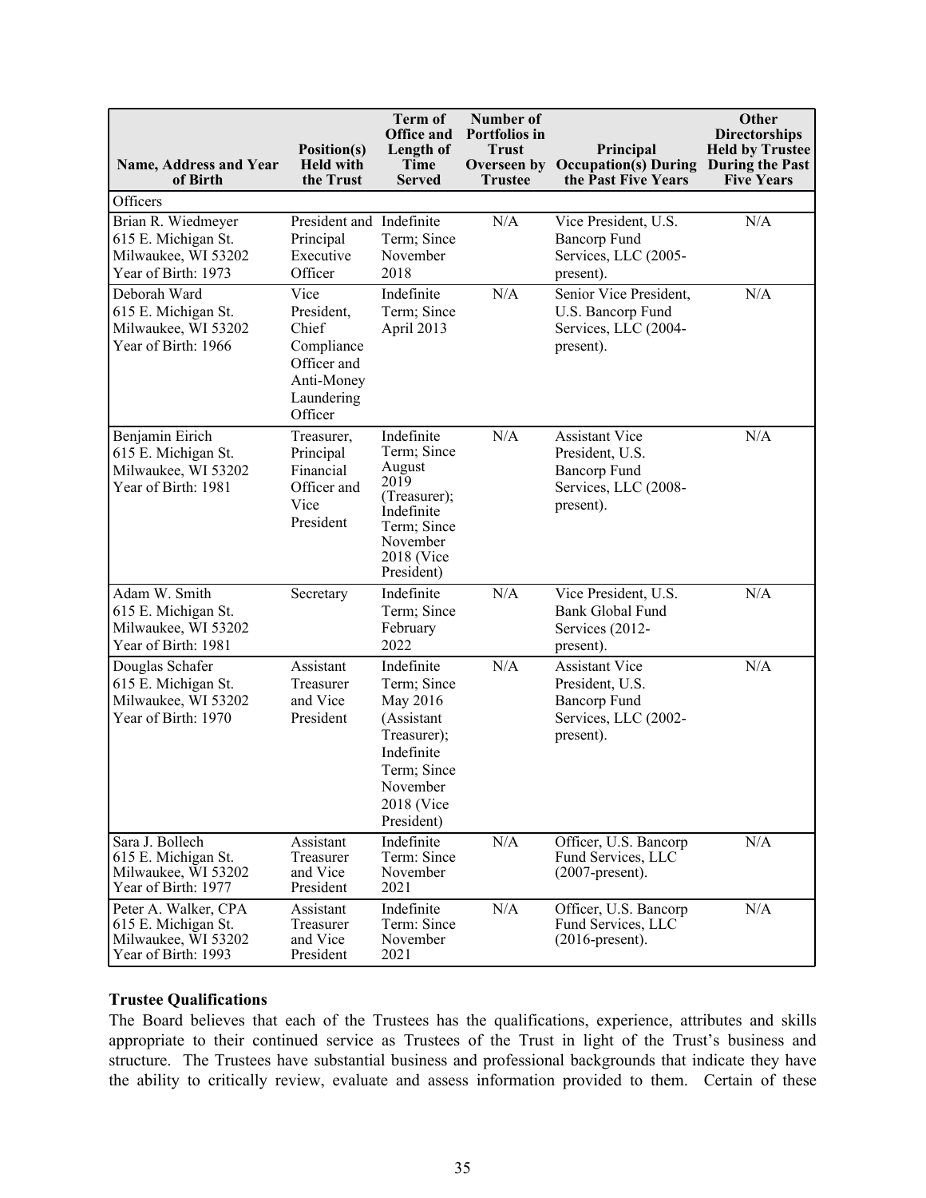| Name, Address and Year of Birth | Position(s) Held with the Trust | Term of Office and Length of Time Served | Number of Portfolios in Trust Overseen by Trustee | Principal Occupation(s) During the Past Five Years | Other Directorships Held by Trustee During the Past Five Years |
|---|---|---|---|---|---|
| Officers | | | | | |
| Brian R. Wiedmeyer<br>615 E. Michigan St.<br>Milwaukee, WI 53202<br>Year of Birth: 1973 | President and Principal Executive Officer | Indefinite Term; Since November 2018 | N/A | Vice President, U.S. Bancorp Fund Services, LLC (2005-present). | N/A |
| Deborah Ward<br>615 E. Michigan St.<br>Milwaukee, WI 53202<br>Year of Birth: 1966 | Vice President, Chief Compliance Officer and Anti-Money Laundering Officer | Indefinite Term; Since April 2013 | N/A | Senior Vice President, U.S. Bancorp Fund Services, LLC (2004-present). | N/A |
| Benjamin Eirich<br>615 E. Michigan St.<br>Milwaukee, WI 53202<br>Year of Birth: 1981 | Treasurer, Principal Financial Officer and Vice President | Indefinite Term; Since August 2019 (Treasurer); Indefinite Term; Since November 2018 (Vice President) | N/A | Assistant Vice President, U.S. Bancorp Fund Services, LLC (2008-present). | N/A |
| Adam W. Smith<br>615 E. Michigan St.<br>Milwaukee, WI 53202<br>Year of Birth: 1981 | Secretary | Indefinite Term; Since February 2022 | N/A | Vice President, U.S. Bank Global Fund Services (2012-present). | N/A |
| Douglas Schafer<br>615 E. Michigan St.<br>Milwaukee, WI 53202<br>Year of Birth: 1970 | Assistant Treasurer and Vice President | Indefinite Term; Since May 2016 (Assistant Treasurer); Indefinite Term; Since November 2018 (Vice President) | N/A | Assistant Vice President, U.S. Bancorp Fund Services, LLC (2002-present). | N/A |
| Sara J. Bollech<br>615 E. Michigan St.<br>Milwaukee, WI 53202<br>Year of Birth: 1977 | Assistant Treasurer and Vice President | Indefinite Term: Since November 2021 | N/A | Officer, U.S. Bancorp Fund Services, LLC (2007-present). | N/A |
| Peter A. Walker, CPA<br>615 E. Michigan St.<br>Milwaukee, WI 53202<br>Year of Birth: 1993 | Assistant Treasurer and Vice President | Indefinite Term: Since November 2021 | N/A | Officer, U.S. Bancorp Fund Services, LLC (2016-present). | N/A |

**Trustee Qualifications**

The Board believes that each of the Trustees has the qualifications, experience, attributes and skills appropriate to their continued service as Trustees of the Trust in light of the Trust's business and structure. The Trustees have substantial business and professional backgrounds that indicate they have the ability to critically review, evaluate and assess information provided to them. Certain of these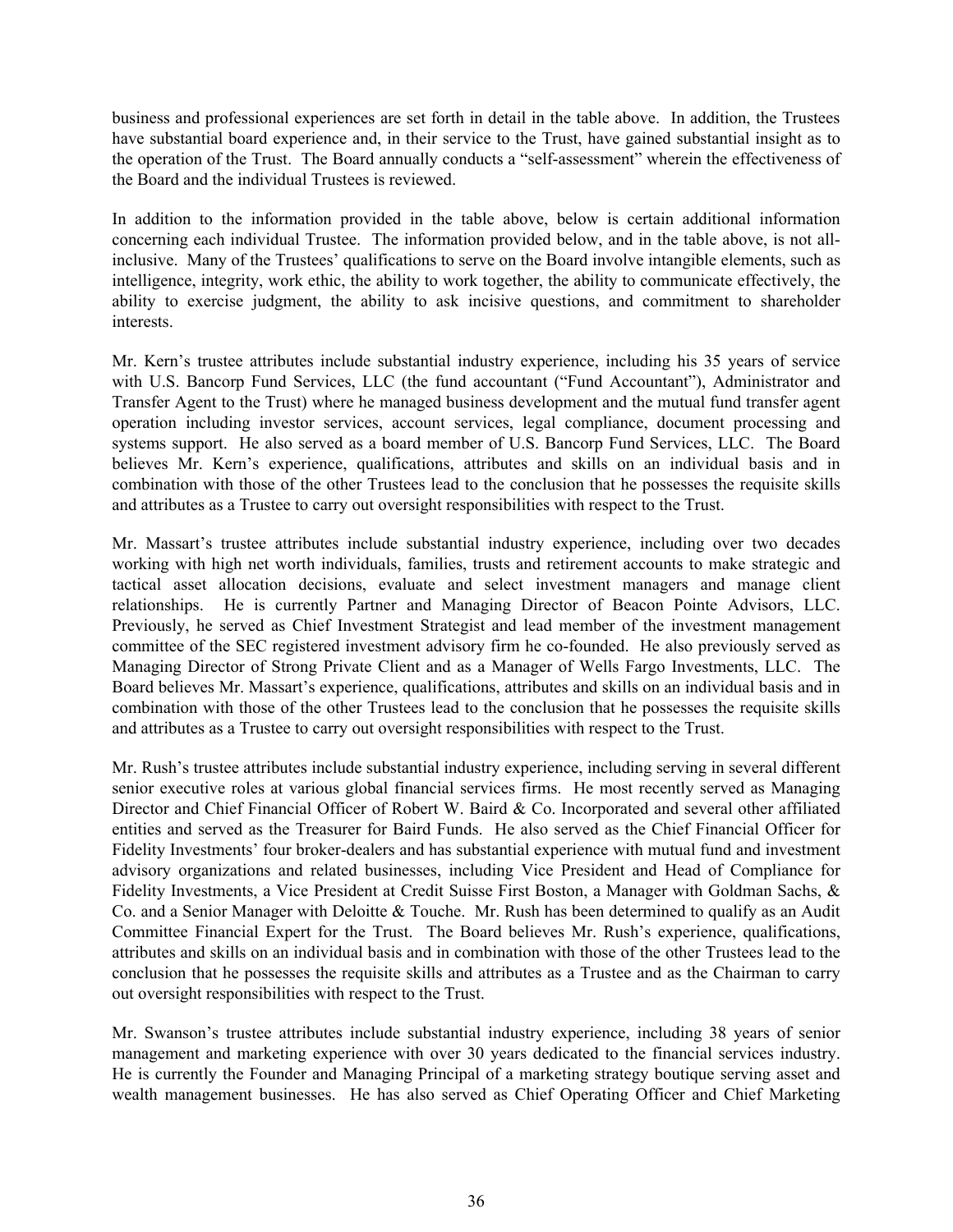business and professional experiences are set forth in detail in the table above. In addition, the Trustees have substantial board experience and, in their service to the Trust, have gained substantial insight as to the operation of the Trust. The Board annually conducts a "self-assessment" wherein the effectiveness of the Board and the individual Trustees is reviewed.

In addition to the information provided in the table above, below is certain additional information concerning each individual Trustee. The information provided below, and in the table above, is not all-inclusive. Many of the Trustees' qualifications to serve on the Board involve intangible elements, such as intelligence, integrity, work ethic, the ability to work together, the ability to communicate effectively, the ability to exercise judgment, the ability to ask incisive questions, and commitment to shareholder interests.

Mr. Kern's trustee attributes include substantial industry experience, including his 35 years of service with U.S. Bancorp Fund Services, LLC (the fund accountant ("Fund Accountant"), Administrator and Transfer Agent to the Trust) where he managed business development and the mutual fund transfer agent operation including investor services, account services, legal compliance, document processing and systems support. He also served as a board member of U.S. Bancorp Fund Services, LLC. The Board believes Mr. Kern's experience, qualifications, attributes and skills on an individual basis and in combination with those of the other Trustees lead to the conclusion that he possesses the requisite skills and attributes as a Trustee to carry out oversight responsibilities with respect to the Trust.

Mr. Massart's trustee attributes include substantial industry experience, including over two decades working with high net worth individuals, families, trusts and retirement accounts to make strategic and tactical asset allocation decisions, evaluate and select investment managers and manage client relationships. He is currently Partner and Managing Director of Beacon Pointe Advisors, LLC. Previously, he served as Chief Investment Strategist and lead member of the investment management committee of the SEC registered investment advisory firm he co-founded. He also previously served as Managing Director of Strong Private Client and as a Manager of Wells Fargo Investments, LLC. The Board believes Mr. Massart's experience, qualifications, attributes and skills on an individual basis and in combination with those of the other Trustees lead to the conclusion that he possesses the requisite skills and attributes as a Trustee to carry out oversight responsibilities with respect to the Trust.

Mr. Rush's trustee attributes include substantial industry experience, including serving in several different senior executive roles at various global financial services firms. He most recently served as Managing Director and Chief Financial Officer of Robert W. Baird & Co. Incorporated and several other affiliated entities and served as the Treasurer for Baird Funds. He also served as the Chief Financial Officer for Fidelity Investments' four broker-dealers and has substantial experience with mutual fund and investment advisory organizations and related businesses, including Vice President and Head of Compliance for Fidelity Investments, a Vice President at Credit Suisse First Boston, a Manager with Goldman Sachs, & Co. and a Senior Manager with Deloitte & Touche. Mr. Rush has been determined to qualify as an Audit Committee Financial Expert for the Trust. The Board believes Mr. Rush's experience, qualifications, attributes and skills on an individual basis and in combination with those of the other Trustees lead to the conclusion that he possesses the requisite skills and attributes as a Trustee and as the Chairman to carry out oversight responsibilities with respect to the Trust.

Mr. Swanson's trustee attributes include substantial industry experience, including 38 years of senior management and marketing experience with over 30 years dedicated to the financial services industry. He is currently the Founder and Managing Principal of a marketing strategy boutique serving asset and wealth management businesses. He has also served as Chief Operating Officer and Chief Marketing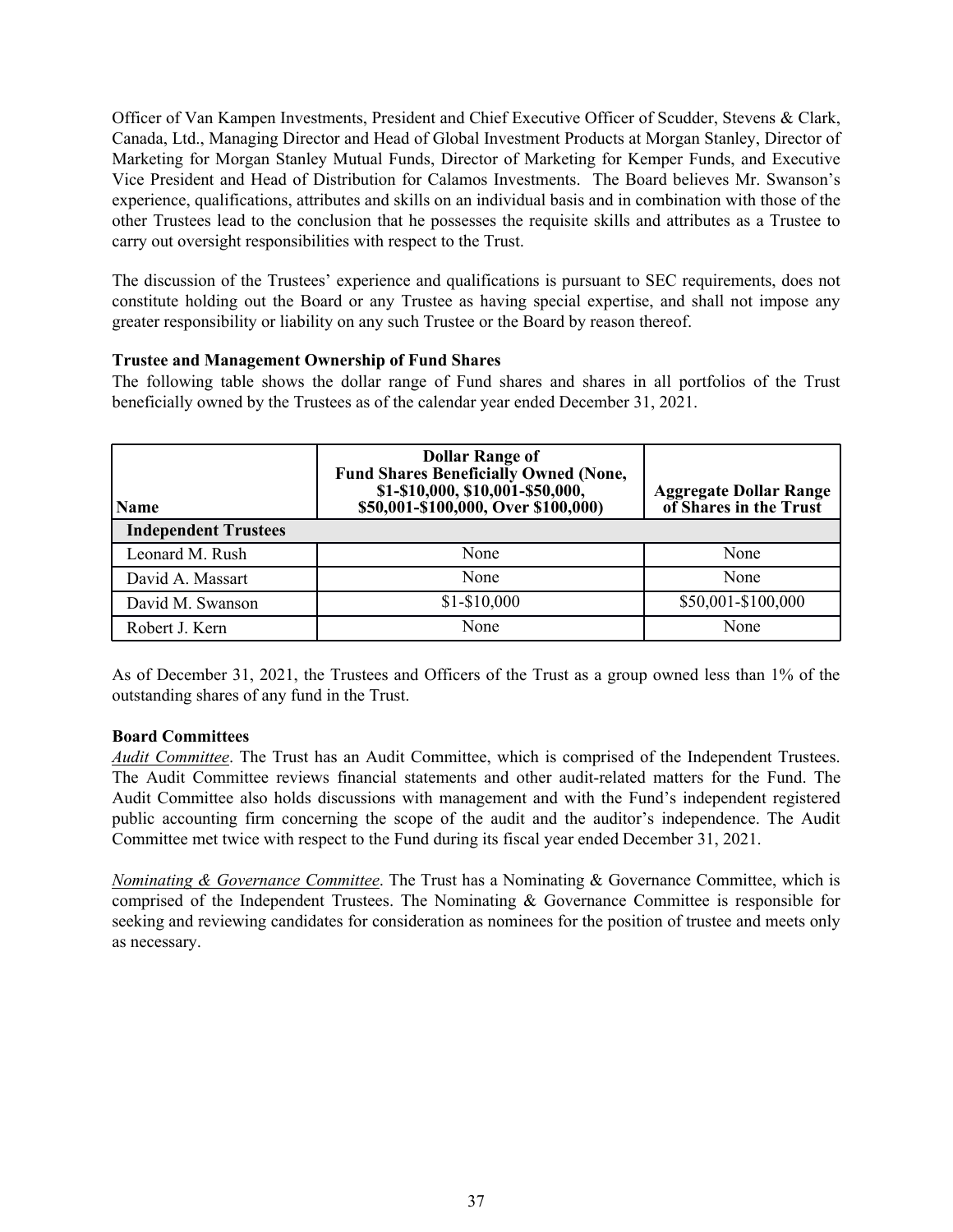Officer of Van Kampen Investments, President and Chief Executive Officer of Scudder, Stevens & Clark, Canada, Ltd., Managing Director and Head of Global Investment Products at Morgan Stanley, Director of Marketing for Morgan Stanley Mutual Funds, Director of Marketing for Kemper Funds, and Executive Vice President and Head of Distribution for Calamos Investments. The Board believes Mr. Swanson's experience, qualifications, attributes and skills on an individual basis and in combination with those of the other Trustees lead to the conclusion that he possesses the requisite skills and attributes as a Trustee to carry out oversight responsibilities with respect to the Trust.

The discussion of the Trustees' experience and qualifications is pursuant to SEC requirements, does not constitute holding out the Board or any Trustee as having special expertise, and shall not impose any greater responsibility or liability on any such Trustee or the Board by reason thereof.

**Trustee and Management Ownership of Fund Shares**

The following table shows the dollar range of Fund shares and shares in all portfolios of the Trust beneficially owned by the Trustees as of the calendar year ended December 31, 2021.

| Name | Dollar Range of Fund Shares Beneficially Owned (None, $1-$10,000, $10,001-$50,000, $50,001-$100,000, Over $100,000) | Aggregate Dollar Range of Shares in the Trust |
|---|---|---|
| **Independent Trustees** | | |
| Leonard M. Rush | None | None |
| David A. Massart | None | None |
| David M. Swanson | $1-$10,000 | $50,001-$100,000 |
| Robert J. Kern | None | None |

As of December 31, 2021, the Trustees and Officers of the Trust as a group owned less than 1% of the outstanding shares of any fund in the Trust.

**Board Committees**

*Audit Committee*. The Trust has an Audit Committee, which is comprised of the Independent Trustees. The Audit Committee reviews financial statements and other audit-related matters for the Fund. The Audit Committee also holds discussions with management and with the Fund's independent registered public accounting firm concerning the scope of the audit and the auditor's independence. The Audit Committee met twice with respect to the Fund during its fiscal year ended December 31, 2021.

*Nominating & Governance Committee*. The Trust has a Nominating & Governance Committee, which is comprised of the Independent Trustees. The Nominating & Governance Committee is responsible for seeking and reviewing candidates for consideration as nominees for the position of trustee and meets only as necessary.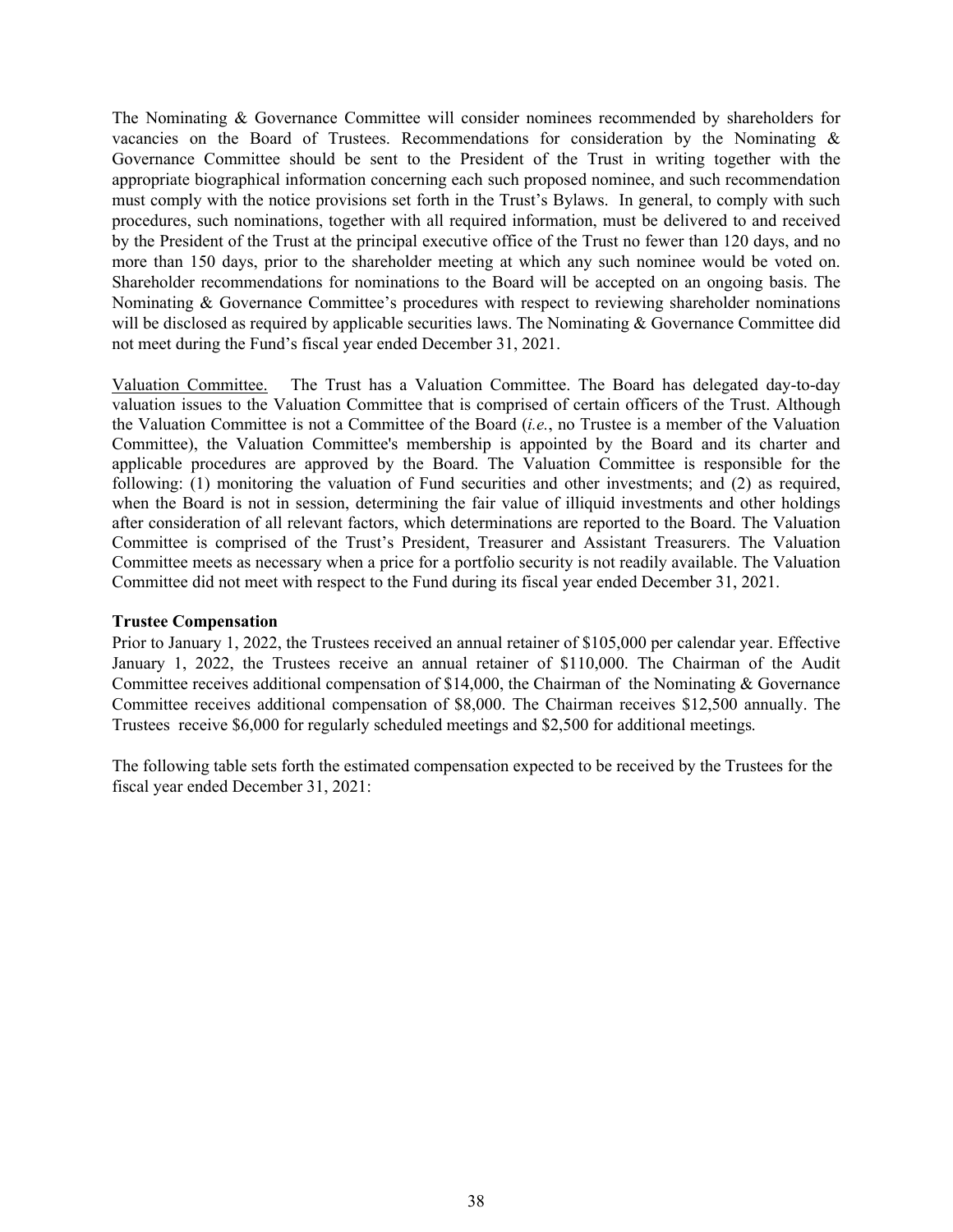The Nominating & Governance Committee will consider nominees recommended by shareholders for vacancies on the Board of Trustees. Recommendations for consideration by the Nominating & Governance Committee should be sent to the President of the Trust in writing together with the appropriate biographical information concerning each such proposed nominee, and such recommendation must comply with the notice provisions set forth in the Trust's Bylaws. In general, to comply with such procedures, such nominations, together with all required information, must be delivered to and received by the President of the Trust at the principal executive office of the Trust no fewer than 120 days, and no more than 150 days, prior to the shareholder meeting at which any such nominee would be voted on. Shareholder recommendations for nominations to the Board will be accepted on an ongoing basis. The Nominating & Governance Committee's procedures with respect to reviewing shareholder nominations will be disclosed as required by applicable securities laws. The Nominating & Governance Committee did not meet during the Fund's fiscal year ended December 31, 2021.

Valuation Committee. The Trust has a Valuation Committee. The Board has delegated day-to-day valuation issues to the Valuation Committee that is comprised of certain officers of the Trust. Although the Valuation Committee is not a Committee of the Board (*i.e.*, no Trustee is a member of the Valuation Committee), the Valuation Committee's membership is appointed by the Board and its charter and applicable procedures are approved by the Board. The Valuation Committee is responsible for the following: (1) monitoring the valuation of Fund securities and other investments; and (2) as required, when the Board is not in session, determining the fair value of illiquid investments and other holdings after consideration of all relevant factors, which determinations are reported to the Board. The Valuation Committee is comprised of the Trust's President, Treasurer and Assistant Treasurers. The Valuation Committee meets as necessary when a price for a portfolio security is not readily available. The Valuation Committee did not meet with respect to the Fund during its fiscal year ended December 31, 2021.

**Trustee Compensation**

Prior to January 1, 2022, the Trustees received an annual retainer of $105,000 per calendar year. Effective January 1, 2022, the Trustees receive an annual retainer of $110,000. The Chairman of the Audit Committee receives additional compensation of $14,000, the Chairman of the Nominating & Governance Committee receives additional compensation of $8,000. The Chairman receives $12,500 annually. The Trustees receive $6,000 for regularly scheduled meetings and $2,500 for additional meetings.

The following table sets forth the estimated compensation expected to be received by the Trustees for the fiscal year ended December 31, 2021: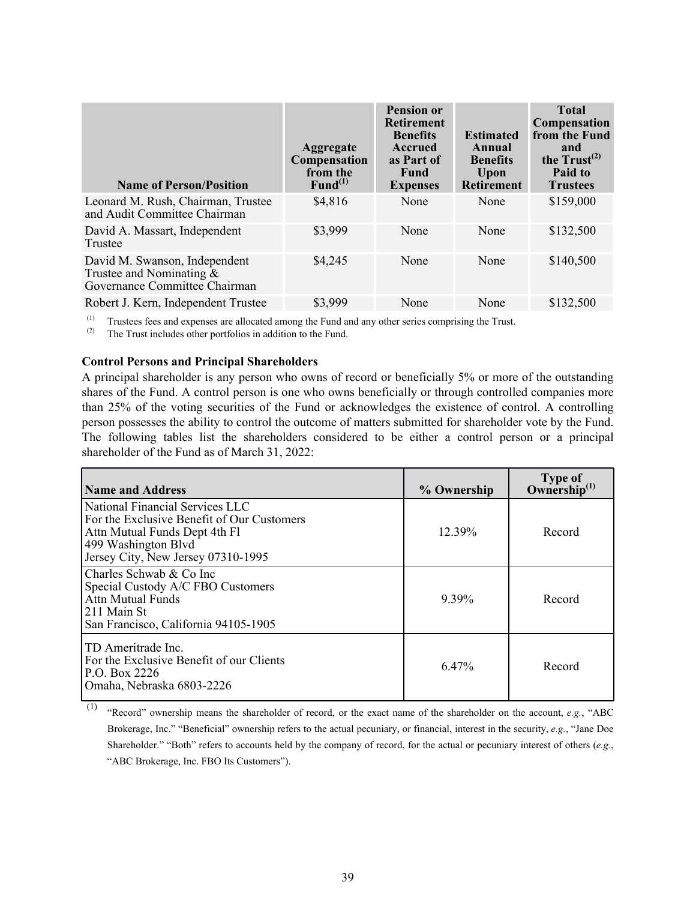| Name of Person/Position | Aggregate Compensation from the Fund[(1)] | Pension or Retirement Benefits Accrued as Part of Fund Expenses | Estimated Annual Benefits Upon Retirement | Total Compensation from the Fund and the Trust[(2)] Paid to Trustees |
|---|---|---|---|---|
| Leonard M. Rush, Chairman, Trustee and Audit Committee Chairman | $4,816 | None | None | $159,000 |
| David A. Massart, Independent Trustee | $3,999 | None | None | $132,500 |
| David M. Swanson, Independent Trustee and Nominating & Governance Committee Chairman | $4,245 | None | None | $140,500 |
| Robert J. Kern, Independent Trustee | $3,999 | None | None | $132,500 |

(1) Trustees fees and expenses are allocated among the Fund and any other series comprising the Trust.
(2) The Trust includes other portfolios in addition to the Fund.

**Control Persons and Principal Shareholders**

A principal shareholder is any person who owns of record or beneficially 5% or more of the outstanding shares of the Fund. A control person is one who owns beneficially or through controlled companies more than 25% of the voting securities of the Fund or acknowledges the existence of control. A controlling person possesses the ability to control the outcome of matters submitted for shareholder vote by the Fund. The following tables list the shareholders considered to be either a control person or a principal shareholder of the Fund as of March 31, 2022:

| Name and Address | % Ownership | Type of Ownership[(1)] |
|---|---|---|
| National Financial Services LLC<br>For the Exclusive Benefit of Our Customers<br>Attn Mutual Funds Dept 4th Fl<br>499 Washington Blvd<br>Jersey City, New Jersey 07310-1995 | 12.39% | Record |
| Charles Schwab & Co Inc<br>Special Custody A/C FBO Customers<br>Attn Mutual Funds<br>211 Main St<br>San Francisco, California 94105-1905 | 9.39% | Record |
| TD Ameritrade Inc.<br>For the Exclusive Benefit of our Clients<br>P.O. Box 2226<br>Omaha, Nebraska 6803-2226 | 6.47% | Record |

(1) "Record" ownership means the shareholder of record, or the exact name of the shareholder on the account, *e.g.*, "ABC Brokerage, Inc." "Beneficial" ownership refers to the actual pecuniary, or financial, interest in the security, *e.g.*, "Jane Doe Shareholder." "Both" refers to accounts held by the company of record, for the actual or pecuniary interest of others (*e.g.*, "ABC Brokerage, Inc. FBO Its Customers").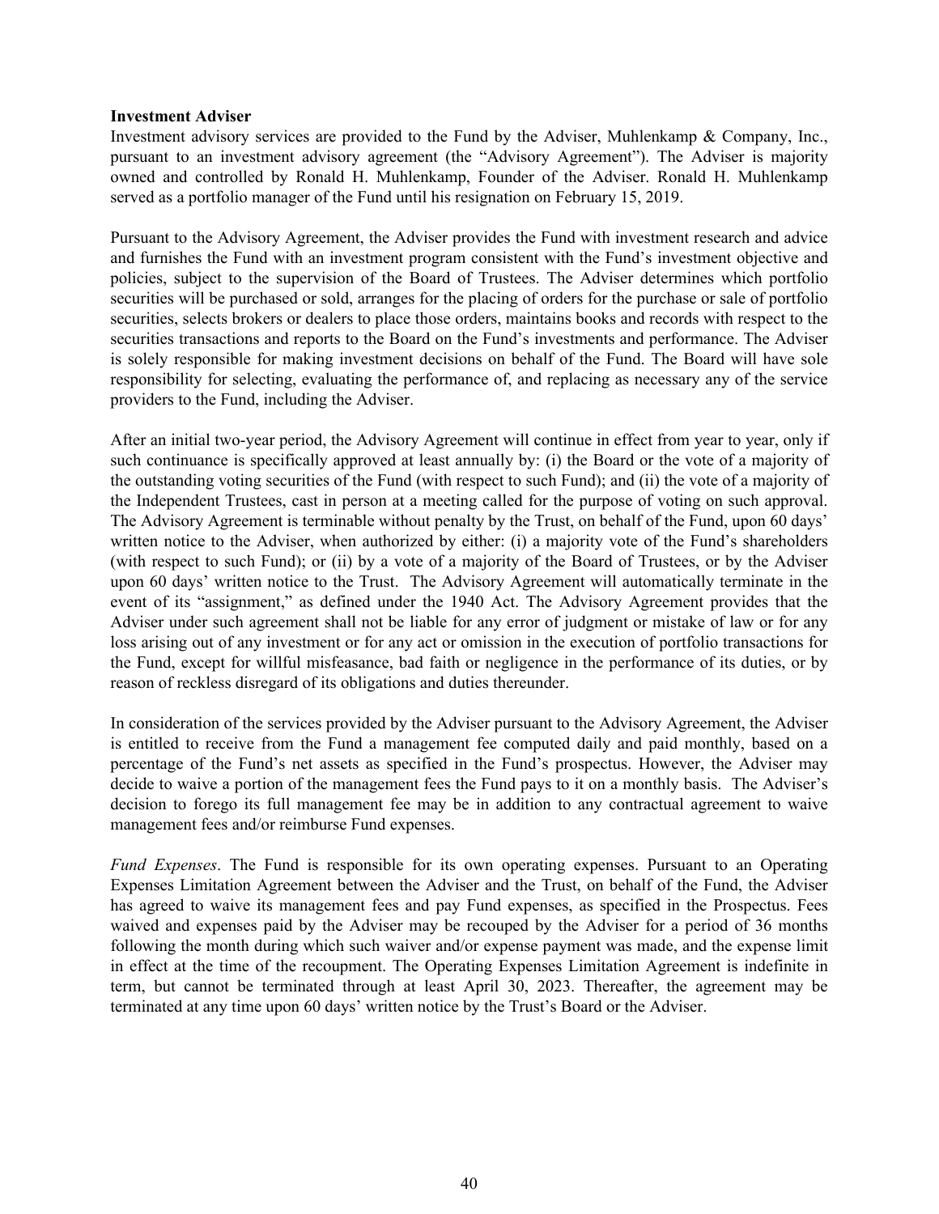**Investment Adviser**

Investment advisory services are provided to the Fund by the Adviser, Muhlenkamp & Company, Inc., pursuant to an investment advisory agreement (the "Advisory Agreement"). The Adviser is majority owned and controlled by Ronald H. Muhlenkamp, Founder of the Adviser. Ronald H. Muhlenkamp served as a portfolio manager of the Fund until his resignation on February 15, 2019.

Pursuant to the Advisory Agreement, the Adviser provides the Fund with investment research and advice and furnishes the Fund with an investment program consistent with the Fund's investment objective and policies, subject to the supervision of the Board of Trustees. The Adviser determines which portfolio securities will be purchased or sold, arranges for the placing of orders for the purchase or sale of portfolio securities, selects brokers or dealers to place those orders, maintains books and records with respect to the securities transactions and reports to the Board on the Fund's investments and performance. The Adviser is solely responsible for making investment decisions on behalf of the Fund. The Board will have sole responsibility for selecting, evaluating the performance of, and replacing as necessary any of the service providers to the Fund, including the Adviser.

After an initial two-year period, the Advisory Agreement will continue in effect from year to year, only if such continuance is specifically approved at least annually by: (i) the Board or the vote of a majority of the outstanding voting securities of the Fund (with respect to such Fund); and (ii) the vote of a majority of the Independent Trustees, cast in person at a meeting called for the purpose of voting on such approval. The Advisory Agreement is terminable without penalty by the Trust, on behalf of the Fund, upon 60 days' written notice to the Adviser, when authorized by either: (i) a majority vote of the Fund's shareholders (with respect to such Fund); or (ii) by a vote of a majority of the Board of Trustees, or by the Adviser upon 60 days' written notice to the Trust. The Advisory Agreement will automatically terminate in the event of its "assignment," as defined under the 1940 Act. The Advisory Agreement provides that the Adviser under such agreement shall not be liable for any error of judgment or mistake of law or for any loss arising out of any investment or for any act or omission in the execution of portfolio transactions for the Fund, except for willful misfeasance, bad faith or negligence in the performance of its duties, or by reason of reckless disregard of its obligations and duties thereunder.

In consideration of the services provided by the Adviser pursuant to the Advisory Agreement, the Adviser is entitled to receive from the Fund a management fee computed daily and paid monthly, based on a percentage of the Fund's net assets as specified in the Fund's prospectus. However, the Adviser may decide to waive a portion of the management fees the Fund pays to it on a monthly basis. The Adviser's decision to forego its full management fee may be in addition to any contractual agreement to waive management fees and/or reimburse Fund expenses.

*Fund Expenses*. The Fund is responsible for its own operating expenses. Pursuant to an Operating Expenses Limitation Agreement between the Adviser and the Trust, on behalf of the Fund, the Adviser has agreed to waive its management fees and pay Fund expenses, as specified in the Prospectus. Fees waived and expenses paid by the Adviser may be recouped by the Adviser for a period of 36 months following the month during which such waiver and/or expense payment was made, and the expense limit in effect at the time of the recoupment. The Operating Expenses Limitation Agreement is indefinite in term, but cannot be terminated through at least April 30, 2023. Thereafter, the agreement may be terminated at any time upon 60 days' written notice by the Trust's Board or the Adviser.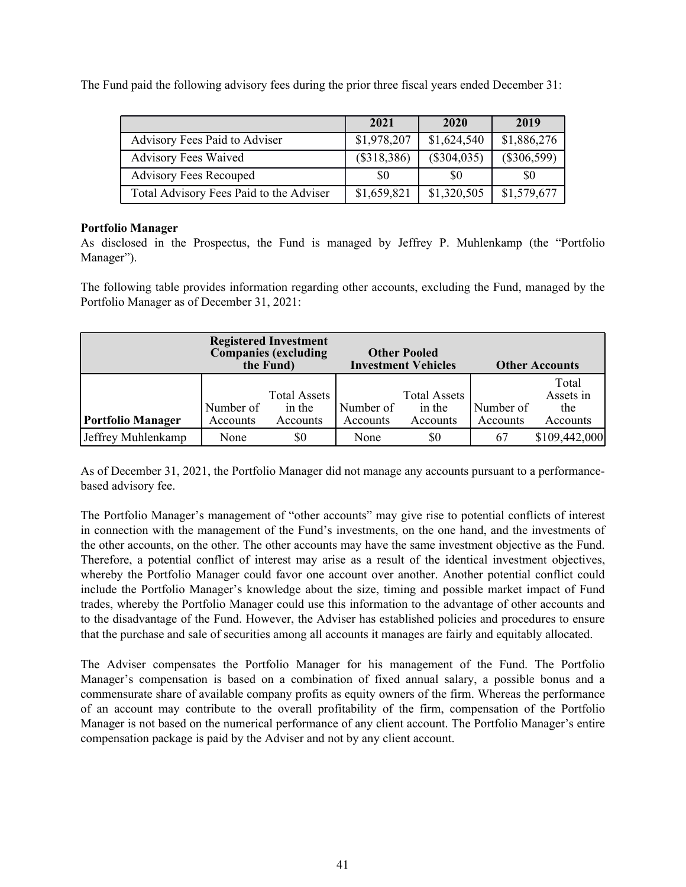The Fund paid the following advisory fees during the prior three fiscal years ended December 31:

| | 2021 | 2020 | 2019 |
|---|---|---|---|
| Advisory Fees Paid to Adviser | $1,978,207 | $1,624,540 | $1,886,276 |
| Advisory Fees Waived | ($318,386) | ($304,035) | ($306,599) |
| Advisory Fees Recouped | $0 | $0 | $0 |
| Total Advisory Fees Paid to the Adviser | $1,659,821 | $1,320,505 | $1,579,677 |

**Portfolio Manager**

As disclosed in the Prospectus, the Fund is managed by Jeffrey P. Muhlenkamp (the "Portfolio Manager").

The following table provides information regarding other accounts, excluding the Fund, managed by the Portfolio Manager as of December 31, 2021:

| | Registered Investment Companies (excluding the Fund) | | Other Pooled Investment Vehicles | | Other Accounts | |
|---|---|---|---|---|---|---|
| **Portfolio Manager** | Number of Accounts | Total Assets in the Accounts | Number of Accounts | Total Assets in the Accounts | Number of Accounts | Total Assets in the Accounts |
| Jeffrey Muhlenkamp | None | $0 | None | $0 | 67 | $109,442,000 |

As of December 31, 2021, the Portfolio Manager did not manage any accounts pursuant to a performance-based advisory fee.

The Portfolio Manager's management of "other accounts" may give rise to potential conflicts of interest in connection with the management of the Fund's investments, on the one hand, and the investments of the other accounts, on the other. The other accounts may have the same investment objective as the Fund. Therefore, a potential conflict of interest may arise as a result of the identical investment objectives, whereby the Portfolio Manager could favor one account over another. Another potential conflict could include the Portfolio Manager's knowledge about the size, timing and possible market impact of Fund trades, whereby the Portfolio Manager could use this information to the advantage of other accounts and to the disadvantage of the Fund. However, the Adviser has established policies and procedures to ensure that the purchase and sale of securities among all accounts it manages are fairly and equitably allocated.

The Adviser compensates the Portfolio Manager for his management of the Fund. The Portfolio Manager's compensation is based on a combination of fixed annual salary, a possible bonus and a commensurate share of available company profits as equity owners of the firm. Whereas the performance of an account may contribute to the overall profitability of the firm, compensation of the Portfolio Manager is not based on the numerical performance of any client account. The Portfolio Manager's entire compensation package is paid by the Adviser and not by any client account.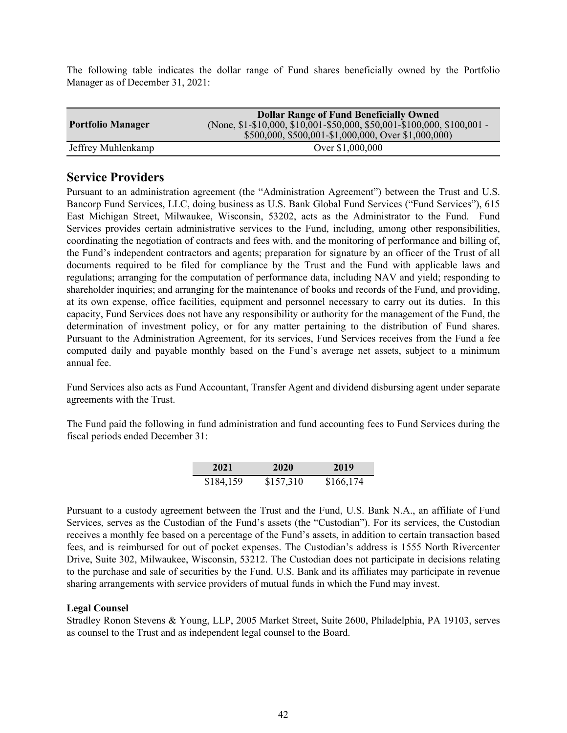The following table indicates the dollar range of Fund shares beneficially owned by the Portfolio Manager as of December 31, 2021:

| Portfolio Manager | Dollar Range of Fund Beneficially Owned (None, $1-$10,000, $10,001-$50,000, $50,001-$100,000, $100,001 - $500,000, $500,001-$1,000,000, Over $1,000,000) |
|---|---|
| Jeffrey Muhlenkamp | Over $1,000,000 |

## Service Providers

Pursuant to an administration agreement (the "Administration Agreement") between the Trust and U.S. Bancorp Fund Services, LLC, doing business as U.S. Bank Global Fund Services ("Fund Services"), 615 East Michigan Street, Milwaukee, Wisconsin, 53202, acts as the Administrator to the Fund. Fund Services provides certain administrative services to the Fund, including, among other responsibilities, coordinating the negotiation of contracts and fees with, and the monitoring of performance and billing of, the Fund's independent contractors and agents; preparation for signature by an officer of the Trust of all documents required to be filed for compliance by the Trust and the Fund with applicable laws and regulations; arranging for the computation of performance data, including NAV and yield; responding to shareholder inquiries; and arranging for the maintenance of books and records of the Fund, and providing, at its own expense, office facilities, equipment and personnel necessary to carry out its duties. In this capacity, Fund Services does not have any responsibility or authority for the management of the Fund, the determination of investment policy, or for any matter pertaining to the distribution of Fund shares. Pursuant to the Administration Agreement, for its services, Fund Services receives from the Fund a fee computed daily and payable monthly based on the Fund's average net assets, subject to a minimum annual fee.

Fund Services also acts as Fund Accountant, Transfer Agent and dividend disbursing agent under separate agreements with the Trust.

The Fund paid the following in fund administration and fund accounting fees to Fund Services during the fiscal periods ended December 31:

| 2021 | 2020 | 2019 |
|---|---|---|
| $184,159 | $157,310 | $166,174 |

Pursuant to a custody agreement between the Trust and the Fund, U.S. Bank N.A., an affiliate of Fund Services, serves as the Custodian of the Fund's assets (the "Custodian"). For its services, the Custodian receives a monthly fee based on a percentage of the Fund's assets, in addition to certain transaction based fees, and is reimbursed for out of pocket expenses. The Custodian's address is 1555 North Rivercenter Drive, Suite 302, Milwaukee, Wisconsin, 53212. The Custodian does not participate in decisions relating to the purchase and sale of securities by the Fund. U.S. Bank and its affiliates may participate in revenue sharing arrangements with service providers of mutual funds in which the Fund may invest.

**Legal Counsel**

Stradley Ronon Stevens & Young, LLP, 2005 Market Street, Suite 2600, Philadelphia, PA 19103, serves as counsel to the Trust and as independent legal counsel to the Board.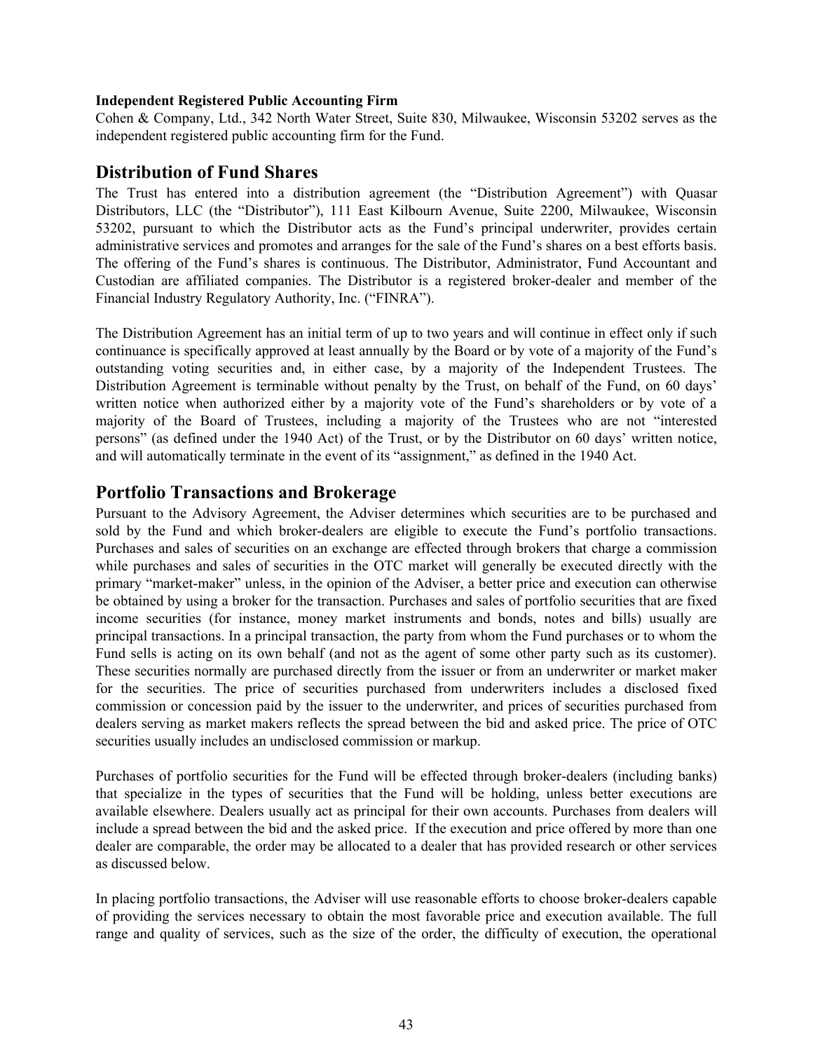**Independent Registered Public Accounting Firm**
Cohen & Company, Ltd., 342 North Water Street, Suite 830, Milwaukee, Wisconsin 53202 serves as the independent registered public accounting firm for the Fund.

## Distribution of Fund Shares

The Trust has entered into a distribution agreement (the "Distribution Agreement") with Quasar Distributors, LLC (the "Distributor"), 111 East Kilbourn Avenue, Suite 2200, Milwaukee, Wisconsin 53202, pursuant to which the Distributor acts as the Fund's principal underwriter, provides certain administrative services and promotes and arranges for the sale of the Fund's shares on a best efforts basis. The offering of the Fund's shares is continuous. The Distributor, Administrator, Fund Accountant and Custodian are affiliated companies. The Distributor is a registered broker-dealer and member of the Financial Industry Regulatory Authority, Inc. ("FINRA").

The Distribution Agreement has an initial term of up to two years and will continue in effect only if such continuance is specifically approved at least annually by the Board or by vote of a majority of the Fund's outstanding voting securities and, in either case, by a majority of the Independent Trustees. The Distribution Agreement is terminable without penalty by the Trust, on behalf of the Fund, on 60 days' written notice when authorized either by a majority vote of the Fund's shareholders or by vote of a majority of the Board of Trustees, including a majority of the Trustees who are not "interested persons" (as defined under the 1940 Act) of the Trust, or by the Distributor on 60 days' written notice, and will automatically terminate in the event of its "assignment," as defined in the 1940 Act.

## Portfolio Transactions and Brokerage

Pursuant to the Advisory Agreement, the Adviser determines which securities are to be purchased and sold by the Fund and which broker-dealers are eligible to execute the Fund's portfolio transactions. Purchases and sales of securities on an exchange are effected through brokers that charge a commission while purchases and sales of securities in the OTC market will generally be executed directly with the primary "market-maker" unless, in the opinion of the Adviser, a better price and execution can otherwise be obtained by using a broker for the transaction. Purchases and sales of portfolio securities that are fixed income securities (for instance, money market instruments and bonds, notes and bills) usually are principal transactions. In a principal transaction, the party from whom the Fund purchases or to whom the Fund sells is acting on its own behalf (and not as the agent of some other party such as its customer). These securities normally are purchased directly from the issuer or from an underwriter or market maker for the securities. The price of securities purchased from underwriters includes a disclosed fixed commission or concession paid by the issuer to the underwriter, and prices of securities purchased from dealers serving as market makers reflects the spread between the bid and asked price. The price of OTC securities usually includes an undisclosed commission or markup.

Purchases of portfolio securities for the Fund will be effected through broker-dealers (including banks) that specialize in the types of securities that the Fund will be holding, unless better executions are available elsewhere. Dealers usually act as principal for their own accounts. Purchases from dealers will include a spread between the bid and the asked price. If the execution and price offered by more than one dealer are comparable, the order may be allocated to a dealer that has provided research or other services as discussed below.

In placing portfolio transactions, the Adviser will use reasonable efforts to choose broker-dealers capable of providing the services necessary to obtain the most favorable price and execution available. The full range and quality of services, such as the size of the order, the difficulty of execution, the operational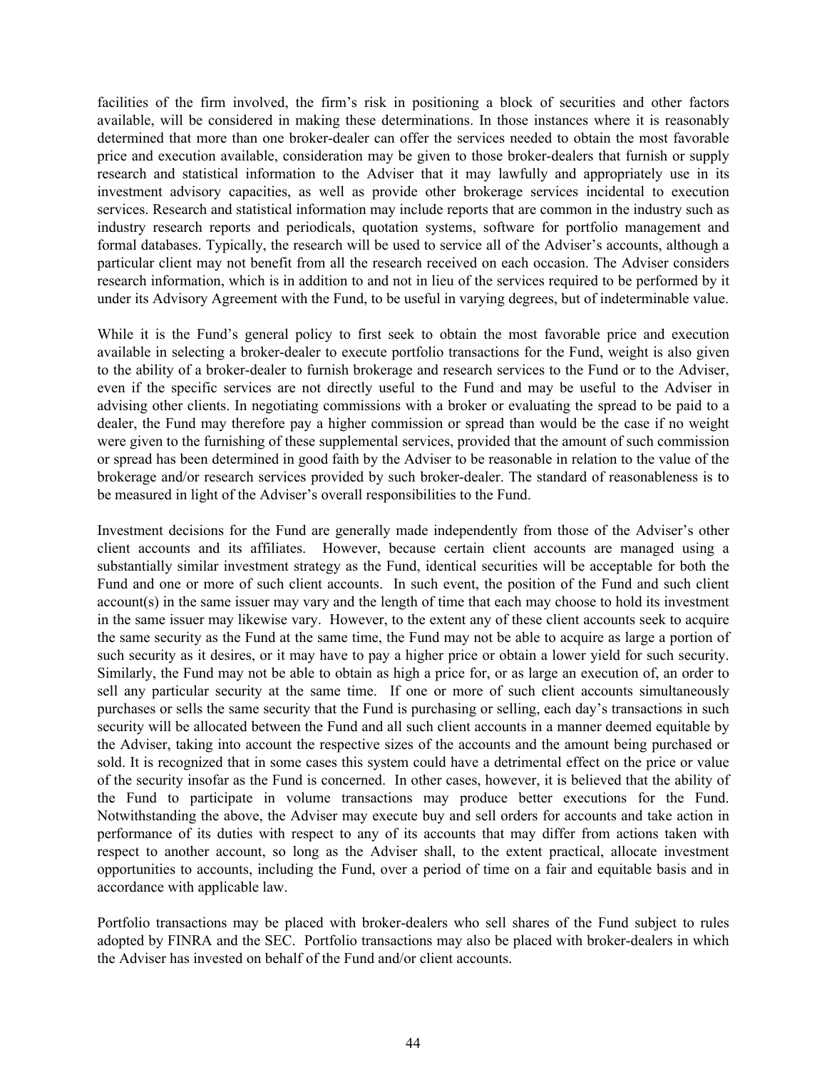facilities of the firm involved, the firm's risk in positioning a block of securities and other factors available, will be considered in making these determinations. In those instances where it is reasonably determined that more than one broker-dealer can offer the services needed to obtain the most favorable price and execution available, consideration may be given to those broker-dealers that furnish or supply research and statistical information to the Adviser that it may lawfully and appropriately use in its investment advisory capacities, as well as provide other brokerage services incidental to execution services. Research and statistical information may include reports that are common in the industry such as industry research reports and periodicals, quotation systems, software for portfolio management and formal databases. Typically, the research will be used to service all of the Adviser's accounts, although a particular client may not benefit from all the research received on each occasion. The Adviser considers research information, which is in addition to and not in lieu of the services required to be performed by it under its Advisory Agreement with the Fund, to be useful in varying degrees, but of indeterminable value.

While it is the Fund's general policy to first seek to obtain the most favorable price and execution available in selecting a broker-dealer to execute portfolio transactions for the Fund, weight is also given to the ability of a broker-dealer to furnish brokerage and research services to the Fund or to the Adviser, even if the specific services are not directly useful to the Fund and may be useful to the Adviser in advising other clients. In negotiating commissions with a broker or evaluating the spread to be paid to a dealer, the Fund may therefore pay a higher commission or spread than would be the case if no weight were given to the furnishing of these supplemental services, provided that the amount of such commission or spread has been determined in good faith by the Adviser to be reasonable in relation to the value of the brokerage and/or research services provided by such broker-dealer. The standard of reasonableness is to be measured in light of the Adviser's overall responsibilities to the Fund.

Investment decisions for the Fund are generally made independently from those of the Adviser's other client accounts and its affiliates. However, because certain client accounts are managed using a substantially similar investment strategy as the Fund, identical securities will be acceptable for both the Fund and one or more of such client accounts. In such event, the position of the Fund and such client account(s) in the same issuer may vary and the length of time that each may choose to hold its investment in the same issuer may likewise vary. However, to the extent any of these client accounts seek to acquire the same security as the Fund at the same time, the Fund may not be able to acquire as large a portion of such security as it desires, or it may have to pay a higher price or obtain a lower yield for such security. Similarly, the Fund may not be able to obtain as high a price for, or as large an execution of, an order to sell any particular security at the same time. If one or more of such client accounts simultaneously purchases or sells the same security that the Fund is purchasing or selling, each day's transactions in such security will be allocated between the Fund and all such client accounts in a manner deemed equitable by the Adviser, taking into account the respective sizes of the accounts and the amount being purchased or sold. It is recognized that in some cases this system could have a detrimental effect on the price or value of the security insofar as the Fund is concerned. In other cases, however, it is believed that the ability of the Fund to participate in volume transactions may produce better executions for the Fund. Notwithstanding the above, the Adviser may execute buy and sell orders for accounts and take action in performance of its duties with respect to any of its accounts that may differ from actions taken with respect to another account, so long as the Adviser shall, to the extent practical, allocate investment opportunities to accounts, including the Fund, over a period of time on a fair and equitable basis and in accordance with applicable law.

Portfolio transactions may be placed with broker-dealers who sell shares of the Fund subject to rules adopted by FINRA and the SEC. Portfolio transactions may also be placed with broker-dealers in which the Adviser has invested on behalf of the Fund and/or client accounts.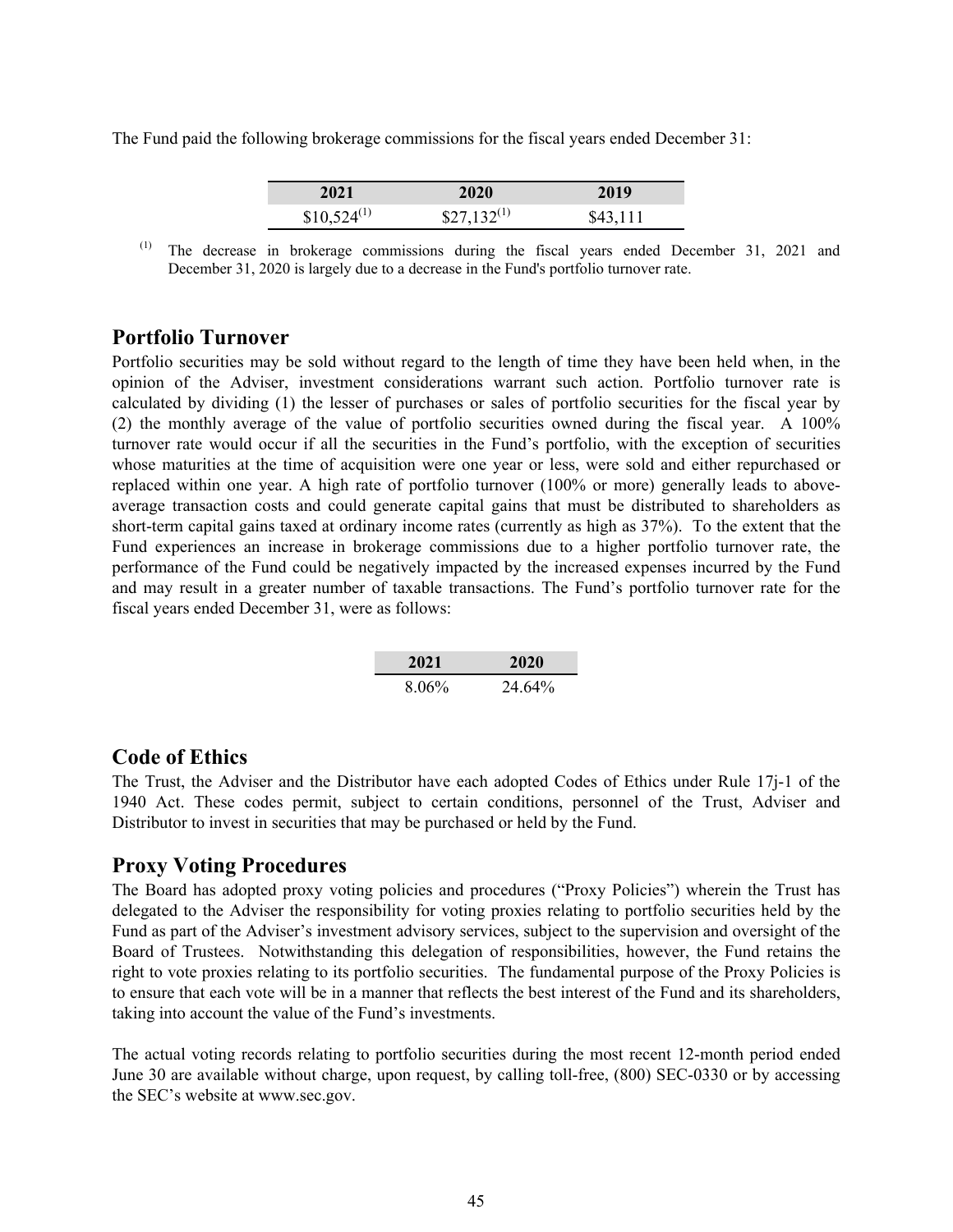The Fund paid the following brokerage commissions for the fiscal years ended December 31:

| 2021 | 2020 | 2019 |
|---|---|---|
| $10,524[(1)] | $27,132[(1)] | $43,111 |

(1) The decrease in brokerage commissions during the fiscal years ended December 31, 2021 and December 31, 2020 is largely due to a decrease in the Fund's portfolio turnover rate.

## Portfolio Turnover

Portfolio securities may be sold without regard to the length of time they have been held when, in the opinion of the Adviser, investment considerations warrant such action. Portfolio turnover rate is calculated by dividing (1) the lesser of purchases or sales of portfolio securities for the fiscal year by (2) the monthly average of the value of portfolio securities owned during the fiscal year. A 100% turnover rate would occur if all the securities in the Fund's portfolio, with the exception of securities whose maturities at the time of acquisition were one year or less, were sold and either repurchased or replaced within one year. A high rate of portfolio turnover (100% or more) generally leads to above-average transaction costs and could generate capital gains that must be distributed to shareholders as short-term capital gains taxed at ordinary income rates (currently as high as 37%). To the extent that the Fund experiences an increase in brokerage commissions due to a higher portfolio turnover rate, the performance of the Fund could be negatively impacted by the increased expenses incurred by the Fund and may result in a greater number of taxable transactions. The Fund's portfolio turnover rate for the fiscal years ended December 31, were as follows:

| 2021 | 2020 |
|---|---|
| 8.06% | 24.64% |

## Code of Ethics

The Trust, the Adviser and the Distributor have each adopted Codes of Ethics under Rule 17j-1 of the 1940 Act. These codes permit, subject to certain conditions, personnel of the Trust, Adviser and Distributor to invest in securities that may be purchased or held by the Fund.

## Proxy Voting Procedures

The Board has adopted proxy voting policies and procedures ("Proxy Policies") wherein the Trust has delegated to the Adviser the responsibility for voting proxies relating to portfolio securities held by the Fund as part of the Adviser's investment advisory services, subject to the supervision and oversight of the Board of Trustees. Notwithstanding this delegation of responsibilities, however, the Fund retains the right to vote proxies relating to its portfolio securities. The fundamental purpose of the Proxy Policies is to ensure that each vote will be in a manner that reflects the best interest of the Fund and its shareholders, taking into account the value of the Fund's investments.

The actual voting records relating to portfolio securities during the most recent 12-month period ended June 30 are available without charge, upon request, by calling toll-free, (800) SEC-0330 or by accessing the SEC's website at www.sec.gov.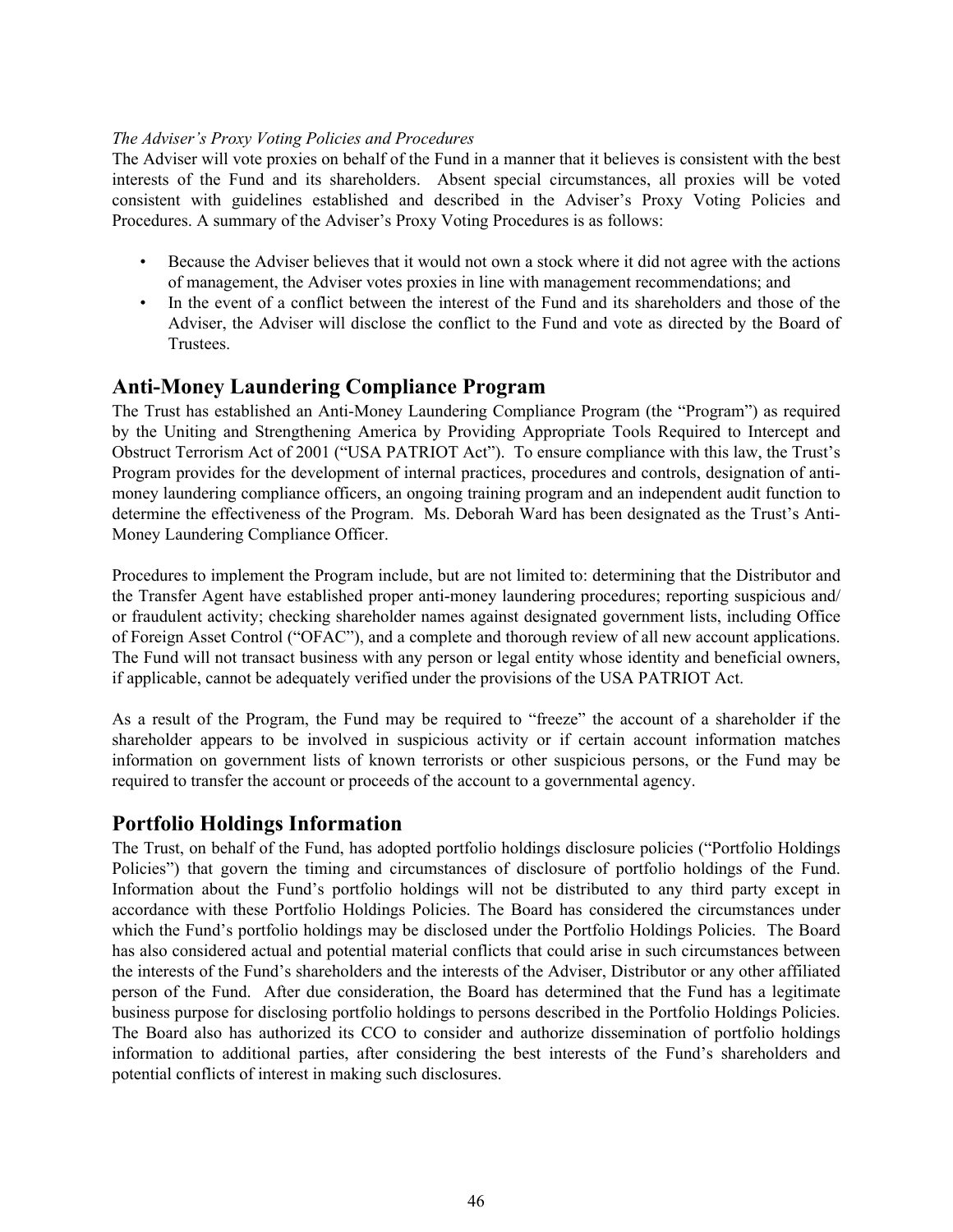*The Adviser's Proxy Voting Policies and Procedures*

The Adviser will vote proxies on behalf of the Fund in a manner that it believes is consistent with the best interests of the Fund and its shareholders. Absent special circumstances, all proxies will be voted consistent with guidelines established and described in the Adviser's Proxy Voting Policies and Procedures. A summary of the Adviser's Proxy Voting Procedures is as follows:

- Because the Adviser believes that it would not own a stock where it did not agree with the actions of management, the Adviser votes proxies in line with management recommendations; and
- In the event of a conflict between the interest of the Fund and its shareholders and those of the Adviser, the Adviser will disclose the conflict to the Fund and vote as directed by the Board of Trustees.

## Anti-Money Laundering Compliance Program

The Trust has established an Anti-Money Laundering Compliance Program (the "Program") as required by the Uniting and Strengthening America by Providing Appropriate Tools Required to Intercept and Obstruct Terrorism Act of 2001 ("USA PATRIOT Act"). To ensure compliance with this law, the Trust's Program provides for the development of internal practices, procedures and controls, designation of anti-money laundering compliance officers, an ongoing training program and an independent audit function to determine the effectiveness of the Program. Ms. Deborah Ward has been designated as the Trust's Anti-Money Laundering Compliance Officer.

Procedures to implement the Program include, but are not limited to: determining that the Distributor and the Transfer Agent have established proper anti-money laundering procedures; reporting suspicious and/or fraudulent activity; checking shareholder names against designated government lists, including Office of Foreign Asset Control ("OFAC"), and a complete and thorough review of all new account applications. The Fund will not transact business with any person or legal entity whose identity and beneficial owners, if applicable, cannot be adequately verified under the provisions of the USA PATRIOT Act.

As a result of the Program, the Fund may be required to "freeze" the account of a shareholder if the shareholder appears to be involved in suspicious activity or if certain account information matches information on government lists of known terrorists or other suspicious persons, or the Fund may be required to transfer the account or proceeds of the account to a governmental agency.

## Portfolio Holdings Information

The Trust, on behalf of the Fund, has adopted portfolio holdings disclosure policies ("Portfolio Holdings Policies") that govern the timing and circumstances of disclosure of portfolio holdings of the Fund. Information about the Fund's portfolio holdings will not be distributed to any third party except in accordance with these Portfolio Holdings Policies. The Board has considered the circumstances under which the Fund's portfolio holdings may be disclosed under the Portfolio Holdings Policies. The Board has also considered actual and potential material conflicts that could arise in such circumstances between the interests of the Fund's shareholders and the interests of the Adviser, Distributor or any other affiliated person of the Fund. After due consideration, the Board has determined that the Fund has a legitimate business purpose for disclosing portfolio holdings to persons described in the Portfolio Holdings Policies. The Board also has authorized its CCO to consider and authorize dissemination of portfolio holdings information to additional parties, after considering the best interests of the Fund's shareholders and potential conflicts of interest in making such disclosures.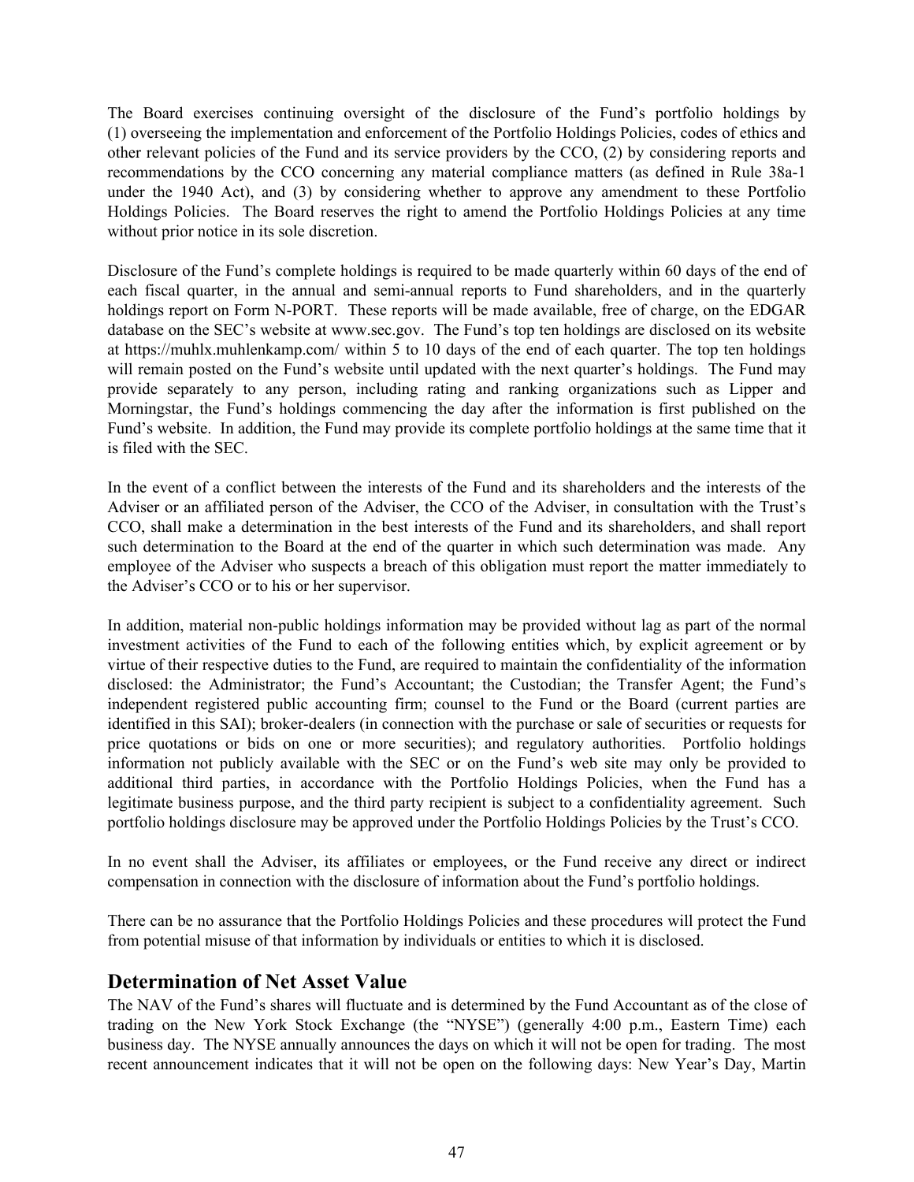The Board exercises continuing oversight of the disclosure of the Fund's portfolio holdings by (1) overseeing the implementation and enforcement of the Portfolio Holdings Policies, codes of ethics and other relevant policies of the Fund and its service providers by the CCO, (2) by considering reports and recommendations by the CCO concerning any material compliance matters (as defined in Rule 38a-1 under the 1940 Act), and (3) by considering whether to approve any amendment to these Portfolio Holdings Policies. The Board reserves the right to amend the Portfolio Holdings Policies at any time without prior notice in its sole discretion.

Disclosure of the Fund's complete holdings is required to be made quarterly within 60 days of the end of each fiscal quarter, in the annual and semi-annual reports to Fund shareholders, and in the quarterly holdings report on Form N-PORT. These reports will be made available, free of charge, on the EDGAR database on the SEC's website at www.sec.gov. The Fund's top ten holdings are disclosed on its website at https://muhlx.muhlenkamp.com/ within 5 to 10 days of the end of each quarter. The top ten holdings will remain posted on the Fund's website until updated with the next quarter's holdings. The Fund may provide separately to any person, including rating and ranking organizations such as Lipper and Morningstar, the Fund's holdings commencing the day after the information is first published on the Fund's website. In addition, the Fund may provide its complete portfolio holdings at the same time that it is filed with the SEC.

In the event of a conflict between the interests of the Fund and its shareholders and the interests of the Adviser or an affiliated person of the Adviser, the CCO of the Adviser, in consultation with the Trust's CCO, shall make a determination in the best interests of the Fund and its shareholders, and shall report such determination to the Board at the end of the quarter in which such determination was made. Any employee of the Adviser who suspects a breach of this obligation must report the matter immediately to the Adviser's CCO or to his or her supervisor.

In addition, material non-public holdings information may be provided without lag as part of the normal investment activities of the Fund to each of the following entities which, by explicit agreement or by virtue of their respective duties to the Fund, are required to maintain the confidentiality of the information disclosed: the Administrator; the Fund's Accountant; the Custodian; the Transfer Agent; the Fund's independent registered public accounting firm; counsel to the Fund or the Board (current parties are identified in this SAI); broker-dealers (in connection with the purchase or sale of securities or requests for price quotations or bids on one or more securities); and regulatory authorities. Portfolio holdings information not publicly available with the SEC or on the Fund's web site may only be provided to additional third parties, in accordance with the Portfolio Holdings Policies, when the Fund has a legitimate business purpose, and the third party recipient is subject to a confidentiality agreement. Such portfolio holdings disclosure may be approved under the Portfolio Holdings Policies by the Trust's CCO.

In no event shall the Adviser, its affiliates or employees, or the Fund receive any direct or indirect compensation in connection with the disclosure of information about the Fund's portfolio holdings.

There can be no assurance that the Portfolio Holdings Policies and these procedures will protect the Fund from potential misuse of that information by individuals or entities to which it is disclosed.

## Determination of Net Asset Value

The NAV of the Fund's shares will fluctuate and is determined by the Fund Accountant as of the close of trading on the New York Stock Exchange (the "NYSE") (generally 4:00 p.m., Eastern Time) each business day. The NYSE annually announces the days on which it will not be open for trading. The most recent announcement indicates that it will not be open on the following days: New Year's Day, Martin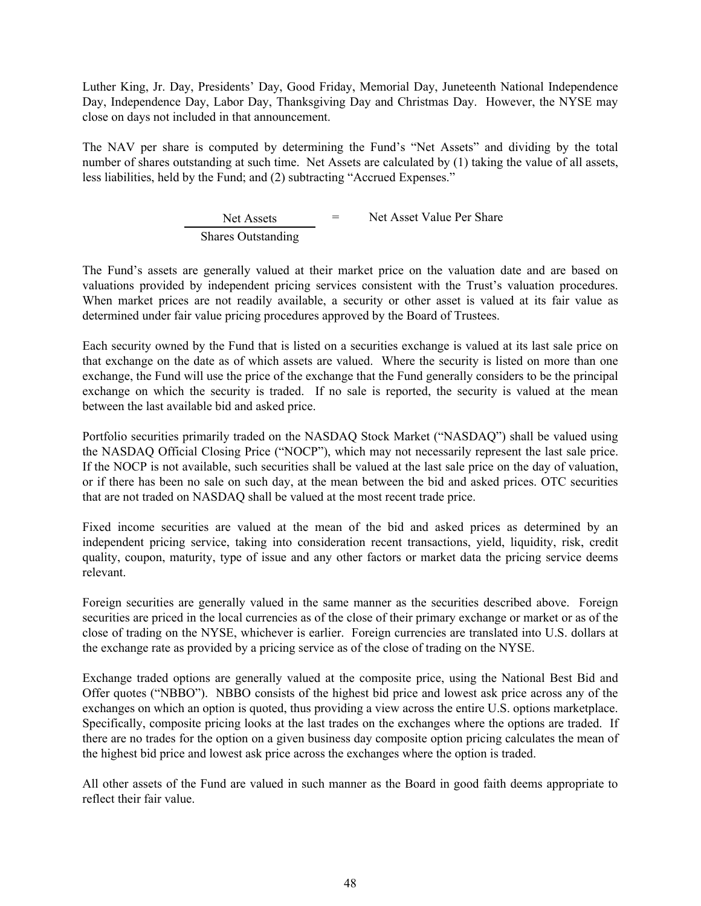Luther King, Jr. Day, Presidents' Day, Good Friday, Memorial Day, Juneteenth National Independence Day, Independence Day, Labor Day, Thanksgiving Day and Christmas Day. However, the NYSE may close on days not included in that announcement.

The NAV per share is computed by determining the Fund's "Net Assets" and dividing by the total number of shares outstanding at such time. Net Assets are calculated by (1) taking the value of all assets, less liabilities, held by the Fund; and (2) subtracting "Accrued Expenses."

$$\frac{\text{Net Assets}}{\text{Shares Outstanding}} = \text{Net Asset Value Per Share}$$

The Fund's assets are generally valued at their market price on the valuation date and are based on valuations provided by independent pricing services consistent with the Trust's valuation procedures. When market prices are not readily available, a security or other asset is valued at its fair value as determined under fair value pricing procedures approved by the Board of Trustees.

Each security owned by the Fund that is listed on a securities exchange is valued at its last sale price on that exchange on the date as of which assets are valued. Where the security is listed on more than one exchange, the Fund will use the price of the exchange that the Fund generally considers to be the principal exchange on which the security is traded. If no sale is reported, the security is valued at the mean between the last available bid and asked price.

Portfolio securities primarily traded on the NASDAQ Stock Market ("NASDAQ") shall be valued using the NASDAQ Official Closing Price ("NOCP"), which may not necessarily represent the last sale price. If the NOCP is not available, such securities shall be valued at the last sale price on the day of valuation, or if there has been no sale on such day, at the mean between the bid and asked prices. OTC securities that are not traded on NASDAQ shall be valued at the most recent trade price.

Fixed income securities are valued at the mean of the bid and asked prices as determined by an independent pricing service, taking into consideration recent transactions, yield, liquidity, risk, credit quality, coupon, maturity, type of issue and any other factors or market data the pricing service deems relevant.

Foreign securities are generally valued in the same manner as the securities described above. Foreign securities are priced in the local currencies as of the close of their primary exchange or market or as of the close of trading on the NYSE, whichever is earlier. Foreign currencies are translated into U.S. dollars at the exchange rate as provided by a pricing service as of the close of trading on the NYSE.

Exchange traded options are generally valued at the composite price, using the National Best Bid and Offer quotes ("NBBO"). NBBO consists of the highest bid price and lowest ask price across any of the exchanges on which an option is quoted, thus providing a view across the entire U.S. options marketplace. Specifically, composite pricing looks at the last trades on the exchanges where the options are traded. If there are no trades for the option on a given business day composite option pricing calculates the mean of the highest bid price and lowest ask price across the exchanges where the option is traded.

All other assets of the Fund are valued in such manner as the Board in good faith deems appropriate to reflect their fair value.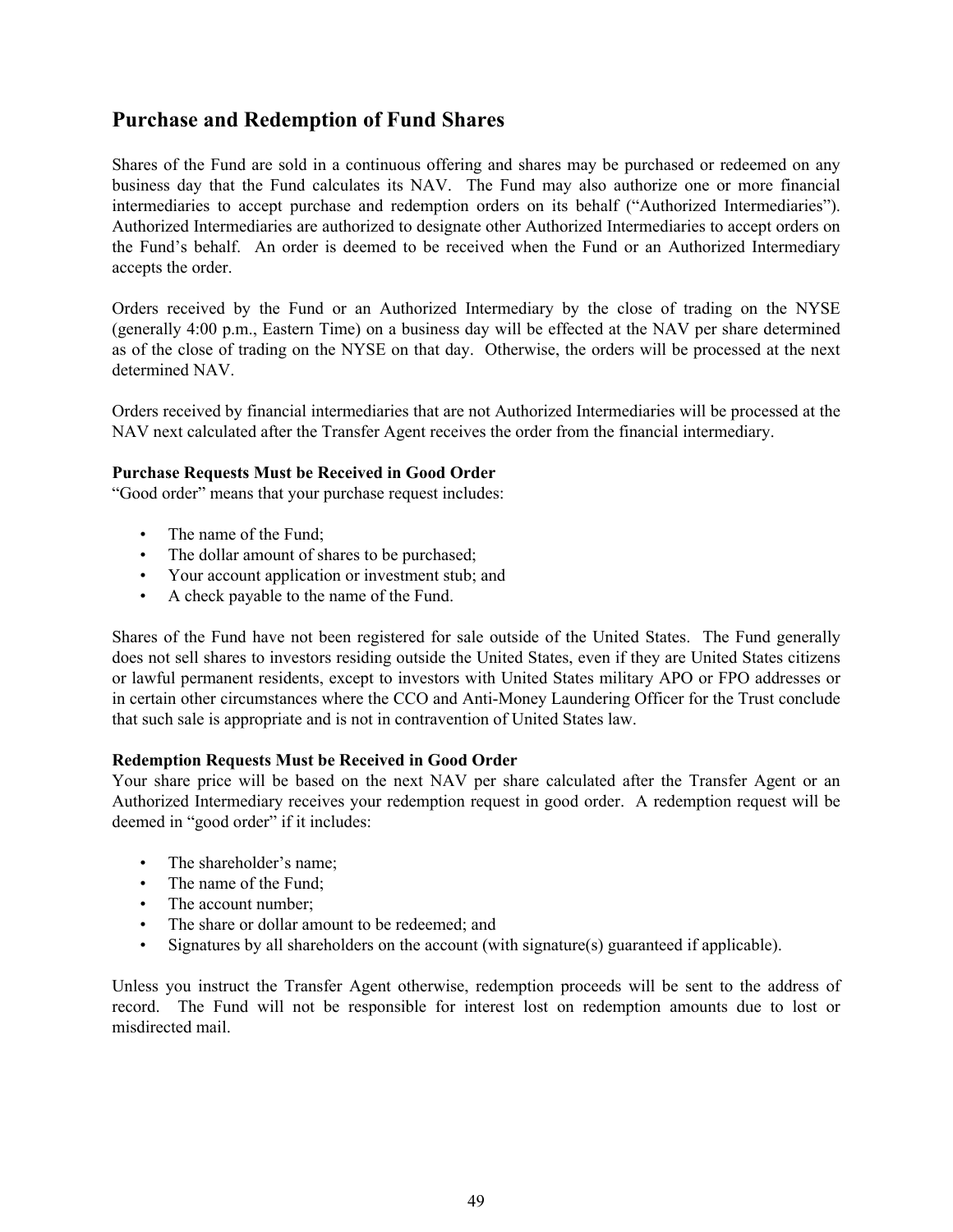## Purchase and Redemption of Fund Shares

Shares of the Fund are sold in a continuous offering and shares may be purchased or redeemed on any business day that the Fund calculates its NAV. The Fund may also authorize one or more financial intermediaries to accept purchase and redemption orders on its behalf ("Authorized Intermediaries"). Authorized Intermediaries are authorized to designate other Authorized Intermediaries to accept orders on the Fund's behalf. An order is deemed to be received when the Fund or an Authorized Intermediary accepts the order.

Orders received by the Fund or an Authorized Intermediary by the close of trading on the NYSE (generally 4:00 p.m., Eastern Time) on a business day will be effected at the NAV per share determined as of the close of trading on the NYSE on that day. Otherwise, the orders will be processed at the next determined NAV.

Orders received by financial intermediaries that are not Authorized Intermediaries will be processed at the NAV next calculated after the Transfer Agent receives the order from the financial intermediary.

**Purchase Requests Must be Received in Good Order**
"Good order" means that your purchase request includes:

- The name of the Fund;
- The dollar amount of shares to be purchased;
- Your account application or investment stub; and
- A check payable to the name of the Fund.

Shares of the Fund have not been registered for sale outside of the United States. The Fund generally does not sell shares to investors residing outside the United States, even if they are United States citizens or lawful permanent residents, except to investors with United States military APO or FPO addresses or in certain other circumstances where the CCO and Anti-Money Laundering Officer for the Trust conclude that such sale is appropriate and is not in contravention of United States law.

**Redemption Requests Must be Received in Good Order**
Your share price will be based on the next NAV per share calculated after the Transfer Agent or an Authorized Intermediary receives your redemption request in good order. A redemption request will be deemed in "good order" if it includes:

- The shareholder's name;
- The name of the Fund;
- The account number;
- The share or dollar amount to be redeemed; and
- Signatures by all shareholders on the account (with signature(s) guaranteed if applicable).

Unless you instruct the Transfer Agent otherwise, redemption proceeds will be sent to the address of record. The Fund will not be responsible for interest lost on redemption amounts due to lost or misdirected mail.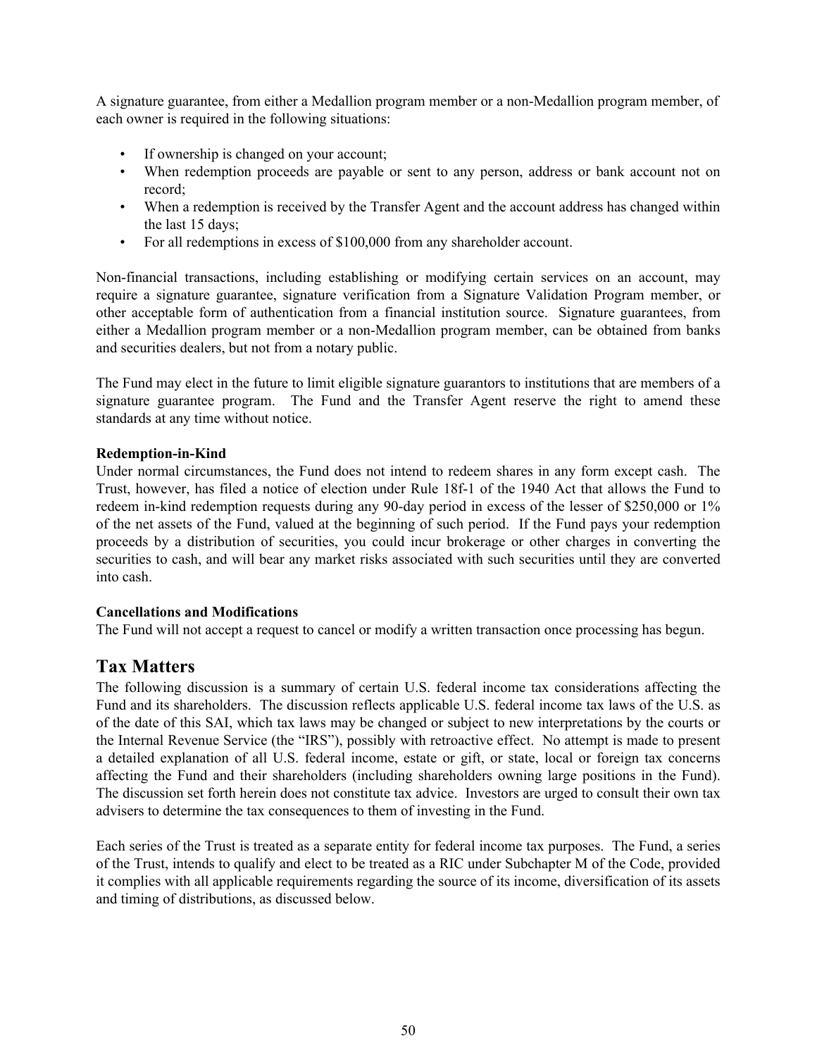A signature guarantee, from either a Medallion program member or a non-Medallion program member, of each owner is required in the following situations:

- If ownership is changed on your account;
- When redemption proceeds are payable or sent to any person, address or bank account not on record;
- When a redemption is received by the Transfer Agent and the account address has changed within the last 15 days;
- For all redemptions in excess of $100,000 from any shareholder account.

Non-financial transactions, including establishing or modifying certain services on an account, may require a signature guarantee, signature verification from a Signature Validation Program member, or other acceptable form of authentication from a financial institution source. Signature guarantees, from either a Medallion program member or a non-Medallion program member, can be obtained from banks and securities dealers, but not from a notary public.

The Fund may elect in the future to limit eligible signature guarantors to institutions that are members of a signature guarantee program. The Fund and the Transfer Agent reserve the right to amend these standards at any time without notice.

**Redemption-in-Kind**

Under normal circumstances, the Fund does not intend to redeem shares in any form except cash. The Trust, however, has filed a notice of election under Rule 18f-1 of the 1940 Act that allows the Fund to redeem in-kind redemption requests during any 90-day period in excess of the lesser of $250,000 or 1% of the net assets of the Fund, valued at the beginning of such period. If the Fund pays your redemption proceeds by a distribution of securities, you could incur brokerage or other charges in converting the securities to cash, and will bear any market risks associated with such securities until they are converted into cash.

**Cancellations and Modifications**

The Fund will not accept a request to cancel or modify a written transaction once processing has begun.

## Tax Matters

The following discussion is a summary of certain U.S. federal income tax considerations affecting the Fund and its shareholders. The discussion reflects applicable U.S. federal income tax laws of the U.S. as of the date of this SAI, which tax laws may be changed or subject to new interpretations by the courts or the Internal Revenue Service (the "IRS"), possibly with retroactive effect. No attempt is made to present a detailed explanation of all U.S. federal income, estate or gift, or state, local or foreign tax concerns affecting the Fund and their shareholders (including shareholders owning large positions in the Fund). The discussion set forth herein does not constitute tax advice. Investors are urged to consult their own tax advisers to determine the tax consequences to them of investing in the Fund.

Each series of the Trust is treated as a separate entity for federal income tax purposes. The Fund, a series of the Trust, intends to qualify and elect to be treated as a RIC under Subchapter M of the Code, provided it complies with all applicable requirements regarding the source of its income, diversification of its assets and timing of distributions, as discussed below.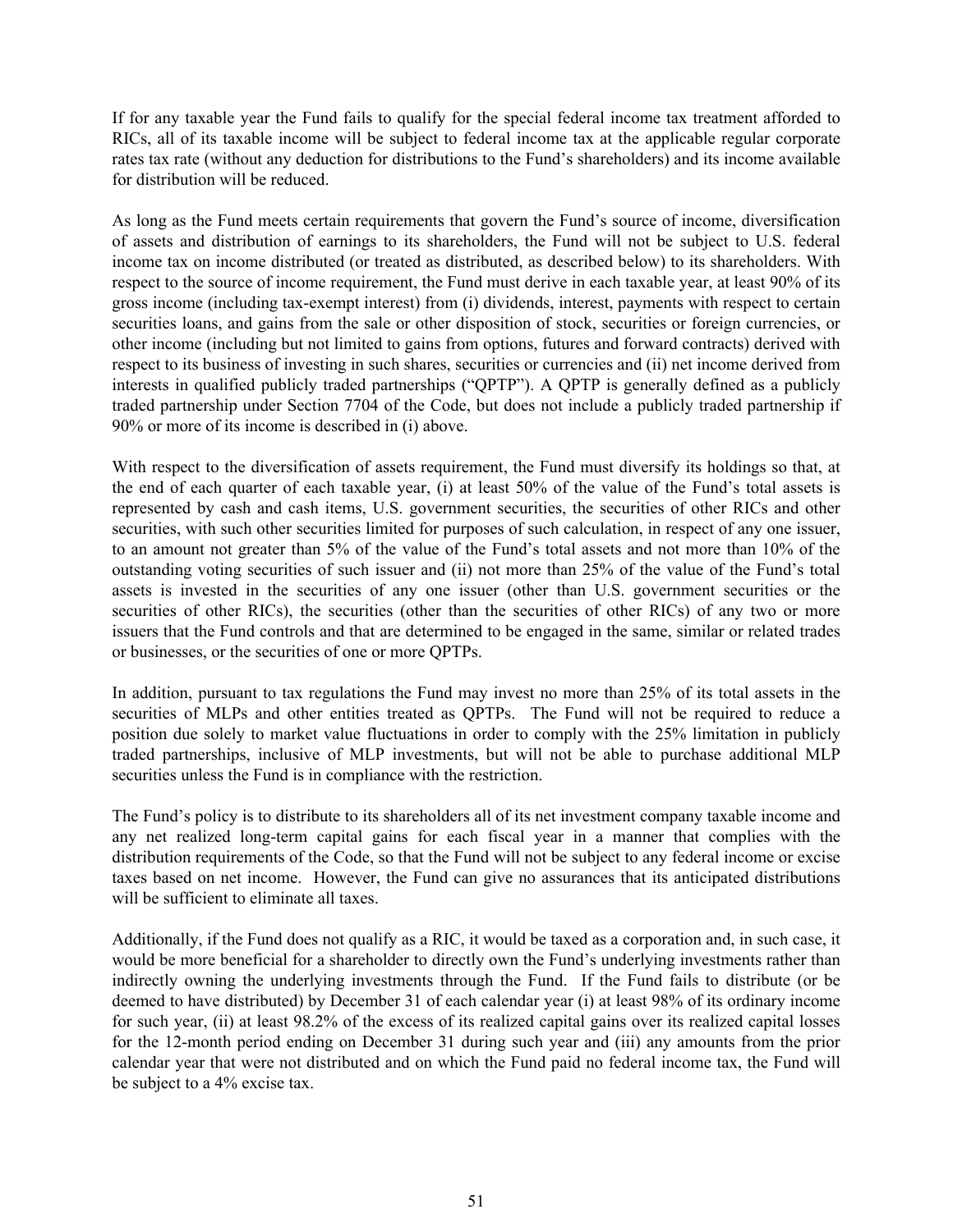If for any taxable year the Fund fails to qualify for the special federal income tax treatment afforded to RICs, all of its taxable income will be subject to federal income tax at the applicable regular corporate rates tax rate (without any deduction for distributions to the Fund's shareholders) and its income available for distribution will be reduced.

As long as the Fund meets certain requirements that govern the Fund's source of income, diversification of assets and distribution of earnings to its shareholders, the Fund will not be subject to U.S. federal income tax on income distributed (or treated as distributed, as described below) to its shareholders. With respect to the source of income requirement, the Fund must derive in each taxable year, at least 90% of its gross income (including tax-exempt interest) from (i) dividends, interest, payments with respect to certain securities loans, and gains from the sale or other disposition of stock, securities or foreign currencies, or other income (including but not limited to gains from options, futures and forward contracts) derived with respect to its business of investing in such shares, securities or currencies and (ii) net income derived from interests in qualified publicly traded partnerships ("QPTP"). A QPTP is generally defined as a publicly traded partnership under Section 7704 of the Code, but does not include a publicly traded partnership if 90% or more of its income is described in (i) above.

With respect to the diversification of assets requirement, the Fund must diversify its holdings so that, at the end of each quarter of each taxable year, (i) at least 50% of the value of the Fund's total assets is represented by cash and cash items, U.S. government securities, the securities of other RICs and other securities, with such other securities limited for purposes of such calculation, in respect of any one issuer, to an amount not greater than 5% of the value of the Fund's total assets and not more than 10% of the outstanding voting securities of such issuer and (ii) not more than 25% of the value of the Fund's total assets is invested in the securities of any one issuer (other than U.S. government securities or the securities of other RICs), the securities (other than the securities of other RICs) of any two or more issuers that the Fund controls and that are determined to be engaged in the same, similar or related trades or businesses, or the securities of one or more QPTPs.

In addition, pursuant to tax regulations the Fund may invest no more than 25% of its total assets in the securities of MLPs and other entities treated as QPTPs. The Fund will not be required to reduce a position due solely to market value fluctuations in order to comply with the 25% limitation in publicly traded partnerships, inclusive of MLP investments, but will not be able to purchase additional MLP securities unless the Fund is in compliance with the restriction.

The Fund's policy is to distribute to its shareholders all of its net investment company taxable income and any net realized long-term capital gains for each fiscal year in a manner that complies with the distribution requirements of the Code, so that the Fund will not be subject to any federal income or excise taxes based on net income. However, the Fund can give no assurances that its anticipated distributions will be sufficient to eliminate all taxes.

Additionally, if the Fund does not qualify as a RIC, it would be taxed as a corporation and, in such case, it would be more beneficial for a shareholder to directly own the Fund's underlying investments rather than indirectly owning the underlying investments through the Fund. If the Fund fails to distribute (or be deemed to have distributed) by December 31 of each calendar year (i) at least 98% of its ordinary income for such year, (ii) at least 98.2% of the excess of its realized capital gains over its realized capital losses for the 12-month period ending on December 31 during such year and (iii) any amounts from the prior calendar year that were not distributed and on which the Fund paid no federal income tax, the Fund will be subject to a 4% excise tax.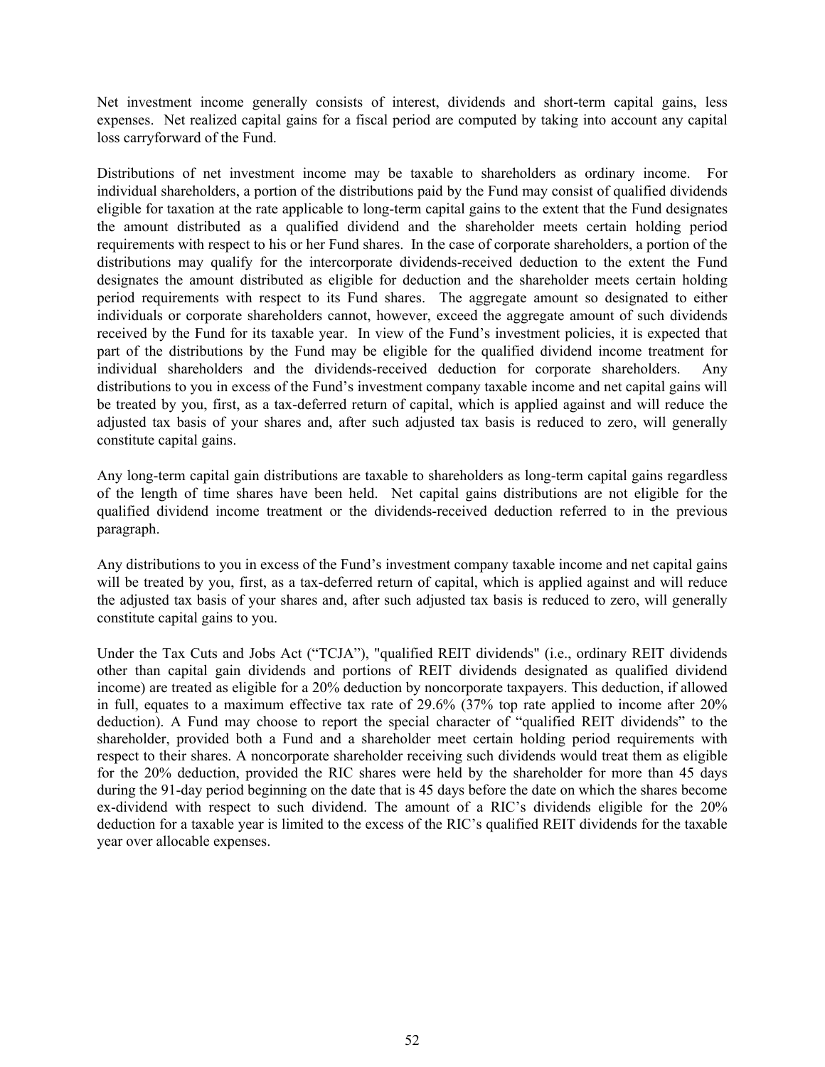Net investment income generally consists of interest, dividends and short-term capital gains, less expenses. Net realized capital gains for a fiscal period are computed by taking into account any capital loss carryforward of the Fund.

Distributions of net investment income may be taxable to shareholders as ordinary income. For individual shareholders, a portion of the distributions paid by the Fund may consist of qualified dividends eligible for taxation at the rate applicable to long-term capital gains to the extent that the Fund designates the amount distributed as a qualified dividend and the shareholder meets certain holding period requirements with respect to his or her Fund shares. In the case of corporate shareholders, a portion of the distributions may qualify for the intercorporate dividends-received deduction to the extent the Fund designates the amount distributed as eligible for deduction and the shareholder meets certain holding period requirements with respect to its Fund shares. The aggregate amount so designated to either individuals or corporate shareholders cannot, however, exceed the aggregate amount of such dividends received by the Fund for its taxable year. In view of the Fund's investment policies, it is expected that part of the distributions by the Fund may be eligible for the qualified dividend income treatment for individual shareholders and the dividends-received deduction for corporate shareholders. Any distributions to you in excess of the Fund's investment company taxable income and net capital gains will be treated by you, first, as a tax-deferred return of capital, which is applied against and will reduce the adjusted tax basis of your shares and, after such adjusted tax basis is reduced to zero, will generally constitute capital gains.

Any long-term capital gain distributions are taxable to shareholders as long-term capital gains regardless of the length of time shares have been held. Net capital gains distributions are not eligible for the qualified dividend income treatment or the dividends-received deduction referred to in the previous paragraph.

Any distributions to you in excess of the Fund's investment company taxable income and net capital gains will be treated by you, first, as a tax-deferred return of capital, which is applied against and will reduce the adjusted tax basis of your shares and, after such adjusted tax basis is reduced to zero, will generally constitute capital gains to you.

Under the Tax Cuts and Jobs Act ("TCJA"), "qualified REIT dividends" (i.e., ordinary REIT dividends other than capital gain dividends and portions of REIT dividends designated as qualified dividend income) are treated as eligible for a 20% deduction by noncorporate taxpayers. This deduction, if allowed in full, equates to a maximum effective tax rate of 29.6% (37% top rate applied to income after 20% deduction). A Fund may choose to report the special character of "qualified REIT dividends" to the shareholder, provided both a Fund and a shareholder meet certain holding period requirements with respect to their shares. A noncorporate shareholder receiving such dividends would treat them as eligible for the 20% deduction, provided the RIC shares were held by the shareholder for more than 45 days during the 91-day period beginning on the date that is 45 days before the date on which the shares become ex-dividend with respect to such dividend. The amount of a RIC's dividends eligible for the 20% deduction for a taxable year is limited to the excess of the RIC's qualified REIT dividends for the taxable year over allocable expenses.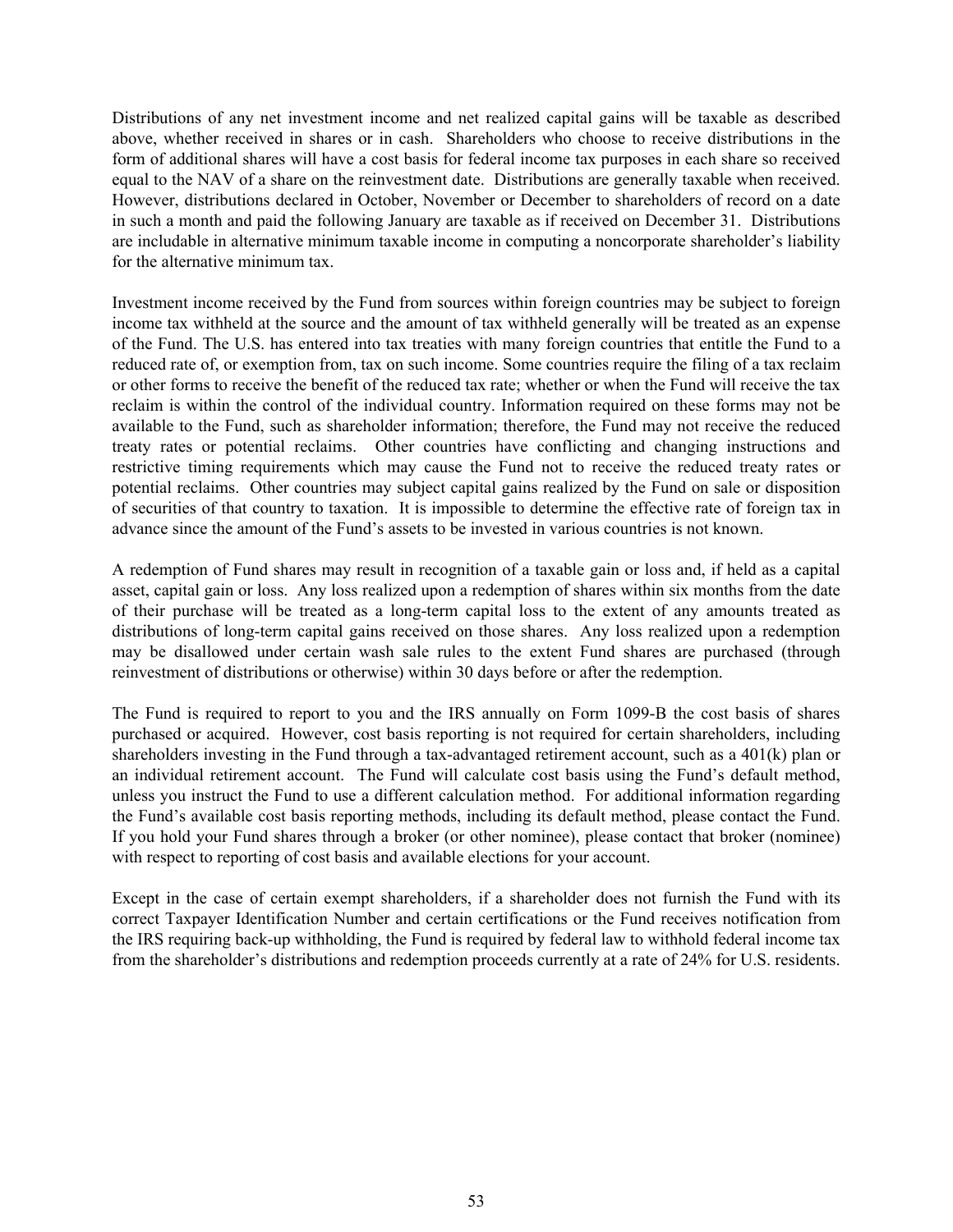Distributions of any net investment income and net realized capital gains will be taxable as described above, whether received in shares or in cash. Shareholders who choose to receive distributions in the form of additional shares will have a cost basis for federal income tax purposes in each share so received equal to the NAV of a share on the reinvestment date. Distributions are generally taxable when received. However, distributions declared in October, November or December to shareholders of record on a date in such a month and paid the following January are taxable as if received on December 31. Distributions are includable in alternative minimum taxable income in computing a noncorporate shareholder's liability for the alternative minimum tax.

Investment income received by the Fund from sources within foreign countries may be subject to foreign income tax withheld at the source and the amount of tax withheld generally will be treated as an expense of the Fund. The U.S. has entered into tax treaties with many foreign countries that entitle the Fund to a reduced rate of, or exemption from, tax on such income. Some countries require the filing of a tax reclaim or other forms to receive the benefit of the reduced tax rate; whether or when the Fund will receive the tax reclaim is within the control of the individual country. Information required on these forms may not be available to the Fund, such as shareholder information; therefore, the Fund may not receive the reduced treaty rates or potential reclaims. Other countries have conflicting and changing instructions and restrictive timing requirements which may cause the Fund not to receive the reduced treaty rates or potential reclaims. Other countries may subject capital gains realized by the Fund on sale or disposition of securities of that country to taxation. It is impossible to determine the effective rate of foreign tax in advance since the amount of the Fund's assets to be invested in various countries is not known.

A redemption of Fund shares may result in recognition of a taxable gain or loss and, if held as a capital asset, capital gain or loss. Any loss realized upon a redemption of shares within six months from the date of their purchase will be treated as a long-term capital loss to the extent of any amounts treated as distributions of long-term capital gains received on those shares. Any loss realized upon a redemption may be disallowed under certain wash sale rules to the extent Fund shares are purchased (through reinvestment of distributions or otherwise) within 30 days before or after the redemption.

The Fund is required to report to you and the IRS annually on Form 1099-B the cost basis of shares purchased or acquired. However, cost basis reporting is not required for certain shareholders, including shareholders investing in the Fund through a tax-advantaged retirement account, such as a 401(k) plan or an individual retirement account. The Fund will calculate cost basis using the Fund's default method, unless you instruct the Fund to use a different calculation method. For additional information regarding the Fund's available cost basis reporting methods, including its default method, please contact the Fund. If you hold your Fund shares through a broker (or other nominee), please contact that broker (nominee) with respect to reporting of cost basis and available elections for your account.

Except in the case of certain exempt shareholders, if a shareholder does not furnish the Fund with its correct Taxpayer Identification Number and certain certifications or the Fund receives notification from the IRS requiring back-up withholding, the Fund is required by federal law to withhold federal income tax from the shareholder's distributions and redemption proceeds currently at a rate of 24% for U.S. residents.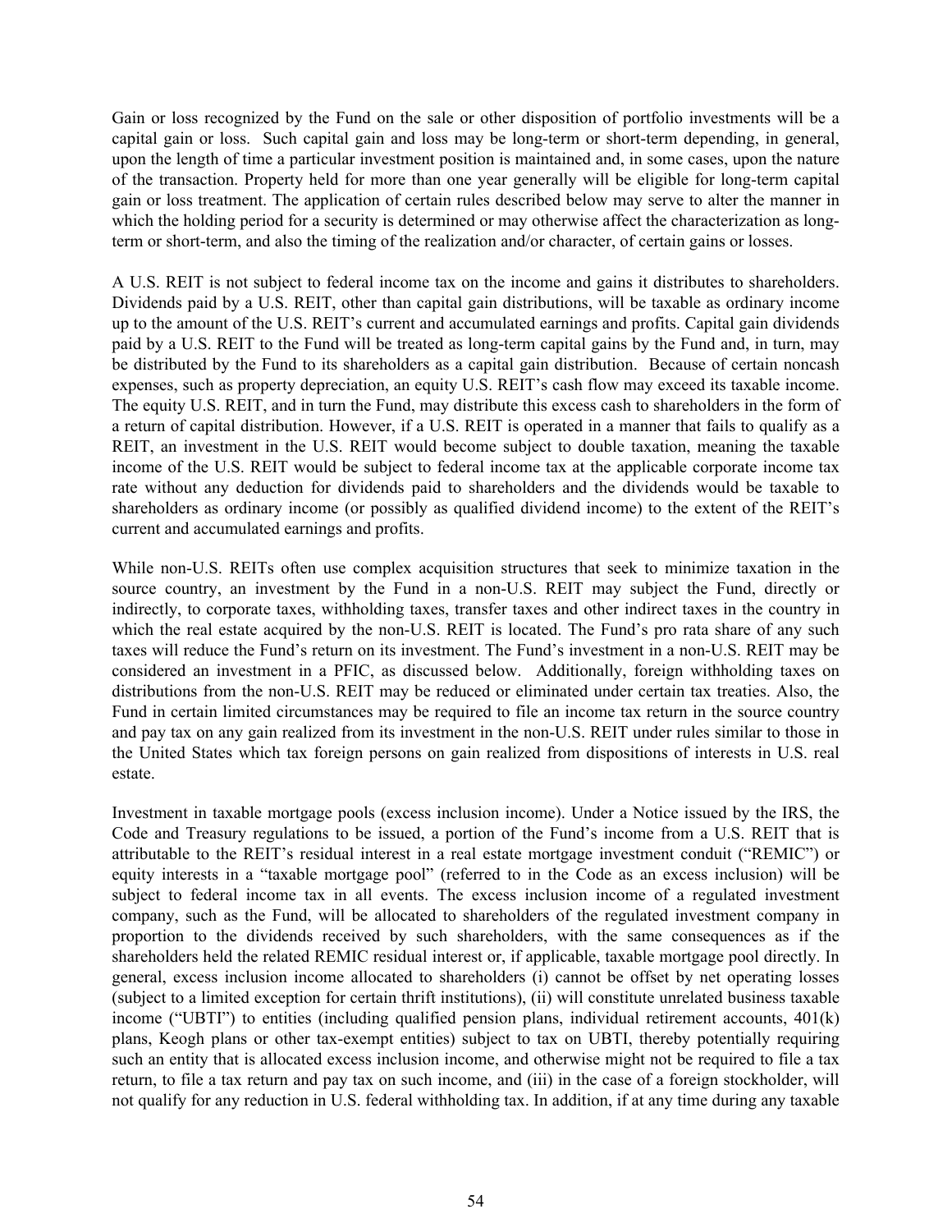Gain or loss recognized by the Fund on the sale or other disposition of portfolio investments will be a capital gain or loss. Such capital gain and loss may be long-term or short-term depending, in general, upon the length of time a particular investment position is maintained and, in some cases, upon the nature of the transaction. Property held for more than one year generally will be eligible for long-term capital gain or loss treatment. The application of certain rules described below may serve to alter the manner in which the holding period for a security is determined or may otherwise affect the characterization as long-term or short-term, and also the timing of the realization and/or character, of certain gains or losses.

A U.S. REIT is not subject to federal income tax on the income and gains it distributes to shareholders. Dividends paid by a U.S. REIT, other than capital gain distributions, will be taxable as ordinary income up to the amount of the U.S. REIT's current and accumulated earnings and profits. Capital gain dividends paid by a U.S. REIT to the Fund will be treated as long-term capital gains by the Fund and, in turn, may be distributed by the Fund to its shareholders as a capital gain distribution. Because of certain noncash expenses, such as property depreciation, an equity U.S. REIT's cash flow may exceed its taxable income. The equity U.S. REIT, and in turn the Fund, may distribute this excess cash to shareholders in the form of a return of capital distribution. However, if a U.S. REIT is operated in a manner that fails to qualify as a REIT, an investment in the U.S. REIT would become subject to double taxation, meaning the taxable income of the U.S. REIT would be subject to federal income tax at the applicable corporate income tax rate without any deduction for dividends paid to shareholders and the dividends would be taxable to shareholders as ordinary income (or possibly as qualified dividend income) to the extent of the REIT's current and accumulated earnings and profits.

While non-U.S. REITs often use complex acquisition structures that seek to minimize taxation in the source country, an investment by the Fund in a non-U.S. REIT may subject the Fund, directly or indirectly, to corporate taxes, withholding taxes, transfer taxes and other indirect taxes in the country in which the real estate acquired by the non-U.S. REIT is located. The Fund's pro rata share of any such taxes will reduce the Fund's return on its investment. The Fund's investment in a non-U.S. REIT may be considered an investment in a PFIC, as discussed below. Additionally, foreign withholding taxes on distributions from the non-U.S. REIT may be reduced or eliminated under certain tax treaties. Also, the Fund in certain limited circumstances may be required to file an income tax return in the source country and pay tax on any gain realized from its investment in the non-U.S. REIT under rules similar to those in the United States which tax foreign persons on gain realized from dispositions of interests in U.S. real estate.

Investment in taxable mortgage pools (excess inclusion income). Under a Notice issued by the IRS, the Code and Treasury regulations to be issued, a portion of the Fund's income from a U.S. REIT that is attributable to the REIT's residual interest in a real estate mortgage investment conduit ("REMIC") or equity interests in a "taxable mortgage pool" (referred to in the Code as an excess inclusion) will be subject to federal income tax in all events. The excess inclusion income of a regulated investment company, such as the Fund, will be allocated to shareholders of the regulated investment company in proportion to the dividends received by such shareholders, with the same consequences as if the shareholders held the related REMIC residual interest or, if applicable, taxable mortgage pool directly. In general, excess inclusion income allocated to shareholders (i) cannot be offset by net operating losses (subject to a limited exception for certain thrift institutions), (ii) will constitute unrelated business taxable income ("UBTI") to entities (including qualified pension plans, individual retirement accounts, 401(k) plans, Keogh plans or other tax-exempt entities) subject to tax on UBTI, thereby potentially requiring such an entity that is allocated excess inclusion income, and otherwise might not be required to file a tax return, to file a tax return and pay tax on such income, and (iii) in the case of a foreign stockholder, will not qualify for any reduction in U.S. federal withholding tax. In addition, if at any time during any taxable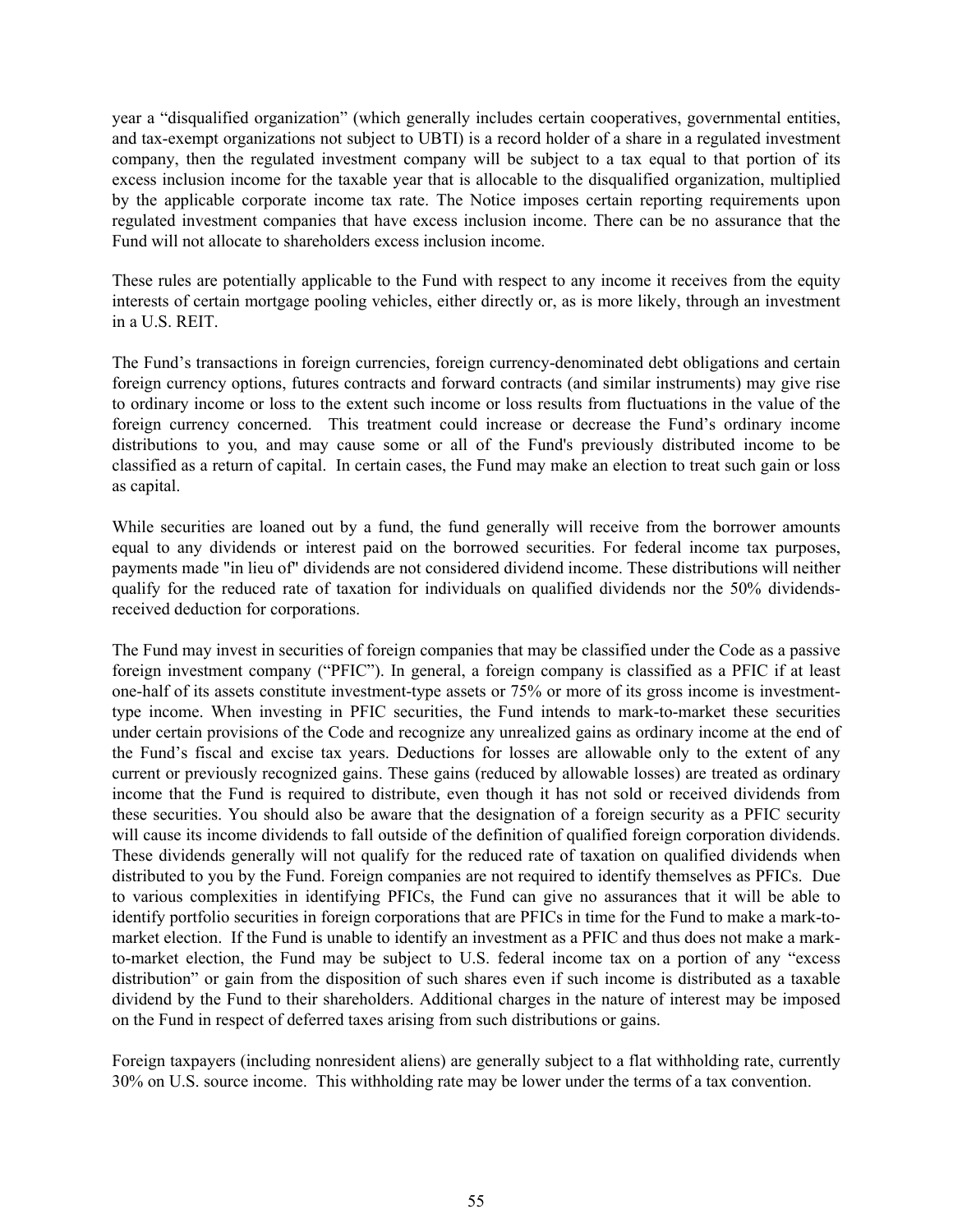year a "disqualified organization" (which generally includes certain cooperatives, governmental entities, and tax-exempt organizations not subject to UBTI) is a record holder of a share in a regulated investment company, then the regulated investment company will be subject to a tax equal to that portion of its excess inclusion income for the taxable year that is allocable to the disqualified organization, multiplied by the applicable corporate income tax rate. The Notice imposes certain reporting requirements upon regulated investment companies that have excess inclusion income. There can be no assurance that the Fund will not allocate to shareholders excess inclusion income.

These rules are potentially applicable to the Fund with respect to any income it receives from the equity interests of certain mortgage pooling vehicles, either directly or, as is more likely, through an investment in a U.S. REIT.

The Fund's transactions in foreign currencies, foreign currency-denominated debt obligations and certain foreign currency options, futures contracts and forward contracts (and similar instruments) may give rise to ordinary income or loss to the extent such income or loss results from fluctuations in the value of the foreign currency concerned. This treatment could increase or decrease the Fund's ordinary income distributions to you, and may cause some or all of the Fund's previously distributed income to be classified as a return of capital. In certain cases, the Fund may make an election to treat such gain or loss as capital.

While securities are loaned out by a fund, the fund generally will receive from the borrower amounts equal to any dividends or interest paid on the borrowed securities. For federal income tax purposes, payments made "in lieu of" dividends are not considered dividend income. These distributions will neither qualify for the reduced rate of taxation for individuals on qualified dividends nor the 50% dividends-received deduction for corporations.

The Fund may invest in securities of foreign companies that may be classified under the Code as a passive foreign investment company ("PFIC"). In general, a foreign company is classified as a PFIC if at least one-half of its assets constitute investment-type assets or 75% or more of its gross income is investment-type income. When investing in PFIC securities, the Fund intends to mark-to-market these securities under certain provisions of the Code and recognize any unrealized gains as ordinary income at the end of the Fund's fiscal and excise tax years. Deductions for losses are allowable only to the extent of any current or previously recognized gains. These gains (reduced by allowable losses) are treated as ordinary income that the Fund is required to distribute, even though it has not sold or received dividends from these securities. You should also be aware that the designation of a foreign security as a PFIC security will cause its income dividends to fall outside of the definition of qualified foreign corporation dividends. These dividends generally will not qualify for the reduced rate of taxation on qualified dividends when distributed to you by the Fund. Foreign companies are not required to identify themselves as PFICs. Due to various complexities in identifying PFICs, the Fund can give no assurances that it will be able to identify portfolio securities in foreign corporations that are PFICs in time for the Fund to make a mark-to-market election. If the Fund is unable to identify an investment as a PFIC and thus does not make a mark-to-market election, the Fund may be subject to U.S. federal income tax on a portion of any "excess distribution" or gain from the disposition of such shares even if such income is distributed as a taxable dividend by the Fund to their shareholders. Additional charges in the nature of interest may be imposed on the Fund in respect of deferred taxes arising from such distributions or gains.

Foreign taxpayers (including nonresident aliens) are generally subject to a flat withholding rate, currently 30% on U.S. source income. This withholding rate may be lower under the terms of a tax convention.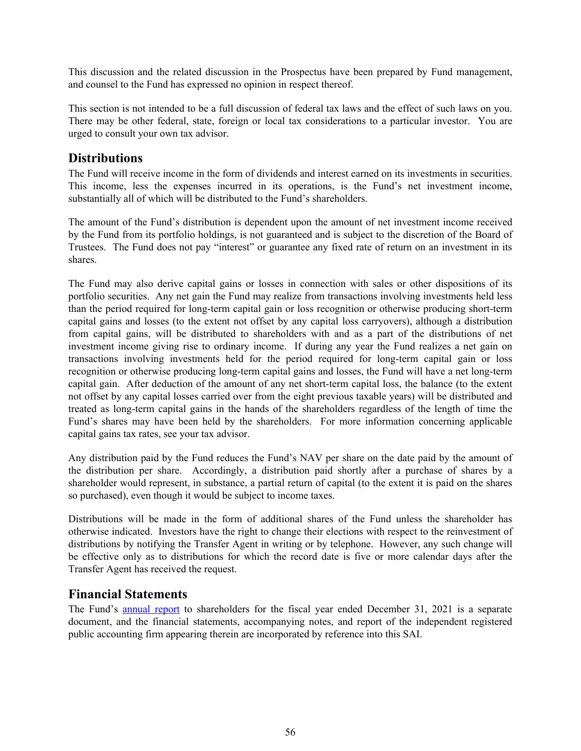This discussion and the related discussion in the Prospectus have been prepared by Fund management, and counsel to the Fund has expressed no opinion in respect thereof.

This section is not intended to be a full discussion of federal tax laws and the effect of such laws on you. There may be other federal, state, foreign or local tax considerations to a particular investor. You are urged to consult your own tax advisor.

## Distributions

The Fund will receive income in the form of dividends and interest earned on its investments in securities. This income, less the expenses incurred in its operations, is the Fund's net investment income, substantially all of which will be distributed to the Fund's shareholders.

The amount of the Fund's distribution is dependent upon the amount of net investment income received by the Fund from its portfolio holdings, is not guaranteed and is subject to the discretion of the Board of Trustees. The Fund does not pay "interest" or guarantee any fixed rate of return on an investment in its shares.

The Fund may also derive capital gains or losses in connection with sales or other dispositions of its portfolio securities. Any net gain the Fund may realize from transactions involving investments held less than the period required for long-term capital gain or loss recognition or otherwise producing short-term capital gains and losses (to the extent not offset by any capital loss carryovers), although a distribution from capital gains, will be distributed to shareholders with and as a part of the distributions of net investment income giving rise to ordinary income. If during any year the Fund realizes a net gain on transactions involving investments held for the period required for long-term capital gain or loss recognition or otherwise producing long-term capital gains and losses, the Fund will have a net long-term capital gain. After deduction of the amount of any net short-term capital loss, the balance (to the extent not offset by any capital losses carried over from the eight previous taxable years) will be distributed and treated as long-term capital gains in the hands of the shareholders regardless of the length of time the Fund's shares may have been held by the shareholders. For more information concerning applicable capital gains tax rates, see your tax advisor.

Any distribution paid by the Fund reduces the Fund's NAV per share on the date paid by the amount of the distribution per share. Accordingly, a distribution paid shortly after a purchase of shares by a shareholder would represent, in substance, a partial return of capital (to the extent it is paid on the shares so purchased), even though it would be subject to income taxes.

Distributions will be made in the form of additional shares of the Fund unless the shareholder has otherwise indicated. Investors have the right to change their elections with respect to the reinvestment of distributions by notifying the Transfer Agent in writing or by telephone. However, any such change will be effective only as to distributions for which the record date is five or more calendar days after the Transfer Agent has received the request.

## Financial Statements

The Fund's annual report to shareholders for the fiscal year ended December 31, 2021 is a separate document, and the financial statements, accompanying notes, and report of the independent registered public accounting firm appearing therein are incorporated by reference into this SAI.